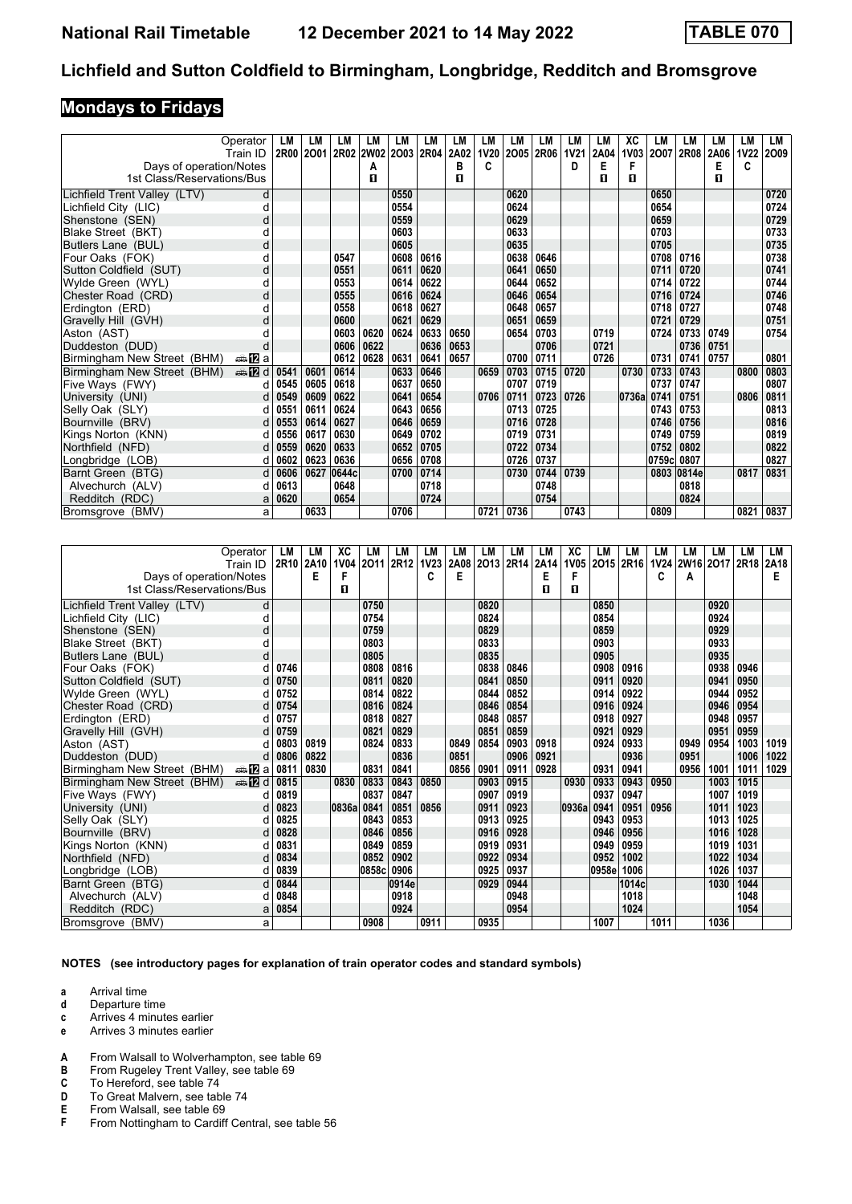# Lichfield and Sutton Coldfield to Birmingham, Longbridge, Redditch and Bromsgrove

## Mondays to Fridays

| Operator | | LM | LM | LM | LM | LM | LM | LM | LM | LM | LM | LM | LM | XC | LM | LM | LM | LM | LM |
|---|---|---|---|---|---|---|---|---|---|---|---|---|---|---|---|---|---|---|---|
| Train ID | | 2R00 | 2O01 | 2R02 | 2W02 | 2O03 | 2R04 | 2A02 | 1V20 | 2O05 | 2R06 | 1V21 | 2A04 | 1V03 | 2O07 | 2R08 | 2A06 | 1V22 | 2O09 |
| Days of operation/Notes | | | | | A | | | B | C | | | D | E | F | | | E | C | |
| 1st Class/Reservations/Bus | | | | | 1 | | | 1 | | | | | 1 | 1 | | | 1 | | |
| Lichfield Trent Valley (LTV) | d | | | | | 0550 | | | | 0620 | | | | | 0650 | | | | 0720 |
| Lichfield City (LIC) | d | | | | | 0554 | | | | 0624 | | | | | 0654 | | | | 0724 |
| Shenstone (SEN) | d | | | | | 0559 | | | | 0629 | | | | | 0659 | | | | 0729 |
| Blake Street (BKT) | d | | | | | 0603 | | | | 0633 | | | | | 0703 | | | | 0733 |
| Butlers Lane (BUL) | d | | | | | 0605 | | | | 0635 | | | | | 0705 | | | | 0735 |
| Four Oaks (FOK) | d | | | 0547 | | 0608 | 0616 | | | 0638 | 0646 | | | | 0708 | 0716 | | | 0738 |
| Sutton Coldfield (SUT) | d | | | 0551 | | 0611 | 0620 | | | 0641 | 0650 | | | | 0711 | 0720 | | | 0741 |
| Wylde Green (WYL) | d | | | 0553 | | 0614 | 0622 | | | 0644 | 0652 | | | | 0714 | 0722 | | | 0744 |
| Chester Road (CRD) | d | | | 0555 | | 0616 | 0624 | | | 0646 | 0654 | | | | 0716 | 0724 | | | 0746 |
| Erdington (ERD) | d | | | 0558 | | 0618 | 0627 | | | 0648 | 0657 | | | | 0718 | 0727 | | | 0748 |
| Gravelly Hill (GVH) | d | | | 0600 | | 0621 | 0629 | | | 0651 | 0659 | | | | 0721 | 0729 | | | 0751 |
| Aston (AST) | d | | | 0603 | 0620 | 0624 | 0633 | 0650 | | 0654 | 0703 | | 0719 | | 0724 | 0733 | 0749 | | 0754 |
| Duddeston (DUD) | d | | | 0606 | 0622 | | 0636 | 0653 | | | 0706 | | 0721 | | | 0736 | 0751 | | |
| Birmingham New Street (BHM) | a | | | 0612 | 0628 | 0631 | 0641 | 0657 | | 0700 | 0711 | | 0726 | | 0731 | 0741 | 0757 | | 0801 |
| Birmingham New Street (BHM) | d | 0541 | 0601 | 0614 | | 0633 | 0646 | | 0659 | 0703 | 0715 | 0720 | | 0730 | 0733 | 0743 | | 0800 | 0803 |
| Five Ways (FWY) | d | 0545 | 0605 | 0618 | | 0637 | 0650 | | | 0707 | 0719 | | | | 0737 | 0747 | | | 0807 |
| University (UNI) | d | 0549 | 0609 | 0622 | | 0641 | 0654 | | 0706 | 0711 | 0723 | 0726 | | 0736a | 0741 | 0751 | | 0806 | 0811 |
| Selly Oak (SLY) | d | 0551 | 0611 | 0624 | | 0643 | 0656 | | | 0713 | 0725 | | | | 0743 | 0753 | | | 0813 |
| Bournville (BRV) | d | 0553 | 0614 | 0627 | | 0646 | 0659 | | | 0716 | 0728 | | | | 0746 | 0756 | | | 0816 |
| Kings Norton (KNN) | d | 0556 | 0617 | 0630 | | 0649 | 0702 | | | 0719 | 0731 | | | | 0749 | 0759 | | | 0819 |
| Northfield (NFD) | d | 0559 | 0620 | 0633 | | 0652 | 0705 | | | 0722 | 0734 | | | | 0752 | 0802 | | | 0822 |
| Longbridge (LOB) | d | 0602 | 0623 | 0636 | | 0656 | 0708 | | | 0726 | 0737 | | | | 0759c | 0807 | | | 0827 |
| Barnt Green (BTG) | d | 0606 | 0627 | 0644c | | 0700 | 0714 | | | 0730 | 0744 | 0739 | | | 0803 | 0814e | | 0817 | 0831 |
| Alvechurch (ALV) | d | 0613 | | 0648 | | | 0718 | | | | 0748 | | | | | 0818 | | | |
| Redditch (RDC) | a | 0620 | | 0654 | | | 0724 | | | | 0754 | | | | | 0824 | | | |
| Bromsgrove (BMV) | a | | 0633 | | | 0706 | | | 0721 | 0736 | | 0743 | | | 0809 | | | 0821 | 0837 |

| Operator | | LM | LM | XC | LM | LM | LM | LM | LM | LM | LM | XC | LM | LM | LM | LM | LM | LM | LM |
|---|---|---|---|---|---|---|---|---|---|---|---|---|---|---|---|---|---|---|---|
| Train ID | | 2R10 | 2A10 | 1V04 | 2O11 | 2R12 | 1V23 | 2A08 | 2O13 | 2R14 | 2A14 | 1V05 | 2O15 | 2R16 | 1V24 | 2W16 | 2O17 | 2R18 | 2A18 |
| Days of operation/Notes | | | E | F | | | C | E | | | E | F | | | C | A | | | E |
| 1st Class/Reservations/Bus | | | | 1 | | | | | | | 1 | 1 | | | | | | | |
| Lichfield Trent Valley (LTV) | d | | | | 0750 | | | | 0820 | | | | 0850 | | | | 0920 | | |
| Lichfield City (LIC) | d | | | | 0754 | | | | 0824 | | | | 0854 | | | | 0924 | | |
| Shenstone (SEN) | d | | | | 0759 | | | | 0829 | | | | 0859 | | | | 0929 | | |
| Blake Street (BKT) | d | | | | 0803 | | | | 0833 | | | | 0903 | | | | 0933 | | |
| Butlers Lane (BUL) | d | | | | 0805 | | | | 0835 | | | | 0905 | | | | 0935 | | |
| Four Oaks (FOK) | d | 0746 | | | 0808 | 0816 | | | 0838 | 0846 | | | 0908 | 0916 | | | 0938 | 0946 | |
| Sutton Coldfield (SUT) | d | 0750 | | | 0811 | 0820 | | | 0841 | 0850 | | | 0911 | 0920 | | | 0941 | 0950 | |
| Wylde Green (WYL) | d | 0752 | | | 0814 | 0822 | | | 0844 | 0852 | | | 0914 | 0922 | | | 0944 | 0952 | |
| Chester Road (CRD) | d | 0754 | | | 0816 | 0824 | | | 0846 | 0854 | | | 0916 | 0924 | | | 0946 | 0954 | |
| Erdington (ERD) | d | 0757 | | | 0818 | 0827 | | | 0848 | 0857 | | | 0918 | 0927 | | | 0948 | 0957 | |
| Gravelly Hill (GVH) | d | 0759 | | | 0821 | 0829 | | | 0851 | 0859 | | | 0921 | 0929 | | | 0951 | 0959 | |
| Aston (AST) | d | 0803 | 0819 | | 0824 | 0833 | | 0849 | 0854 | 0903 | 0918 | | 0924 | 0933 | | 0949 | 0954 | 1003 | 1019 |
| Duddeston (DUD) | d | 0806 | 0822 | | | 0836 | | 0851 | | 0906 | 0921 | | | 0936 | | 0951 | | 1006 | 1022 |
| Birmingham New Street (BHM) | a | 0811 | 0830 | | 0831 | 0841 | | 0856 | 0901 | 0911 | 0928 | | 0931 | 0941 | | 0956 | 1001 | 1011 | 1029 |
| Birmingham New Street (BHM) | d | 0815 | | 0830 | 0833 | 0843 | 0850 | | 0903 | 0915 | | 0930 | 0933 | 0943 | 0950 | | 1003 | 1015 | |
| Five Ways (FWY) | d | 0819 | | | 0837 | 0847 | | | 0907 | 0919 | | | 0937 | 0947 | | | 1007 | 1019 | |
| University (UNI) | d | 0823 | | 0836a | 0841 | 0851 | 0856 | | 0911 | 0923 | | 0936a | 0941 | 0951 | 0956 | | 1011 | 1023 | |
| Selly Oak (SLY) | d | 0825 | | | 0843 | 0853 | | | 0913 | 0925 | | | 0943 | 0953 | | | 1013 | 1025 | |
| Bournville (BRV) | d | 0828 | | | 0846 | 0856 | | | 0916 | 0928 | | | 0946 | 0956 | | | 1016 | 1028 | |
| Kings Norton (KNN) | d | 0831 | | | 0849 | 0859 | | | 0919 | 0931 | | | 0949 | 0959 | | | 1019 | 1031 | |
| Northfield (NFD) | d | 0834 | | | 0852 | 0902 | | | 0922 | 0934 | | | 0952 | 1002 | | | 1022 | 1034 | |
| Longbridge (LOB) | d | 0839 | | | 0858c | 0906 | | | 0925 | 0937 | | | 0958e | 1006 | | | 1026 | 1037 | |
| Barnt Green (BTG) | d | 0844 | | | | 0914e | | | 0929 | 0944 | | | | 1014c | | | 1030 | 1044 | |
| Alvechurch (ALV) | d | 0848 | | | | 0918 | | | | 0948 | | | | 1018 | | | | 1048 | |
| Redditch (RDC) | a | 0854 | | | | 0924 | | | | 0954 | | | | 1024 | | | | 1054 | |
| Bromsgrove (BMV) | a | | | | 0908 | | 0911 | | 0935 | | | | 1007 | | 1011 | | 1036 | | |

**NOTES (see introductory pages for explanation of train operator codes and standard symbols)**

- **a** Arrival time
- **d** Departure time
- **c** Arrives 4 minutes earlier
- **e** Arrives 3 minutes earlier

- **A** From Walsall to Wolverhampton, see table 69
- **B** From Rugeley Trent Valley, see table 69
- **C** To Hereford, see table 74
- **D** To Great Malvern, see table 74
- **E** From Walsall, see table 69
- **F** From Nottingham to Cardiff Central, see table 56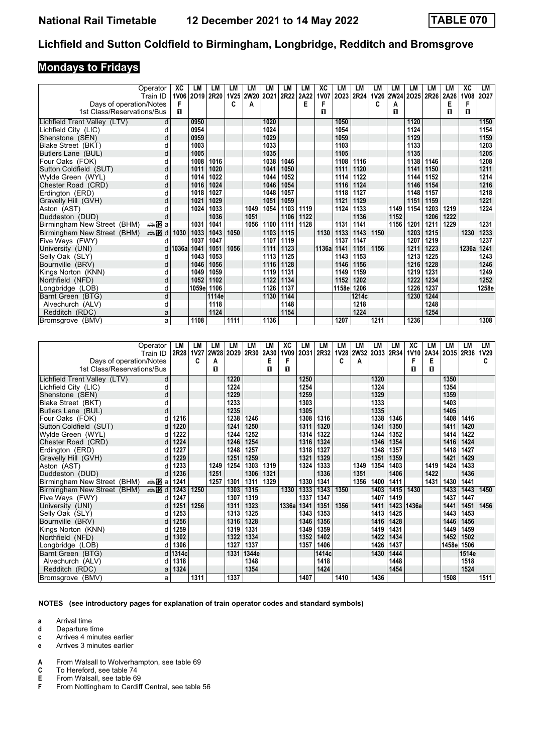## Lichfield and Sutton Coldfield to Birmingham, Longbridge, Redditch and Bromsgrove

## Mondays to Fridays

| Operator | | XC | LM | LM | LM | LM | LM | LM | LM | XC | LM | LM | LM | LM | LM | LM | LM | XC | LM |
|---|---|---|---|---|---|---|---|---|---|---|---|---|---|---|---|---|---|---|---|
| Train ID | | 1V06 | 2O19 | 2R20 | 1V25 | 2W20 | 2O21 | 2R22 | 2A22 | 1V07 | 2O23 | 2R24 | 1V26 | 2W24 | 2O25 | 2R26 | 2A26 | 1V08 | 2O27 |
| Days of operation/Notes | | F | | | C | A | | | E | F | | | C | A | | | E | F | |
| 1st Class/Reservations/Bus | | 1 | | | | | | | | 1 | | | | 1 | | | 1 | 1 | |
| Lichfield Trent Valley (LTV) | d | | 0950 | | | | 1020 | | | | 1050 | | | | 1120 | | | | 1150 |
| Lichfield City (LIC) | d | | 0954 | | | | 1024 | | | | 1054 | | | | 1124 | | | | 1154 |
| Shenstone (SEN) | d | | 0959 | | | | 1029 | | | | 1059 | | | | 1129 | | | | 1159 |
| Blake Street (BKT) | d | | 1003 | | | | 1033 | | | | 1103 | | | | 1133 | | | | 1203 |
| Butlers Lane (BUL) | d | | 1005 | | | | 1035 | | | | 1105 | | | | 1135 | | | | 1205 |
| Four Oaks (FOK) | d | | 1008 | 1016 | | | 1038 | 1046 | | | 1108 | 1116 | | | 1138 | 1146 | | | 1208 |
| Sutton Coldfield (SUT) | d | | 1011 | 1020 | | | 1041 | 1050 | | | 1111 | 1120 | | | 1141 | 1150 | | | 1211 |
| Wylde Green (WYL) | d | | 1014 | 1022 | | | 1044 | 1052 | | | 1114 | 1122 | | | 1144 | 1152 | | | 1214 |
| Chester Road (CRD) | d | | 1016 | 1024 | | | 1046 | 1054 | | | 1116 | 1124 | | | 1146 | 1154 | | | 1216 |
| Erdington (ERD) | d | | 1018 | 1027 | | | 1048 | 1057 | | | 1118 | 1127 | | | 1148 | 1157 | | | 1218 |
| Gravelly Hill (GVH) | d | | 1021 | 1029 | | | 1051 | 1059 | | | 1121 | 1129 | | | 1151 | 1159 | | | 1221 |
| Aston (AST) | d | | 1024 | 1033 | | 1049 | 1054 | 1103 | 1119 | | 1124 | 1133 | | 1149 | 1154 | 1203 | 1219 | | 1224 |
| Duddeston (DUD) | d | | | 1036 | | 1051 | | 1106 | 1122 | | | 1136 | | 1152 | | 1206 | 1222 | | |
| Birmingham New Street (BHM) | a | | 1031 | 1041 | | 1056 | 1100 | 1111 | 1128 | | 1131 | 1141 | | 1156 | 1201 | 1211 | 1229 | | 1231 |
| Birmingham New Street (BHM) | d | 1030 | 1033 | 1043 | 1050 | | 1103 | 1115 | | 1130 | 1133 | 1143 | 1150 | | 1203 | 1215 | | 1230 | 1233 |
| Five Ways (FWY) | d | | 1037 | 1047 | | | 1107 | 1119 | | | 1137 | 1147 | | | 1207 | 1219 | | | 1237 |
| University (UNI) | d | 1036a | 1041 | 1051 | 1056 | | 1111 | 1123 | | 1136a | 1141 | 1151 | 1156 | | 1211 | 1223 | | 1236a | 1241 |
| Selly Oak (SLY) | d | | 1043 | 1053 | | | 1113 | 1125 | | | 1143 | 1153 | | | 1213 | 1225 | | | 1243 |
| Bournville (BRV) | d | | 1046 | 1056 | | | 1116 | 1128 | | | 1146 | 1156 | | | 1216 | 1228 | | | 1246 |
| Kings Norton (KNN) | d | | 1049 | 1059 | | | 1119 | 1131 | | | 1149 | 1159 | | | 1219 | 1231 | | | 1249 |
| Northfield (NFD) | d | | 1052 | 1102 | | | 1122 | 1134 | | | 1152 | 1202 | | | 1222 | 1234 | | | 1252 |
| Longbridge (LOB) | d | | 1059e | 1106 | | | 1126 | 1137 | | | 1158e | 1206 | | | 1226 | 1237 | | | 1258e |
| Barnt Green (BTG) | d | | | 1114e | | | 1130 | 1144 | | | | 1214c | | | 1230 | 1244 | | | |
| Alvechurch (ALV) | d | | | 1118 | | | | 1148 | | | | 1218 | | | | 1248 | | | |
| Redditch (RDC) | a | | | 1124 | | | | 1154 | | | | 1224 | | | | 1254 | | | |
| Bromsgrove (BMV) | a | | 1108 | | 1111 | | 1136 | | | | 1207 | | 1211 | | 1236 | | | | 1308 |

| Operator | | LM | LM | LM | LM | LM | LM | XC | LM | LM | LM | LM | LM | LM | XC | LM | LM | LM | LM |
|---|---|---|---|---|---|---|---|---|---|---|---|---|---|---|---|---|---|---|---|
| Train ID | | 2R28 | 1V27 | 2W28 | 2O29 | 2R30 | 2A30 | 1V09 | 2O31 | 2R32 | 1V28 | 2W32 | 2O33 | 2R34 | 1V10 | 2A34 | 2O35 | 2R36 | 1V29 |
| Days of operation/Notes | | | C | A | | | E | F | | | C | A | | | F | E | | | C |
| 1st Class/Reservations/Bus | | | | 1 | | | 1 | 1 | | | | | | | 1 | 1 | | | |
| Lichfield Trent Valley (LTV) | d | | | | 1220 | | | | 1250 | | | | 1320 | | | | 1350 | | |
| Lichfield City (LIC) | d | | | | 1224 | | | | 1254 | | | | 1324 | | | | 1354 | | |
| Shenstone (SEN) | d | | | | 1229 | | | | 1259 | | | | 1329 | | | | 1359 | | |
| Blake Street (BKT) | d | | | | 1233 | | | | 1303 | | | | 1333 | | | | 1403 | | |
| Butlers Lane (BUL) | d | | | | 1235 | | | | 1305 | | | | 1335 | | | | 1405 | | |
| Four Oaks (FOK) | d | 1216 | | | 1238 | 1246 | | | 1308 | 1316 | | | 1338 | 1346 | | | 1408 | 1416 | |
| Sutton Coldfield (SUT) | d | 1220 | | | 1241 | 1250 | | | 1311 | 1320 | | | 1341 | 1350 | | | 1411 | 1420 | |
| Wylde Green (WYL) | d | 1222 | | | 1244 | 1252 | | | 1314 | 1322 | | | 1344 | 1352 | | | 1414 | 1422 | |
| Chester Road (CRD) | d | 1224 | | | 1246 | 1254 | | | 1316 | 1324 | | | 1346 | 1354 | | | 1416 | 1424 | |
| Erdington (ERD) | d | 1227 | | | 1248 | 1257 | | | 1318 | 1327 | | | 1348 | 1357 | | | 1418 | 1427 | |
| Gravelly Hill (GVH) | d | 1229 | | | 1251 | 1259 | | | 1321 | 1329 | | | 1351 | 1359 | | | 1421 | 1429 | |
| Aston (AST) | d | 1233 | | 1249 | 1254 | 1303 | 1319 | | 1324 | 1333 | | 1349 | 1354 | 1403 | | 1419 | 1424 | 1433 | |
| Duddeston (DUD) | d | 1236 | | 1251 | | 1306 | 1321 | | | 1336 | | 1351 | | 1406 | | 1422 | | 1436 | |
| Birmingham New Street (BHM) | a | 1241 | | 1257 | 1301 | 1311 | 1329 | | 1330 | 1341 | | 1356 | 1400 | 1411 | | 1431 | 1430 | 1441 | |
| Birmingham New Street (BHM) | d | 1243 | 1250 | | 1303 | 1315 | | 1330 | 1333 | 1343 | 1350 | | 1403 | 1415 | 1430 | | 1433 | 1443 | 1450 |
| Five Ways (FWY) | d | 1247 | | | 1307 | 1319 | | | 1337 | 1347 | | | 1407 | 1419 | | | 1437 | 1447 | |
| University (UNI) | d | 1251 | 1256 | | 1311 | 1323 | | 1336a | 1341 | 1351 | 1356 | | 1411 | 1423 | 1436a | | 1441 | 1451 | 1456 |
| Selly Oak (SLY) | d | 1253 | | | 1313 | 1325 | | | 1343 | 1353 | | | 1413 | 1425 | | | 1443 | 1453 | |
| Bournville (BRV) | d | 1256 | | | 1316 | 1328 | | | 1346 | 1356 | | | 1416 | 1428 | | | 1446 | 1456 | |
| Kings Norton (KNN) | d | 1259 | | | 1319 | 1331 | | | 1349 | 1359 | | | 1419 | 1431 | | | 1449 | 1459 | |
| Northfield (NFD) | d | 1302 | | | 1322 | 1334 | | | 1352 | 1402 | | | 1422 | 1434 | | | 1452 | 1502 | |
| Longbridge (LOB) | d | 1306 | | | 1327 | 1337 | | | 1357 | 1406 | | | 1426 | 1437 | | | 1458e | 1506 | |
| Barnt Green (BTG) | d | 1314c | | | 1331 | 1344e | | | | 1414c | | | 1430 | 1444 | | | | 1514e | |
| Alvechurch (ALV) | d | 1318 | | | | 1348 | | | | 1418 | | | | 1448 | | | | 1518 | |
| Redditch (RDC) | a | 1324 | | | | 1354 | | | | 1424 | | | | 1454 | | | | 1524 | |
| Bromsgrove (BMV) | a | | 1311 | | 1337 | | | | 1407 | | 1410 | | 1436 | | | | 1508 | | 1511 |

**NOTES (see introductory pages for explanation of train operator codes and standard symbols)**

- **a** Arrival time
- **d** Departure time
- **c** Arrives 4 minutes earlier
- **e** Arrives 3 minutes earlier

- **A** From Walsall to Wolverhampton, see table 69
- **C** To Hereford, see table 74
- **E** From Walsall, see table 69
- **F** From Nottingham to Cardiff Central, see table 56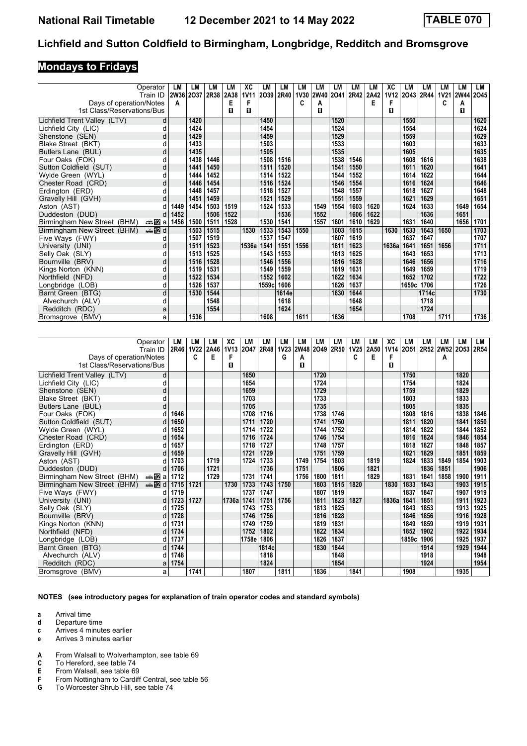# Lichfield and Sutton Coldfield to Birmingham, Longbridge, Redditch and Bromsgrove

National Rail Timetable — 12 December 2021 to 14 May 2022 — TABLE 070

## Mondays to Fridays

| Operator | | LM | LM | LM | LM | XC | LM | LM | LM | LM | LM | LM | LM | XC | LM | LM | LM | LM | LM |
|---|---|---|---|---|---|---|---|---|---|---|---|---|---|---|---|---|---|---|---|
| Train ID | | 2W36 | 2O37 | 2R38 | 2A38 | 1V11 | 2O39 | 2R40 | 1V30 | 2W40 | 2O41 | 2R42 | 2A42 | 1V12 | 2O43 | 2R44 | 1V21 | 2W44 | 2O45 |
| Days of operation/Notes | | A | | | E | F | | | C | A | | | E | F | | | C | A | |
| 1st Class/Reservations/Bus | | | | | 1 | 1 | | | | 1 | | | | 1 | | | | 1 | |
| Lichfield Trent Valley (LTV) | d | | 1420 | | | | 1450 | | | | 1520 | | | | 1550 | | | | 1620 |
| Lichfield City (LIC) | d | | 1424 | | | | 1454 | | | | 1524 | | | | 1554 | | | | 1624 |
| Shenstone (SEN) | d | | 1429 | | | | 1459 | | | | 1529 | | | | 1559 | | | | 1629 |
| Blake Street (BKT) | d | | 1433 | | | | 1503 | | | | 1533 | | | | 1603 | | | | 1633 |
| Butlers Lane (BUL) | d | | 1435 | | | | 1505 | | | | 1535 | | | | 1605 | | | | 1635 |
| Four Oaks (FOK) | d | | 1438 | 1446 | | | 1508 | 1516 | | | 1538 | 1546 | | | 1608 | 1616 | | | 1638 |
| Sutton Coldfield (SUT) | d | | 1441 | 1450 | | | 1511 | 1520 | | | 1541 | 1550 | | | 1611 | 1620 | | | 1641 |
| Wylde Green (WYL) | d | | 1444 | 1452 | | | 1514 | 1522 | | | 1544 | 1552 | | | 1614 | 1622 | | | 1644 |
| Chester Road (CRD) | d | | 1446 | 1454 | | | 1516 | 1524 | | | 1546 | 1554 | | | 1616 | 1624 | | | 1646 |
| Erdington (ERD) | d | | 1448 | 1457 | | | 1518 | 1527 | | | 1548 | 1557 | | | 1618 | 1627 | | | 1648 |
| Gravelly Hill (GVH) | d | | 1451 | 1459 | | | 1521 | 1529 | | | 1551 | 1559 | | | 1621 | 1629 | | | 1651 |
| Aston (AST) | d | 1449 | 1454 | 1503 | 1519 | | 1524 | 1533 | | 1549 | 1554 | 1603 | 1620 | | 1624 | 1633 | | 1649 | 1654 |
| Duddeston (DUD) | d | 1452 | | 1506 | 1522 | | | 1536 | | 1552 | | 1606 | 1622 | | | 1636 | | 1651 | |
| Birmingham New Street (BHM) | a | 1456 | 1500 | 1511 | 1528 | | 1530 | 1541 | | 1557 | 1601 | 1610 | 1629 | | 1631 | 1640 | | 1656 | 1701 |
| Birmingham New Street (BHM) | d | | 1503 | 1515 | | 1530 | 1533 | 1543 | 1550 | | 1603 | 1615 | | 1630 | 1633 | 1643 | 1650 | | 1703 |
| Five Ways (FWY) | d | | 1507 | 1519 | | | 1537 | 1547 | | | 1607 | 1619 | | | 1637 | 1647 | | | 1707 |
| University (UNI) | d | | 1511 | 1523 | | 1536a | 1541 | 1551 | 1556 | | 1611 | 1623 | | 1636a | 1641 | 1651 | 1656 | | 1711 |
| Selly Oak (SLY) | d | | 1513 | 1525 | | | 1543 | 1553 | | | 1613 | 1625 | | | 1643 | 1653 | | | 1713 |
| Bournville (BRV) | d | | 1516 | 1528 | | | 1546 | 1556 | | | 1616 | 1628 | | | 1646 | 1656 | | | 1716 |
| Kings Norton (KNN) | d | | 1519 | 1531 | | | 1549 | 1559 | | | 1619 | 1631 | | | 1649 | 1659 | | | 1719 |
| Northfield (NFD) | d | | 1522 | 1534 | | | 1552 | 1602 | | | 1622 | 1634 | | | 1652 | 1702 | | | 1722 |
| Longbridge (LOB) | d | | 1526 | 1537 | | | 1559c | 1606 | | | 1626 | 1637 | | | 1659c | 1706 | | | 1726 |
| Barnt Green (BTG) | d | | 1530 | 1544 | | | | 1614e | | | 1630 | 1644 | | | | 1714c | | | 1730 |
| Alvechurch (ALV) | d | | | 1548 | | | | 1618 | | | | 1648 | | | | 1718 | | | |
| Redditch (RDC) | a | | | 1554 | | | | 1624 | | | | 1654 | | | | 1724 | | | |
| Bromsgrove (BMV) | a | | 1536 | | | | 1608 | | 1611 | | 1636 | | | | 1708 | | 1711 | | 1736 |

| Operator | | LM | LM | LM | XC | LM | LM | LM | LM | LM | LM | LM | LM | XC | LM | LM | LM | LM | LM |
|---|---|---|---|---|---|---|---|---|---|---|---|---|---|---|---|---|---|---|---|
| Train ID | | 2R46 | 1V22 | 2A46 | 1V13 | 2O47 | 2R48 | 1V23 | 2W48 | 2O49 | 2R50 | 1V25 | 2A50 | 1V14 | 2O51 | 2R52 | 2W52 | 2O53 | 2R54 |
| Days of operation/Notes | | | C | E | F | | | G | A | | | C | E | F | | | A | | |
| 1st Class/Reservations/Bus | | | | | 1 | | | | 1 | | | | | 1 | | | | | |
| Lichfield Trent Valley (LTV) | d | | | | | 1650 | | | | 1720 | | | | | 1750 | | | 1820 | |
| Lichfield City (LIC) | d | | | | | 1654 | | | | 1724 | | | | | 1754 | | | 1824 | |
| Shenstone (SEN) | d | | | | | 1659 | | | | 1729 | | | | | 1759 | | | 1829 | |
| Blake Street (BKT) | d | | | | | 1703 | | | | 1733 | | | | | 1803 | | | 1833 | |
| Butlers Lane (BUL) | d | | | | | 1705 | | | | 1735 | | | | | 1805 | | | 1835 | |
| Four Oaks (FOK) | d | 1646 | | | | 1708 | 1716 | | | 1738 | 1746 | | | | 1808 | 1816 | | 1838 | 1846 |
| Sutton Coldfield (SUT) | d | 1650 | | | | 1711 | 1720 | | | 1741 | 1750 | | | | 1811 | 1820 | | 1841 | 1850 |
| Wylde Green (WYL) | d | 1652 | | | | 1714 | 1722 | | | 1744 | 1752 | | | | 1814 | 1822 | | 1844 | 1852 |
| Chester Road (CRD) | d | 1654 | | | | 1716 | 1724 | | | 1746 | 1754 | | | | 1816 | 1824 | | 1846 | 1854 |
| Erdington (ERD) | d | 1657 | | | | 1718 | 1727 | | | 1748 | 1757 | | | | 1818 | 1827 | | 1848 | 1857 |
| Gravelly Hill (GVH) | d | 1659 | | | | 1721 | 1729 | | | 1751 | 1759 | | | | 1821 | 1829 | | 1851 | 1859 |
| Aston (AST) | d | 1703 | | 1719 | | 1724 | 1733 | | 1749 | 1754 | 1803 | | 1819 | | 1824 | 1833 | 1849 | 1854 | 1903 |
| Duddeston (DUD) | d | 1706 | | 1721 | | | 1736 | | 1751 | | 1806 | | 1821 | | | 1836 | 1851 | | 1906 |
| Birmingham New Street (BHM) | a | 1712 | | 1729 | | 1731 | 1741 | | 1756 | 1800 | 1811 | | 1829 | | 1831 | 1841 | 1858 | 1900 | 1911 |
| Birmingham New Street (BHM) | d | 1715 | 1721 | | 1730 | 1733 | 1743 | 1750 | | 1803 | 1815 | 1820 | | 1830 | 1833 | 1843 | | 1903 | 1915 |
| Five Ways (FWY) | d | 1719 | | | | 1737 | 1747 | | | 1807 | 1819 | | | | 1837 | 1847 | | 1907 | 1919 |
| University (UNI) | d | 1723 | 1727 | | 1736a | 1741 | 1751 | 1756 | | 1811 | 1823 | 1827 | | 1836a | 1841 | 1851 | | 1911 | 1923 |
| Selly Oak (SLY) | d | 1725 | | | | 1743 | 1753 | | | 1813 | 1825 | | | | 1843 | 1853 | | 1913 | 1925 |
| Bournville (BRV) | d | 1728 | | | | 1746 | 1756 | | | 1816 | 1828 | | | | 1846 | 1856 | | 1916 | 1928 |
| Kings Norton (KNN) | d | 1731 | | | | 1749 | 1759 | | | 1819 | 1831 | | | | 1849 | 1859 | | 1919 | 1931 |
| Northfield (NFD) | d | 1734 | | | | 1752 | 1802 | | | 1822 | 1834 | | | | 1852 | 1902 | | 1922 | 1934 |
| Longbridge (LOB) | d | 1737 | | | | 1758e | 1806 | | | 1826 | 1837 | | | | 1859c | 1906 | | 1925 | 1937 |
| Barnt Green (BTG) | d | 1744 | | | | | 1814c | | | 1830 | 1844 | | | | | 1914 | | 1929 | 1944 |
| Alvechurch (ALV) | d | 1748 | | | | | 1818 | | | | 1848 | | | | | 1918 | | | 1948 |
| Redditch (RDC) | a | 1754 | | | | | 1824 | | | | 1854 | | | | | 1924 | | | 1954 |
| Bromsgrove (BMV) | a | | 1741 | | | 1807 | | 1811 | | 1836 | | 1841 | | | 1908 | | | 1935 | |

**NOTES (see introductory pages for explanation of train operator codes and standard symbols)**

- **a** Arrival time
- **d** Departure time
- **c** Arrives 4 minutes earlier
- **e** Arrives 3 minutes earlier

- **A** From Walsall to Wolverhampton, see table 69
- **C** To Hereford, see table 74
- **E** From Walsall, see table 69
- **F** From Nottingham to Cardiff Central, see table 56
- **G** To Worcester Shrub Hill, see table 74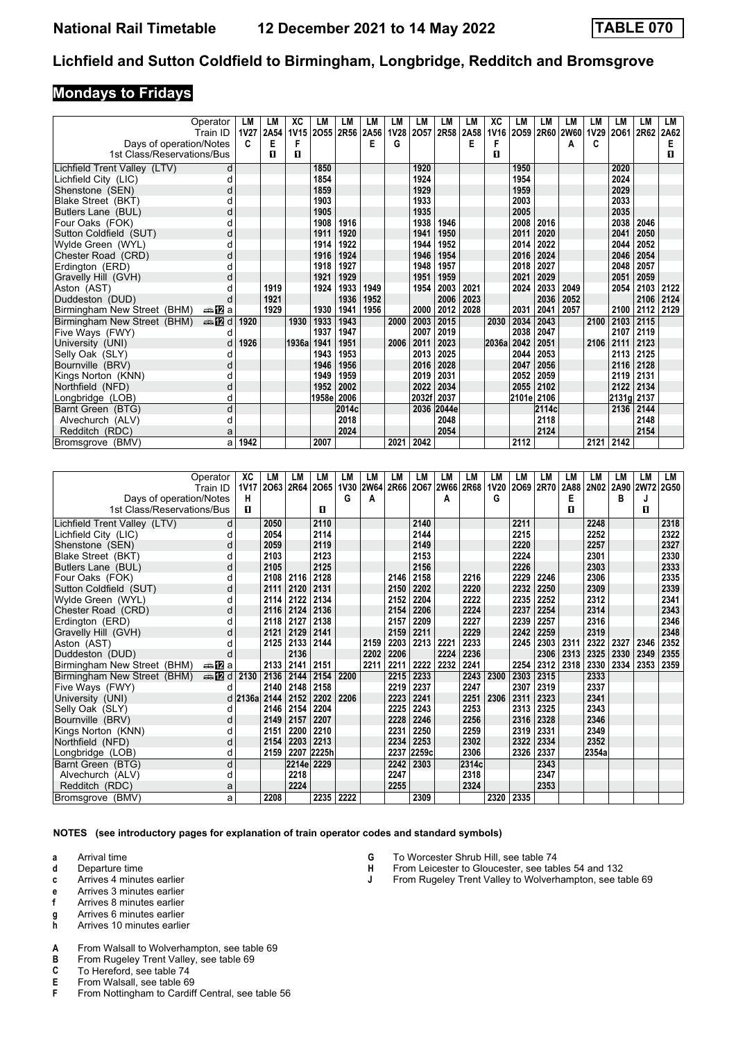# Lichfield and Sutton Coldfield to Birmingham, Longbridge, Redditch and Bromsgrove

**National Rail Timetable 12 December 2021 to 14 May 2022 — TABLE 070**

## Mondays to Fridays

| Operator | | LM | LM | XC | LM | LM | LM | LM | LM | LM | LM | XC | LM | LM | LM | LM | LM | LM | LM |
|---|---|---|---|---|---|---|---|---|---|---|---|---|---|---|---|---|---|---|---|
| Train ID | | 1V27 | 2A54 | 1V15 | 2O55 | 2R56 | 2A56 | 1V28 | 2O57 | 2R58 | 2A58 | 1V16 | 2O59 | 2R60 | 2W60 | 1V29 | 2O61 | 2R62 | 2A62 |
| Days of operation/Notes | | C | E | F | | | E | G | | | E | F | | | A | C | | | E |
| 1st Class/Reservations/Bus | | | ◘ | ◘ | | | | | | | | ◘ | | | | | | | ◘ |
| Lichfield Trent Valley (LTV) | d | | | | 1850 | | | | 1920 | | | | 1950 | | | | 2020 | | |
| Lichfield City (LIC) | d | | | | 1854 | | | | 1924 | | | | 1954 | | | | 2024 | | |
| Shenstone (SEN) | d | | | | 1859 | | | | 1929 | | | | 1959 | | | | 2029 | | |
| Blake Street (BKT) | d | | | | 1903 | | | | 1933 | | | | 2003 | | | | 2033 | | |
| Butlers Lane (BUL) | d | | | | 1905 | | | | 1935 | | | | 2005 | | | | 2035 | | |
| Four Oaks (FOK) | d | | | | 1908 | 1916 | | | 1938 | 1946 | | | 2008 | 2016 | | | 2038 | 2046 | |
| Sutton Coldfield (SUT) | d | | | | 1911 | 1920 | | | 1941 | 1950 | | | 2011 | 2020 | | | 2041 | 2050 | |
| Wylde Green (WYL) | d | | | | 1914 | 1922 | | | 1944 | 1952 | | | 2014 | 2022 | | | 2044 | 2052 | |
| Chester Road (CRD) | d | | | | 1916 | 1924 | | | 1946 | 1954 | | | 2016 | 2024 | | | 2046 | 2054 | |
| Erdington (ERD) | d | | | | 1918 | 1927 | | | 1948 | 1957 | | | 2018 | 2027 | | | 2048 | 2057 | |
| Gravelly Hill (GVH) | d | | | | 1921 | 1929 | | | 1951 | 1959 | | | 2021 | 2029 | | | 2051 | 2059 | |
| Aston (AST) | d | | 1919 | | 1924 | 1933 | 1949 | | 1954 | 2003 | 2021 | | 2024 | 2033 | 2049 | | 2054 | 2103 | 2122 |
| Duddeston (DUD) | d | | 1921 | | | 1936 | 1952 | | | 2006 | 2023 | | | 2036 | 2052 | | | 2106 | 2124 |
| Birmingham New Street (BHM) | a | | 1929 | | 1930 | 1941 | 1956 | | 2000 | 2012 | 2028 | | 2031 | 2041 | 2057 | | 2100 | 2112 | 2129 |
| Birmingham New Street (BHM) | d | 1920 | | 1930 | 1933 | 1943 | | 2000 | 2003 | 2015 | | 2030 | 2034 | 2043 | | 2100 | 2103 | 2115 | |
| Five Ways (FWY) | d | | | | 1937 | 1947 | | | 2007 | 2019 | | | 2038 | 2047 | | | 2107 | 2119 | |
| University (UNI) | d | 1926 | | 1936a | 1941 | 1951 | | 2006 | 2011 | 2023 | | 2036a | 2042 | 2051 | | 2106 | 2111 | 2123 | |
| Selly Oak (SLY) | d | | | | 1943 | 1953 | | | 2013 | 2025 | | | 2044 | 2053 | | | 2113 | 2125 | |
| Bournville (BRV) | d | | | | 1946 | 1956 | | | 2016 | 2028 | | | 2047 | 2056 | | | 2116 | 2128 | |
| Kings Norton (KNN) | d | | | | 1949 | 1959 | | | 2019 | 2031 | | | 2052 | 2059 | | | 2119 | 2131 | |
| Northfield (NFD) | d | | | | 1952 | 2002 | | | 2022 | 2034 | | | 2055 | 2102 | | | 2122 | 2134 | |
| Longbridge (LOB) | d | | | | 1958e | 2006 | | | 2032f | 2037 | | | 2101e | 2106 | | | 2131g | 2137 | |
| Barnt Green (BTG) | d | | | | | 2014c | | | 2036 | 2044e | | | | 2114c | | | 2136 | 2144 | |
| Alvechurch (ALV) | d | | | | | 2018 | | | | 2048 | | | | 2118 | | | | 2148 | |
| Redditch (RDC) | a | | | | | 2024 | | | | 2054 | | | | 2124 | | | | 2154 | |
| Bromsgrove (BMV) | a | 1942 | | | 2007 | | | 2021 | 2042 | | | | 2112 | | | 2121 | 2142 | | |

| Operator | | XC | LM | LM | LM | LM | LM | LM | LM | LM | LM | LM | LM | LM | LM | LM | LM | LM | LM |
|---|---|---|---|---|---|---|---|---|---|---|---|---|---|---|---|---|---|---|---|
| Train ID | | 1V17 | 2O63 | 2R64 | 2O65 | 1V30 | 2W64 | 2R66 | 2O67 | 2W66 | 2R68 | 1V20 | 2O69 | 2R70 | 2A88 | 2N02 | 2A90 | 2W72 | 2G50 |
| Days of operation/Notes | | H | | | | G | A | | | A | | G | | | E | | B | J | |
| 1st Class/Reservations/Bus | | ◘ | | | ◘ | | | | | | | | | | ◘ | | | ◘ | |
| Lichfield Trent Valley (LTV) | d | | 2050 | | 2110 | | | | 2140 | | | | 2211 | | | 2248 | | | 2318 |
| Lichfield City (LIC) | d | | 2054 | | 2114 | | | | 2144 | | | | 2215 | | | 2252 | | | 2322 |
| Shenstone (SEN) | d | | 2059 | | 2119 | | | | 2149 | | | | 2220 | | | 2257 | | | 2327 |
| Blake Street (BKT) | d | | 2103 | | 2123 | | | | 2153 | | | | 2224 | | | 2301 | | | 2330 |
| Butlers Lane (BUL) | d | | 2105 | | 2125 | | | | 2156 | | | | 2226 | | | 2303 | | | 2333 |
| Four Oaks (FOK) | d | | 2108 | 2116 | 2128 | | | 2146 | 2158 | | 2216 | | 2229 | 2246 | | 2306 | | | 2335 |
| Sutton Coldfield (SUT) | d | | 2111 | 2120 | 2131 | | | 2150 | 2202 | | 2220 | | 2232 | 2250 | | 2309 | | | 2339 |
| Wylde Green (WYL) | d | | 2114 | 2122 | 2134 | | | 2152 | 2204 | | 2222 | | 2235 | 2252 | | 2312 | | | 2341 |
| Chester Road (CRD) | d | | 2116 | 2124 | 2136 | | | 2154 | 2206 | | 2224 | | 2237 | 2254 | | 2314 | | | 2343 |
| Erdington (ERD) | d | | 2118 | 2127 | 2138 | | | 2157 | 2209 | | 2227 | | 2239 | 2257 | | 2316 | | | 2346 |
| Gravelly Hill (GVH) | d | | 2121 | 2129 | 2141 | | | 2159 | 2211 | | 2229 | | 2242 | 2259 | | 2319 | | | 2348 |
| Aston (AST) | d | | 2125 | 2133 | 2144 | | 2159 | 2203 | 2213 | 2221 | 2233 | | 2245 | 2303 | 2311 | 2322 | 2327 | 2346 | 2352 |
| Duddeston (DUD) | d | | | 2136 | | | 2202 | 2206 | | 2224 | 2236 | | | 2306 | 2313 | 2325 | 2330 | 2349 | 2355 |
| Birmingham New Street (BHM) | a | | 2133 | 2141 | 2151 | | 2211 | 2211 | 2222 | 2232 | 2241 | | 2254 | 2312 | 2318 | 2330 | 2334 | 2353 | 2359 |
| Birmingham New Street (BHM) | d | 2130 | 2136 | 2144 | 2154 | 2200 | | 2215 | 2233 | | 2243 | 2300 | 2303 | 2315 | | 2333 | | | |
| Five Ways (FWY) | d | | 2140 | 2148 | 2158 | | | 2219 | 2237 | | 2247 | | 2307 | 2319 | | 2337 | | | |
| University (UNI) | d | 2136a | 2144 | 2152 | 2202 | 2206 | | 2223 | 2241 | | 2251 | 2306 | 2311 | 2323 | | 2341 | | | |
| Selly Oak (SLY) | d | | 2146 | 2154 | 2204 | | | 2225 | 2243 | | 2253 | | 2313 | 2325 | | 2343 | | | |
| Bournville (BRV) | d | | 2149 | 2157 | 2207 | | | 2228 | 2246 | | 2256 | | 2316 | 2328 | | 2346 | | | |
| Kings Norton (KNN) | d | | 2151 | 2200 | 2210 | | | 2231 | 2250 | | 2259 | | 2319 | 2331 | | 2349 | | | |
| Northfield (NFD) | d | | 2154 | 2203 | 2213 | | | 2234 | 2253 | | 2302 | | 2322 | 2334 | | 2352 | | | |
| Longbridge (LOB) | d | | 2159 | 2207 | 2225h | | | 2237 | 2259c | | 2306 | | 2326 | 2337 | | 2354a | | | |
| Barnt Green (BTG) | d | | | 2214e | 2229 | | | 2242 | 2303 | | 2314c | | | 2343 | | | | | |
| Alvechurch (ALV) | d | | | 2218 | | | | 2247 | | | 2318 | | | 2347 | | | | | |
| Redditch (RDC) | a | | | 2224 | | | | 2255 | | | 2324 | | | 2353 | | | | | |
| Bromsgrove (BMV) | a | | 2208 | | 2235 | 2222 | | | 2309 | | | 2320 | 2335 | | | | | | |

**NOTES (see introductory pages for explanation of train operator codes and standard symbols)**

- **a** Arrival time
- **d** Departure time
- **c** Arrives 4 minutes earlier
- **e** Arrives 3 minutes earlier
- **f** Arrives 8 minutes earlier
- **g** Arrives 6 minutes earlier
- **h** Arrives 10 minutes earlier

- **A** From Walsall to Wolverhampton, see table 69
- **B** From Rugeley Trent Valley, see table 69
- **C** To Hereford, see table 74
- **E** From Walsall, see table 69
- **F** From Nottingham to Cardiff Central, see table 56
- **G** To Worcester Shrub Hill, see table 74
- **H** From Leicester to Gloucester, see tables 54 and 132
- **J** From Rugeley Trent Valley to Wolverhampton, see table 69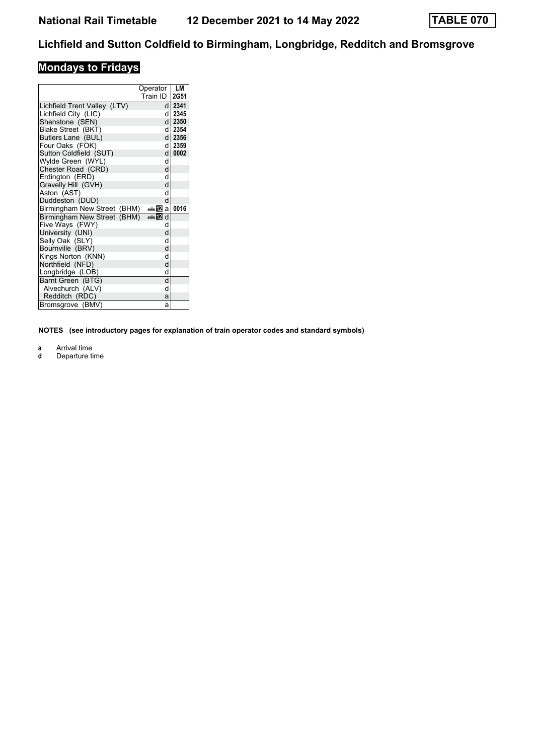**National Rail Timetable 12 December 2021 to 14 May 2022 TABLE 070**

## Lichfield and Sutton Coldfield to Birmingham, Longbridge, Redditch and Bromsgrove

### Mondays to Fridays

| | Operator | LM |
|---|---|---|
| | Train ID | 2G51 |
| Lichfield Trent Valley (LTV) | d | 2341 |
| Lichfield City (LIC) | d | 2345 |
| Shenstone (SEN) | d | 2350 |
| Blake Street (BKT) | d | 2354 |
| Butlers Lane (BUL) | d | 2356 |
| Four Oaks (FOK) | d | 2359 |
| Sutton Coldfield (SUT) | d | 0002 |
| Wylde Green (WYL) | d | |
| Chester Road (CRD) | d | |
| Erdington (ERD) | d | |
| Gravelly Hill (GVH) | d | |
| Aston (AST) | d | |
| Duddeston (DUD) | d | |
| Birmingham New Street (BHM) | 12 a | 0016 |
| Birmingham New Street (BHM) | 12 d | |
| Five Ways (FWY) | d | |
| University (UNI) | d | |
| Selly Oak (SLY) | d | |
| Bournville (BRV) | d | |
| Kings Norton (KNN) | d | |
| Northfield (NFD) | d | |
| Longbridge (LOB) | d | |
| Barnt Green (BTG) | d | |
| Alvechurch (ALV) | d | |
| Redditch (RDC) | a | |
| Bromsgrove (BMV) | a | |

**NOTES (see introductory pages for explanation of train operator codes and standard symbols)**

**a** Arrival time
**d** Departure time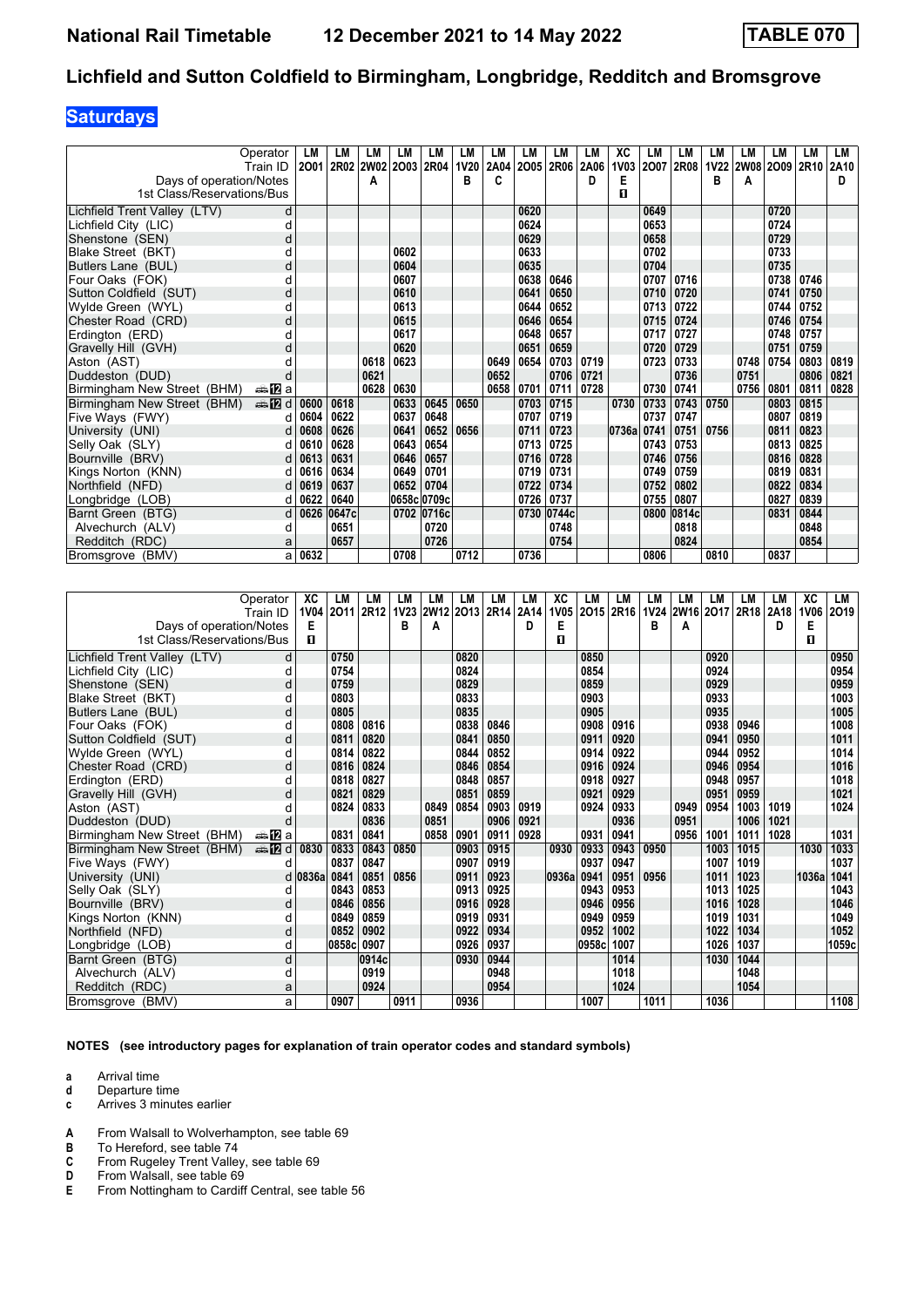# National Rail Timetable 12 December 2021 to 14 May 2022 — TABLE 070

## Lichfield and Sutton Coldfield to Birmingham, Longbridge, Redditch and Bromsgrove

### Saturdays

| Operator | LM | LM | LM | LM | LM | LM | LM | LM | LM | LM | XC | LM | LM | LM | LM | LM | LM | LM |
|---|---|---|---|---|---|---|---|---|---|---|---|---|---|---|---|---|---|---|
| Train ID | 2O01 | 2R02 | 2W02 | 2O03 | 2R04 | 1V20 | 2A04 | 2O05 | 2R06 | 2A06 | 1V03 | 2O07 | 2R08 | 1V22 | 2W08 | 2O09 | 2R10 | 2A10 |
| Days of operation/Notes | | | A | | | B | C | | | D | E | | | B | A | | | D |
| 1st Class/Reservations/Bus | | | | | | | | | | | ■ | | | | | | | |
| Lichfield Trent Valley (LTV) d | | | | | | | | 0620 | | | | 0649 | | | | 0720 | | |
| Lichfield City (LIC) d | | | | | | | | 0624 | | | | 0653 | | | | 0724 | | |
| Shenstone (SEN) d | | | | | | | | 0629 | | | | 0658 | | | | 0729 | | |
| Blake Street (BKT) d | | | | 0602 | | | | 0633 | | | | 0702 | | | | 0733 | | |
| Butlers Lane (BUL) d | | | | 0604 | | | | 0635 | | | | 0704 | | | | 0735 | | |
| Four Oaks (FOK) d | | | | 0607 | | | | 0638 | 0646 | | | 0707 | 0716 | | | 0738 | 0746 | |
| Sutton Coldfield (SUT) d | | | | 0610 | | | | 0641 | 0650 | | | 0710 | 0720 | | | 0741 | 0750 | |
| Wylde Green (WYL) d | | | | 0613 | | | | 0644 | 0652 | | | 0713 | 0722 | | | 0744 | 0752 | |
| Chester Road (CRD) d | | | | 0615 | | | | 0646 | 0654 | | | 0715 | 0724 | | | 0746 | 0754 | |
| Erdington (ERD) d | | | | 0617 | | | | 0648 | 0657 | | | 0717 | 0727 | | | 0748 | 0757 | |
| Gravelly Hill (GVH) d | | | | 0620 | | | | 0651 | 0659 | | | 0720 | 0729 | | | 0751 | 0759 | |
| Aston (AST) d | | | 0618 | 0623 | | | 0649 | 0654 | 0703 | 0719 | | 0723 | 0733 | | 0748 | 0754 | 0803 | 0819 |
| Duddeston (DUD) d | | | 0621 | | | | 0652 | | 0706 | 0721 | | | 0736 | | 0751 | | 0806 | 0821 |
| Birmingham New Street (BHM) 🚌 12 a | | | 0628 | 0630 | | | 0658 | 0701 | 0711 | 0728 | | 0730 | 0741 | | 0756 | 0801 | 0811 | 0828 |
| Birmingham New Street (BHM) 🚌 12 d | 0600 | 0618 | | 0633 | 0645 | 0650 | | 0703 | 0715 | | 0730 | 0733 | 0743 | 0750 | | 0803 | 0815 | |
| Five Ways (FWY) d | 0604 | 0622 | | 0637 | 0648 | | | 0707 | 0719 | | | 0737 | 0747 | | | 0807 | 0819 | |
| University (UNI) d | 0608 | 0626 | | 0641 | 0652 | 0656 | | 0711 | 0723 | | 0736a | 0741 | 0751 | 0756 | | 0811 | 0823 | |
| Selly Oak (SLY) d | 0610 | 0628 | | 0643 | 0654 | | | 0713 | 0725 | | | 0743 | 0753 | | | 0813 | 0825 | |
| Bournville (BRV) d | 0613 | 0631 | | 0646 | 0657 | | | 0716 | 0728 | | | 0746 | 0756 | | | 0816 | 0828 | |
| Kings Norton (KNN) d | 0616 | 0634 | | 0649 | 0701 | | | 0719 | 0731 | | | 0749 | 0759 | | | 0819 | 0831 | |
| Northfield (NFD) d | 0619 | 0637 | | 0652 | 0704 | | | 0722 | 0734 | | | 0752 | 0802 | | | 0822 | 0834 | |
| Longbridge (LOB) d | 0622 | 0640 | | 0658c | 0709c | | | 0726 | 0737 | | | 0755 | 0807 | | | 0827 | 0839 | |
| Barnt Green (BTG) d | 0626 | 0647c | | 0702 | 0716c | | | 0730 | 0744c | | | 0800 | 0814c | | | 0831 | 0844 | |
| Alvechurch (ALV) d | | 0651 | | | 0720 | | | | 0748 | | | | 0818 | | | | 0848 | |
| Redditch (RDC) a | | 0657 | | | 0726 | | | | 0754 | | | | 0824 | | | | 0854 | |
| Bromsgrove (BMV) a | 0632 | | | 0708 | | 0712 | | 0736 | | | | 0806 | | 0810 | | 0837 | | |

| Operator | XC | LM | LM | LM | LM | LM | LM | LM | XC | LM | LM | LM | LM | LM | LM | LM | XC | LM |
|---|---|---|---|---|---|---|---|---|---|---|---|---|---|---|---|---|---|---|
| Train ID | 1V04 | 2O11 | 2R12 | 1V23 | 2W12 | 2O13 | 2R14 | 2A14 | 1V05 | 2O15 | 2R16 | 1V24 | 2W16 | 2O17 | 2R18 | 2A18 | 1V06 | 2O19 |
| Days of operation/Notes | E | | | B | A | | | D | E | | | B | A | | | D | E | |
| 1st Class/Reservations/Bus | ■ | | | | | | | | ■ | | | | | | | | ■ | |
| Lichfield Trent Valley (LTV) d | | 0750 | | | | 0820 | | | | 0850 | | | | 0920 | | | | 0950 |
| Lichfield City (LIC) d | | 0754 | | | | 0824 | | | | 0854 | | | | 0924 | | | | 0954 |
| Shenstone (SEN) d | | 0759 | | | | 0829 | | | | 0859 | | | | 0929 | | | | 0959 |
| Blake Street (BKT) d | | 0803 | | | | 0833 | | | | 0903 | | | | 0933 | | | | 1003 |
| Butlers Lane (BUL) d | | 0805 | | | | 0835 | | | | 0905 | | | | 0935 | | | | 1005 |
| Four Oaks (FOK) d | | 0808 | 0816 | | | 0838 | 0846 | | | 0908 | 0916 | | | 0938 | 0946 | | | 1008 |
| Sutton Coldfield (SUT) d | | 0811 | 0820 | | | 0841 | 0850 | | | 0911 | 0920 | | | 0941 | 0950 | | | 1011 |
| Wylde Green (WYL) d | | 0814 | 0822 | | | 0844 | 0852 | | | 0914 | 0922 | | | 0944 | 0952 | | | 1014 |
| Chester Road (CRD) d | | 0816 | 0824 | | | 0846 | 0854 | | | 0916 | 0924 | | | 0946 | 0954 | | | 1016 |
| Erdington (ERD) d | | 0818 | 0827 | | | 0848 | 0857 | | | 0918 | 0927 | | | 0948 | 0957 | | | 1018 |
| Gravelly Hill (GVH) d | | 0821 | 0829 | | | 0851 | 0859 | | | 0921 | 0929 | | | 0951 | 0959 | | | 1021 |
| Aston (AST) d | | 0824 | 0833 | | 0849 | 0854 | 0903 | 0919 | | 0924 | 0933 | | 0949 | 0954 | 1003 | 1019 | | 1024 |
| Duddeston (DUD) d | | | 0836 | | 0851 | | 0906 | 0921 | | | 0936 | | 0951 | | 1006 | 1021 | | |
| Birmingham New Street (BHM) 🚌 12 a | | 0831 | 0841 | | 0858 | 0901 | 0911 | 0928 | | 0931 | 0941 | | 0956 | 1001 | 1011 | 1028 | | 1031 |
| Birmingham New Street (BHM) 🚌 12 d | 0830 | 0833 | 0843 | 0850 | | 0903 | 0915 | | 0930 | 0933 | 0943 | 0950 | | 1003 | 1015 | | 1030 | 1033 |
| Five Ways (FWY) d | | 0837 | 0847 | | | 0907 | 0919 | | | 0937 | 0947 | | | 1007 | 1019 | | | 1037 |
| University (UNI) d | 0836a | 0841 | 0851 | 0856 | | 0911 | 0923 | | 0936a | 0941 | 0951 | 0956 | | 1011 | 1023 | | 1036a | 1041 |
| Selly Oak (SLY) d | | 0843 | 0853 | | | 0913 | 0925 | | | 0943 | 0953 | | | 1013 | 1025 | | | 1043 |
| Bournville (BRV) d | | 0846 | 0856 | | | 0916 | 0928 | | | 0946 | 0956 | | | 1016 | 1028 | | | 1046 |
| Kings Norton (KNN) d | | 0849 | 0859 | | | 0919 | 0931 | | | 0949 | 0959 | | | 1019 | 1031 | | | 1049 |
| Northfield (NFD) d | | 0852 | 0902 | | | 0922 | 0934 | | | 0952 | 1002 | | | 1022 | 1034 | | | 1052 |
| Longbridge (LOB) d | | 0858c | 0907 | | | 0926 | 0937 | | | 0958c | 1007 | | | 1026 | 1037 | | | 1059c |
| Barnt Green (BTG) d | | | 0914c | | | 0930 | 0944 | | | | 1014 | | | 1030 | 1044 | | | |
| Alvechurch (ALV) d | | | 0919 | | | | 0948 | | | | 1018 | | | | 1048 | | | |
| Redditch (RDC) a | | | 0924 | | | | 0954 | | | | 1024 | | | | 1054 | | | |
| Bromsgrove (BMV) a | | 0907 | | 0911 | | 0936 | | | | 1007 | | 1011 | | 1036 | | | | 1108 |

**NOTES (see introductory pages for explanation of train operator codes and standard symbols)**

- **a** Arrival time
- **d** Departure time
- **c** Arrives 3 minutes earlier

- **A** From Walsall to Wolverhampton, see table 69
- **B** To Hereford, see table 74
- **C** From Rugeley Trent Valley, see table 69
- **D** From Walsall, see table 69
- **E** From Nottingham to Cardiff Central, see table 56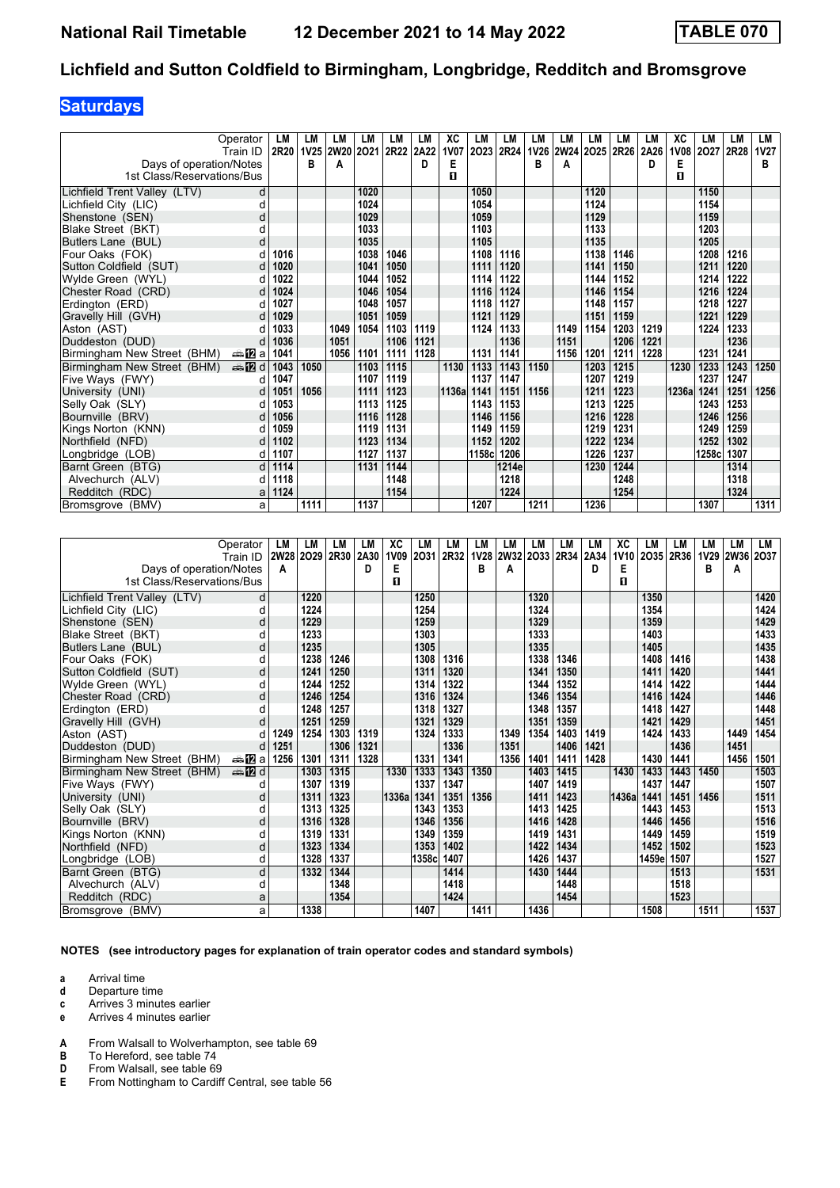# National Rail Timetable 12 December 2021 to 14 May 2022 TABLE 070

## Lichfield and Sutton Coldfield to Birmingham, Longbridge, Redditch and Bromsgrove

### Saturdays

| Operator | | LM | LM | LM | LM | LM | LM | XC | LM | LM | LM | LM | LM | LM | LM | XC | LM | LM | LM |
|---|---|---|---|---|---|---|---|---|---|---|---|---|---|---|---|---|---|---|---|
| Train ID | | 2R20 | 1V25 | 2W20 | 2O21 | 2R22 | 2A22 | 1V07 | 2O23 | 2R24 | 1V26 | 2W24 | 2O25 | 2R26 | 2A26 | 1V08 | 2O27 | 2R28 | 1V27 |
| Days of operation/Notes | | | B | A | | | D | E | | | B | A | | | D | E | | | B |
| 1st Class/Reservations/Bus | | | | | | | | ■ | | | | | | | | ■ | | | |
| Lichfield Trent Valley (LTV) | d | | | | 1020 | | | | 1050 | | | | 1120 | | | | 1150 | | |
| Lichfield City (LIC) | d | | | | 1024 | | | | 1054 | | | | 1124 | | | | 1154 | | |
| Shenstone (SEN) | d | | | | 1029 | | | | 1059 | | | | 1129 | | | | 1159 | | |
| Blake Street (BKT) | d | | | | 1033 | | | | 1103 | | | | 1133 | | | | 1203 | | |
| Butlers Lane (BUL) | d | | | | 1035 | | | | 1105 | | | | 1135 | | | | 1205 | | |
| Four Oaks (FOK) | d | 1016 | | | 1038 | 1046 | | | 1108 | 1116 | | | 1138 | 1146 | | | 1208 | 1216 | |
| Sutton Coldfield (SUT) | d | 1020 | | | 1041 | 1050 | | | 1111 | 1120 | | | 1141 | 1150 | | | 1211 | 1220 | |
| Wylde Green (WYL) | d | 1022 | | | 1044 | 1052 | | | 1114 | 1122 | | | 1144 | 1152 | | | 1214 | 1222 | |
| Chester Road (CRD) | d | 1024 | | | 1046 | 1054 | | | 1116 | 1124 | | | 1146 | 1154 | | | 1216 | 1224 | |
| Erdington (ERD) | d | 1027 | | | 1048 | 1057 | | | 1118 | 1127 | | | 1148 | 1157 | | | 1218 | 1227 | |
| Gravelly Hill (GVH) | d | 1029 | | | 1051 | 1059 | | | 1121 | 1129 | | | 1151 | 1159 | | | 1221 | 1229 | |
| Aston (AST) | d | 1033 | | 1049 | 1054 | 1103 | 1119 | | 1124 | 1133 | | 1149 | 1154 | 1203 | 1219 | | 1224 | 1233 | |
| Duddeston (DUD) | d | 1036 | | 1051 | | 1106 | 1121 | | | 1136 | | 1151 | | 1206 | 1221 | | | 1236 | |
| Birmingham New Street (BHM) | a | 1041 | | 1056 | 1101 | 1111 | 1128 | | 1131 | 1141 | | 1156 | 1201 | 1211 | 1228 | | 1231 | 1241 | |
| Birmingham New Street (BHM) | d | 1043 | 1050 | | 1103 | 1115 | | 1130 | 1133 | 1143 | 1150 | | 1203 | 1215 | | 1230 | 1233 | 1243 | 1250 |
| Five Ways (FWY) | d | 1047 | | | 1107 | 1119 | | | 1137 | 1147 | | | 1207 | 1219 | | | 1237 | 1247 | |
| University (UNI) | d | 1051 | 1056 | | 1111 | 1123 | | 1136a | 1141 | 1151 | 1156 | | 1211 | 1223 | | 1236a | 1241 | 1251 | 1256 |
| Selly Oak (SLY) | d | 1053 | | | 1113 | 1125 | | | 1143 | 1153 | | | 1213 | 1225 | | | 1243 | 1253 | |
| Bournville (BRV) | d | 1056 | | | 1116 | 1128 | | | 1146 | 1156 | | | 1216 | 1228 | | | 1246 | 1256 | |
| Kings Norton (KNN) | d | 1059 | | | 1119 | 1131 | | | 1149 | 1159 | | | 1219 | 1231 | | | 1249 | 1259 | |
| Northfield (NFD) | d | 1102 | | | 1123 | 1134 | | | 1152 | 1202 | | | 1222 | 1234 | | | 1252 | 1302 | |
| Longbridge (LOB) | d | 1107 | | | 1127 | 1137 | | | 1158c | 1206 | | | 1226 | 1237 | | | 1258c | 1307 | |
| Barnt Green (BTG) | d | 1114 | | | 1131 | 1144 | | | | 1214e | | | 1230 | 1244 | | | | 1314 | |
| Alvechurch (ALV) | d | 1118 | | | | 1148 | | | | 1218 | | | | 1248 | | | | 1318 | |
| Redditch (RDC) | a | 1124 | | | | 1154 | | | | 1224 | | | | 1254 | | | | 1324 | |
| Bromsgrove (BMV) | a | | 1111 | | 1137 | | | | 1207 | | 1211 | | 1236 | | | | 1307 | | 1311 |

| Operator | | LM | LM | LM | LM | XC | LM | LM | LM | LM | LM | LM | LM | XC | LM | LM | LM | LM | LM |
|---|---|---|---|---|---|---|---|---|---|---|---|---|---|---|---|---|---|---|---|
| Train ID | | 2W28 | 2O29 | 2R30 | 2A30 | 1V09 | 2O31 | 2R32 | 1V28 | 2W32 | 2O33 | 2R34 | 2A34 | 1V10 | 2O35 | 2R36 | 1V29 | 2W36 | 2O37 |
| Days of operation/Notes | | A | | | D | E | | | B | A | | | D | E | | | B | A | |
| 1st Class/Reservations/Bus | | | | | | ■ | | | | | | | | ■ | | | | | |
| Lichfield Trent Valley (LTV) | d | | 1220 | | | | 1250 | | | | 1320 | | | | 1350 | | | | 1420 |
| Lichfield City (LIC) | d | | 1224 | | | | 1254 | | | | 1324 | | | | 1354 | | | | 1424 |
| Shenstone (SEN) | d | | 1229 | | | | 1259 | | | | 1329 | | | | 1359 | | | | 1429 |
| Blake Street (BKT) | d | | 1233 | | | | 1303 | | | | 1333 | | | | 1403 | | | | 1433 |
| Butlers Lane (BUL) | d | | 1235 | | | | 1305 | | | | 1335 | | | | 1405 | | | | 1435 |
| Four Oaks (FOK) | d | | 1238 | 1246 | | | 1308 | 1316 | | | 1338 | 1346 | | | 1408 | 1416 | | | 1438 |
| Sutton Coldfield (SUT) | d | | 1241 | 1250 | | | 1311 | 1320 | | | 1341 | 1350 | | | 1411 | 1420 | | | 1441 |
| Wylde Green (WYL) | d | | 1244 | 1252 | | | 1314 | 1322 | | | 1344 | 1352 | | | 1414 | 1422 | | | 1444 |
| Chester Road (CRD) | d | | 1246 | 1254 | | | 1316 | 1324 | | | 1346 | 1354 | | | 1416 | 1424 | | | 1446 |
| Erdington (ERD) | d | | 1248 | 1257 | | | 1318 | 1327 | | | 1348 | 1357 | | | 1418 | 1427 | | | 1448 |
| Gravelly Hill (GVH) | d | | 1251 | 1259 | | | 1321 | 1329 | | | 1351 | 1359 | | | 1421 | 1429 | | | 1451 |
| Aston (AST) | d | 1249 | 1254 | 1303 | 1319 | | 1324 | 1333 | | 1349 | 1354 | 1403 | 1419 | | 1424 | 1433 | | 1449 | 1454 |
| Duddeston (DUD) | d | 1251 | | 1306 | 1321 | | | 1336 | | 1351 | | 1406 | 1421 | | | 1436 | | 1451 | |
| Birmingham New Street (BHM) | a | 1256 | 1301 | 1311 | 1328 | | 1331 | 1341 | | 1356 | 1401 | 1411 | 1428 | | 1430 | 1441 | | 1456 | 1501 |
| Birmingham New Street (BHM) | d | | 1303 | 1315 | | 1330 | 1333 | 1343 | 1350 | | 1403 | 1415 | | 1430 | 1433 | 1443 | 1450 | | 1503 |
| Five Ways (FWY) | d | | 1307 | 1319 | | | 1337 | 1347 | | | 1407 | 1419 | | | 1437 | 1447 | | | 1507 |
| University (UNI) | d | | 1311 | 1323 | | 1336a | 1341 | 1351 | 1356 | | 1411 | 1423 | | 1436a | 1441 | 1451 | 1456 | | 1511 |
| Selly Oak (SLY) | d | | 1313 | 1325 | | | 1343 | 1353 | | | 1413 | 1425 | | | 1443 | 1453 | | | 1513 |
| Bournville (BRV) | d | | 1316 | 1328 | | | 1346 | 1356 | | | 1416 | 1428 | | | 1446 | 1456 | | | 1516 |
| Kings Norton (KNN) | d | | 1319 | 1331 | | | 1349 | 1359 | | | 1419 | 1431 | | | 1449 | 1459 | | | 1519 |
| Northfield (NFD) | d | | 1323 | 1334 | | | 1353 | 1402 | | | 1422 | 1434 | | | 1452 | 1502 | | | 1523 |
| Longbridge (LOB) | d | | 1328 | 1337 | | | 1358c | 1407 | | | 1426 | 1437 | | | 1459e | 1507 | | | 1527 |
| Barnt Green (BTG) | d | | 1332 | 1344 | | | | 1414 | | | 1430 | 1444 | | | | 1513 | | | 1531 |
| Alvechurch (ALV) | d | | | 1348 | | | | 1418 | | | | 1448 | | | | 1518 | | | |
| Redditch (RDC) | a | | | 1354 | | | | 1424 | | | | 1454 | | | | 1523 | | | |
| Bromsgrove (BMV) | a | | 1338 | | | | 1407 | | 1411 | | 1436 | | | | 1508 | | 1511 | | 1537 |

**NOTES (see introductory pages for explanation of train operator codes and standard symbols)**

- **a** Arrival time
- **d** Departure time
- **c** Arrives 3 minutes earlier
- **e** Arrives 4 minutes earlier

- **A** From Walsall to Wolverhampton, see table 69
- **B** To Hereford, see table 74
- **D** From Walsall, see table 69
- **E** From Nottingham to Cardiff Central, see table 56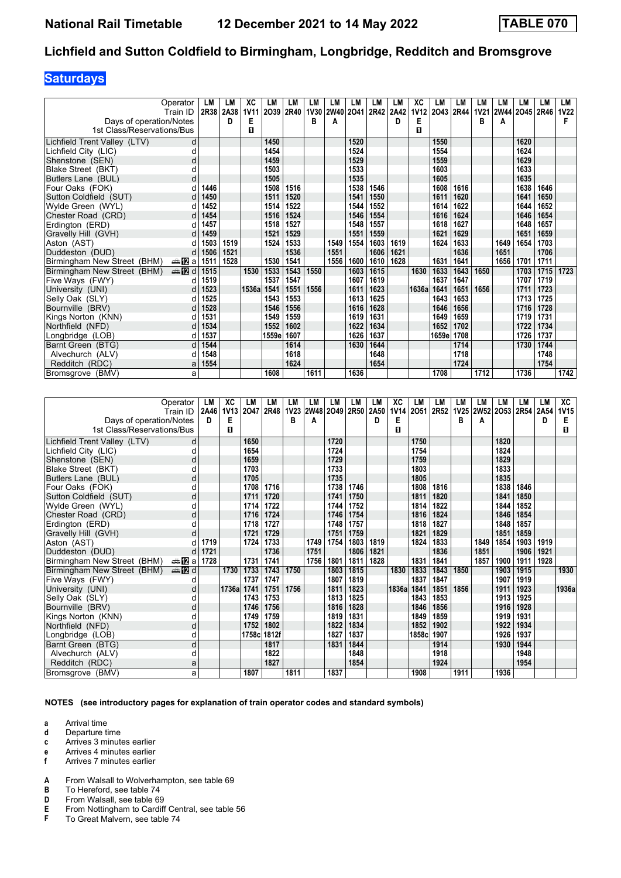# Lichfield and Sutton Coldfield to Birmingham, Longbridge, Redditch and Bromsgrove

## Saturdays

| Operator | | LM | LM | XC | LM | LM | LM | LM | LM | LM | LM | XC | LM | LM | LM | LM | LM | LM | LM |
|---|---|---|---|---|---|---|---|---|---|---|---|---|---|---|---|---|---|---|---|
| Train ID | | 2R38 | 2A38 | 1V11 | 2O39 | 2R40 | 1V30 | 2W40 | 2O41 | 2R42 | 2A42 | 1V12 | 2O43 | 2R44 | 1V21 | 2W44 | 2O45 | 2R46 | 1V22 |
| Days of operation/Notes | | | D | E | | | B | A | | | D | E | | | B | A | | | F |
| 1st Class/Reservations/Bus | | | | ■ | | | | | | | | ■ | | | | | | | |
| Lichfield Trent Valley (LTV) | d | | | | 1450 | | | | 1520 | | | | 1550 | | | | 1620 | | |
| Lichfield City (LIC) | d | | | | 1454 | | | | 1524 | | | | 1554 | | | | 1624 | | |
| Shenstone (SEN) | d | | | | 1459 | | | | 1529 | | | | 1559 | | | | 1629 | | |
| Blake Street (BKT) | d | | | | 1503 | | | | 1533 | | | | 1603 | | | | 1633 | | |
| Butlers Lane (BUL) | d | | | | 1505 | | | | 1535 | | | | 1605 | | | | 1635 | | |
| Four Oaks (FOK) | d | 1446 | | | 1508 | 1516 | | | 1538 | 1546 | | | 1608 | 1616 | | | 1638 | 1646 | |
| Sutton Coldfield (SUT) | d | 1450 | | | 1511 | 1520 | | | 1541 | 1550 | | | 1611 | 1620 | | | 1641 | 1650 | |
| Wylde Green (WYL) | d | 1452 | | | 1514 | 1522 | | | 1544 | 1552 | | | 1614 | 1622 | | | 1644 | 1652 | |
| Chester Road (CRD) | d | 1454 | | | 1516 | 1524 | | | 1546 | 1554 | | | 1616 | 1624 | | | 1646 | 1654 | |
| Erdington (ERD) | d | 1457 | | | 1518 | 1527 | | | 1548 | 1557 | | | 1618 | 1627 | | | 1648 | 1657 | |
| Gravelly Hill (GVH) | d | 1459 | | | 1521 | 1529 | | | 1551 | 1559 | | | 1621 | 1629 | | | 1651 | 1659 | |
| Aston (AST) | d | 1503 | 1519 | | 1524 | 1533 | | 1549 | 1554 | 1603 | 1619 | | 1624 | 1633 | | 1649 | 1654 | 1703 | |
| Duddeston (DUD) | d | 1506 | 1521 | | | 1536 | | 1551 | | 1606 | 1621 | | | 1636 | | 1651 | | 1706 | |
| Birmingham New Street (BHM) 12 | a | 1511 | 1528 | | 1530 | 1541 | | 1556 | 1600 | 1610 | 1628 | | 1631 | 1641 | | 1656 | 1701 | 1711 | |
| Birmingham New Street (BHM) 12 | d | 1515 | | 1530 | 1533 | 1543 | 1550 | | 1603 | 1615 | | 1630 | 1633 | 1643 | 1650 | | 1703 | 1715 | 1723 |
| Five Ways (FWY) | d | 1519 | | | 1537 | 1547 | | | 1607 | 1619 | | | 1637 | 1647 | | | 1707 | 1719 | |
| University (UNI) | d | 1523 | | 1536a | 1541 | 1551 | 1556 | | 1611 | 1623 | | 1636a | 1641 | 1651 | 1656 | | 1711 | 1723 | |
| Selly Oak (SLY) | d | 1525 | | | 1543 | 1553 | | | 1613 | 1625 | | | 1643 | 1653 | | | 1713 | 1725 | |
| Bournville (BRV) | d | 1528 | | | 1546 | 1556 | | | 1616 | 1628 | | | 1646 | 1656 | | | 1716 | 1728 | |
| Kings Norton (KNN) | d | 1531 | | | 1549 | 1559 | | | 1619 | 1631 | | | 1649 | 1659 | | | 1719 | 1731 | |
| Northfield (NFD) | d | 1534 | | | 1552 | 1602 | | | 1622 | 1634 | | | 1652 | 1702 | | | 1722 | 1734 | |
| Longbridge (LOB) | d | 1537 | | | 1559e | 1607 | | | 1626 | 1637 | | | 1659e | 1708 | | | 1726 | 1737 | |
| Barnt Green (BTG) | d | 1544 | | | | 1614 | | | 1630 | 1644 | | | | 1714 | | | 1730 | 1744 | |
| Alvechurch (ALV) | d | 1548 | | | | 1618 | | | | 1648 | | | | 1718 | | | | 1748 | |
| Redditch (RDC) | a | 1554 | | | | 1624 | | | | 1654 | | | | 1724 | | | | 1754 | |
| Bromsgrove (BMV) | a | | | | 1608 | | 1611 | | 1636 | | | | 1708 | | 1712 | | 1736 | | 1742 |

| Operator | | LM | XC | LM | LM | LM | LM | LM | LM | LM | XC | LM | LM | LM | LM | LM | LM | LM | XC |
|---|---|---|---|---|---|---|---|---|---|---|---|---|---|---|---|---|---|---|---|
| Train ID | | 2A46 | 1V13 | 2O47 | 2R48 | 1V23 | 2W48 | 2O49 | 2R50 | 2A50 | 1V14 | 2O51 | 2R52 | 1V25 | 2W52 | 2O53 | 2R54 | 2A54 | 1V15 |
| Days of operation/Notes | | D | E | | | B | A | | | D | E | | | B | A | | | D | E |
| 1st Class/Reservations/Bus | | | ■ | | | | | | | | ■ | | | | | | | | ■ |
| Lichfield Trent Valley (LTV) | d | | | 1650 | | | | 1720 | | | | 1750 | | | | 1820 | | | |
| Lichfield City (LIC) | d | | | 1654 | | | | 1724 | | | | 1754 | | | | 1824 | | | |
| Shenstone (SEN) | d | | | 1659 | | | | 1729 | | | | 1759 | | | | 1829 | | | |
| Blake Street (BKT) | d | | | 1703 | | | | 1733 | | | | 1803 | | | | 1833 | | | |
| Butlers Lane (BUL) | d | | | 1705 | | | | 1735 | | | | 1805 | | | | 1835 | | | |
| Four Oaks (FOK) | d | | | 1708 | 1716 | | | 1738 | 1746 | | | 1808 | 1816 | | | 1838 | 1846 | | |
| Sutton Coldfield (SUT) | d | | | 1711 | 1720 | | | 1741 | 1750 | | | 1811 | 1820 | | | 1841 | 1850 | | |
| Wylde Green (WYL) | d | | | 1714 | 1722 | | | 1744 | 1752 | | | 1814 | 1822 | | | 1844 | 1852 | | |
| Chester Road (CRD) | d | | | 1716 | 1724 | | | 1746 | 1754 | | | 1816 | 1824 | | | 1846 | 1854 | | |
| Erdington (ERD) | d | | | 1718 | 1727 | | | 1748 | 1757 | | | 1818 | 1827 | | | 1848 | 1857 | | |
| Gravelly Hill (GVH) | d | | | 1721 | 1729 | | | 1751 | 1759 | | | 1821 | 1829 | | | 1851 | 1859 | | |
| Aston (AST) | d | 1719 | | 1724 | 1733 | | 1749 | 1754 | 1803 | 1819 | | 1824 | 1833 | | 1849 | 1854 | 1903 | 1919 | |
| Duddeston (DUD) | d | 1721 | | | 1736 | | 1751 | | 1806 | 1821 | | | 1836 | | 1851 | | 1906 | 1921 | |
| Birmingham New Street (BHM) 12 | a | 1728 | | 1731 | 1741 | | 1756 | 1801 | 1811 | 1828 | | 1831 | 1841 | | 1857 | 1900 | 1911 | 1928 | |
| Birmingham New Street (BHM) 12 | d | | 1730 | 1733 | 1743 | 1750 | | 1803 | 1815 | | 1830 | 1833 | 1843 | 1850 | | 1903 | 1915 | | 1930 |
| Five Ways (FWY) | d | | | 1737 | 1747 | | | 1807 | 1819 | | | 1837 | 1847 | | | 1907 | 1919 | | |
| University (UNI) | d | | 1736a | 1741 | 1751 | 1756 | | 1811 | 1823 | | 1836a | 1841 | 1851 | 1856 | | 1911 | 1923 | | 1936a |
| Selly Oak (SLY) | d | | | 1743 | 1753 | | | 1813 | 1825 | | | 1843 | 1853 | | | 1913 | 1925 | | |
| Bournville (BRV) | d | | | 1746 | 1756 | | | 1816 | 1828 | | | 1846 | 1856 | | | 1916 | 1928 | | |
| Kings Norton (KNN) | d | | | 1749 | 1759 | | | 1819 | 1831 | | | 1849 | 1859 | | | 1919 | 1931 | | |
| Northfield (NFD) | d | | | 1752 | 1802 | | | 1822 | 1834 | | | 1852 | 1902 | | | 1922 | 1934 | | |
| Longbridge (LOB) | d | | | 1758c | 1812f | | | 1827 | 1837 | | | 1858c | 1907 | | | 1926 | 1937 | | |
| Barnt Green (BTG) | d | | | | 1817 | | | 1831 | 1844 | | | | 1914 | | | 1930 | 1944 | | |
| Alvechurch (ALV) | d | | | | 1822 | | | | 1848 | | | | 1918 | | | | 1948 | | |
| Redditch (RDC) | a | | | | 1827 | | | | 1854 | | | | 1924 | | | | 1954 | | |
| Bromsgrove (BMV) | a | | | 1807 | | 1811 | | 1837 | | | | 1908 | | 1911 | | 1936 | | | |

**NOTES (see introductory pages for explanation of train operator codes and standard symbols)**

- **a** Arrival time
- **d** Departure time
- **c** Arrives 3 minutes earlier
- **e** Arrives 4 minutes earlier
- **f** Arrives 7 minutes earlier

- **A** From Walsall to Wolverhampton, see table 69
- **B** To Hereford, see table 74
- **D** From Walsall, see table 69
- **E** From Nottingham to Cardiff Central, see table 56
- **F** To Great Malvern, see table 74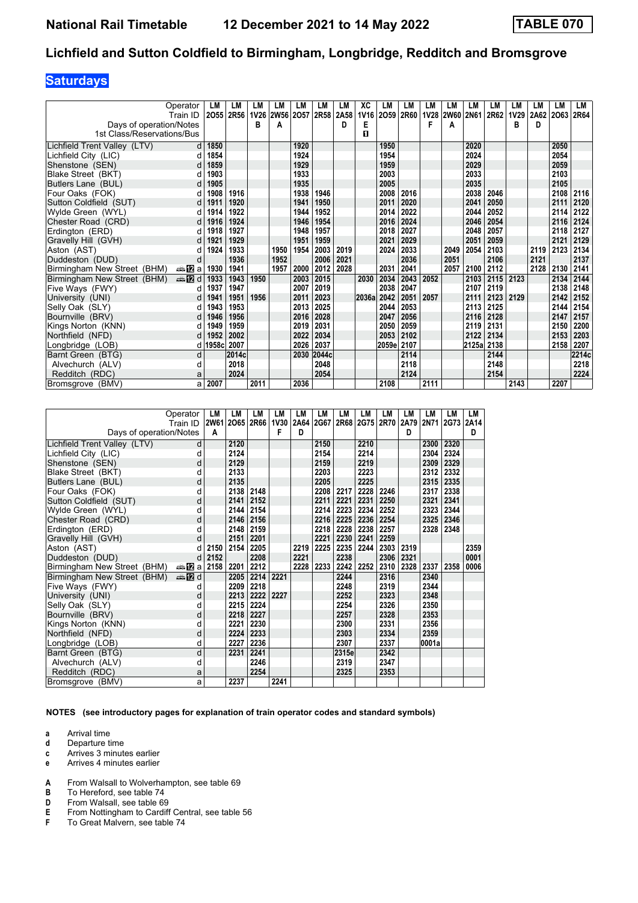National Rail Timetable 12 December 2021 to 14 May 2022 TABLE 070

# Lichfield and Sutton Coldfield to Birmingham, Longbridge, Redditch and Bromsgrove

## Saturdays

| Operator | | LM | LM | LM | LM | LM | LM | LM | XC | LM | LM | LM | LM | LM | LM | LM | LM | LM | LM |
|---|---|---|---|---|---|---|---|---|---|---|---|---|---|---|---|---|---|---|---|
| Train ID | | 2O55 | 2R56 | 1V26 | 2W56 | 2O57 | 2R58 | 2A58 | 1V16 | 2O59 | 2R60 | 1V28 | 2W60 | 2N61 | 2R62 | 1V29 | 2A62 | 2O63 | 2R64 |
| Days of operation/Notes | | | | B | A | | | D | E | | | F | A | | | B | D | | |
| 1st Class/Reservations/Bus | | | | | | | | | 🅱 | | | | | | | | | | |
| Lichfield Trent Valley (LTV) | d | 1850 | | | | 1920 | | | | 1950 | | | | 2020 | | | | 2050 | |
| Lichfield City (LIC) | d | 1854 | | | | 1924 | | | | 1954 | | | | 2024 | | | | 2054 | |
| Shenstone (SEN) | d | 1859 | | | | 1929 | | | | 1959 | | | | 2029 | | | | 2059 | |
| Blake Street (BKT) | d | 1903 | | | | 1933 | | | | 2003 | | | | 2033 | | | | 2103 | |
| Butlers Lane (BUL) | d | 1905 | | | | 1935 | | | | 2005 | | | | 2035 | | | | 2105 | |
| Four Oaks (FOK) | d | 1908 | 1916 | | | 1938 | 1946 | | | 2008 | 2016 | | | 2038 | 2046 | | | 2108 | 2116 |
| Sutton Coldfield (SUT) | d | 1911 | 1920 | | | 1941 | 1950 | | | 2011 | 2020 | | | 2041 | 2050 | | | 2111 | 2120 |
| Wylde Green (WYL) | d | 1914 | 1922 | | | 1944 | 1952 | | | 2014 | 2022 | | | 2044 | 2052 | | | 2114 | 2122 |
| Chester Road (CRD) | d | 1916 | 1924 | | | 1946 | 1954 | | | 2016 | 2024 | | | 2046 | 2054 | | | 2116 | 2124 |
| Erdington (ERD) | d | 1918 | 1927 | | | 1948 | 1957 | | | 2018 | 2027 | | | 2048 | 2057 | | | 2118 | 2127 |
| Gravelly Hill (GVH) | d | 1921 | 1929 | | | 1951 | 1959 | | | 2021 | 2029 | | | 2051 | 2059 | | | 2121 | 2129 |
| Aston (AST) | d | 1924 | 1933 | | 1950 | 1954 | 2003 | 2019 | | 2024 | 2033 | | 2049 | 2054 | 2103 | | 2119 | 2123 | 2134 |
| Duddeston (DUD) | d | | 1936 | | 1952 | | 2006 | 2021 | | | 2036 | | 2051 | | 2106 | | 2121 | | 2137 |
| Birmingham New Street (BHM) | 🚌 12 a | 1930 | 1941 | | 1957 | 2000 | 2012 | 2028 | | 2031 | 2041 | | 2057 | 2100 | 2112 | | 2128 | 2130 | 2141 |
| Birmingham New Street (BHM) | 🚌 12 d | 1933 | 1943 | 1950 | | 2003 | 2015 | | 2030 | 2034 | 2043 | 2052 | | 2103 | 2115 | 2123 | | 2134 | 2144 |
| Five Ways (FWY) | d | 1937 | 1947 | | | 2007 | 2019 | | | 2038 | 2047 | | | 2107 | 2119 | | | 2138 | 2148 |
| University (UNI) | d | 1941 | 1951 | 1956 | | 2011 | 2023 | | 2036a | 2042 | 2051 | 2057 | | 2111 | 2123 | 2129 | | 2142 | 2152 |
| Selly Oak (SLY) | d | 1943 | 1953 | | | 2013 | 2025 | | | 2044 | 2053 | | | 2113 | 2125 | | | 2144 | 2154 |
| Bournville (BRV) | d | 1946 | 1956 | | | 2016 | 2028 | | | 2047 | 2056 | | | 2116 | 2128 | | | 2147 | 2157 |
| Kings Norton (KNN) | d | 1949 | 1959 | | | 2019 | 2031 | | | 2050 | 2059 | | | 2119 | 2131 | | | 2150 | 2200 |
| Northfield (NFD) | d | 1952 | 2002 | | | 2022 | 2034 | | | 2053 | 2102 | | | 2122 | 2134 | | | 2153 | 2203 |
| Longbridge (LOB) | d | 1958c | 2007 | | | 2026 | 2037 | | | 2059e | 2107 | | | 2125a | 2138 | | | 2158 | 2207 |
| Barnt Green (BTG) | d | | 2014c | | | 2030 | 2044c | | | | 2114 | | | | 2144 | | | | 2214c |
| Alvechurch (ALV) | d | | 2018 | | | | 2048 | | | | 2118 | | | | 2148 | | | | 2218 |
| Redditch (RDC) | a | | 2024 | | | | 2054 | | | | 2124 | | | | 2154 | | | | 2224 |
| Bromsgrove (BMV) | a | 2007 | | 2011 | | 2036 | | | | 2108 | | 2111 | | | | 2143 | | 2207 | |

| Operator | | LM | LM | LM | LM | LM | LM | LM | LM | LM | LM | LM | LM | LM |
|---|---|---|---|---|---|---|---|---|---|---|---|---|---|---|
| Train ID | | 2W61 | 2O65 | 2R66 | 1V30 | 2A64 | 2G67 | 2R68 | 2G75 | 2R70 | 2A79 | 2N71 | 2G73 | 2A14 |
| Days of operation/Notes | | A | | | F | D | | | | | D | | | D |
| Lichfield Trent Valley (LTV) | d | | 2120 | | | | 2150 | | 2210 | | | 2300 | 2320 | |
| Lichfield City (LIC) | d | | 2124 | | | | 2154 | | 2214 | | | 2304 | 2324 | |
| Shenstone (SEN) | d | | 2129 | | | | 2159 | | 2219 | | | 2309 | 2329 | |
| Blake Street (BKT) | d | | 2133 | | | | 2203 | | 2223 | | | 2312 | 2332 | |
| Butlers Lane (BUL) | d | | 2135 | | | | 2205 | | 2225 | | | 2315 | 2335 | |
| Four Oaks (FOK) | d | | 2138 | 2148 | | | 2208 | 2217 | 2228 | 2246 | | 2317 | 2338 | |
| Sutton Coldfield (SUT) | d | | 2141 | 2152 | | | 2211 | 2221 | 2231 | 2250 | | 2321 | 2341 | |
| Wylde Green (WYL) | d | | 2144 | 2154 | | | 2214 | 2223 | 2234 | 2252 | | 2323 | 2344 | |
| Chester Road (CRD) | d | | 2146 | 2156 | | | 2216 | 2225 | 2236 | 2254 | | 2325 | 2346 | |
| Erdington (ERD) | d | | 2148 | 2159 | | | 2218 | 2228 | 2238 | 2257 | | 2328 | 2348 | |
| Gravelly Hill (GVH) | d | | 2151 | 2201 | | | 2221 | 2230 | 2241 | 2259 | | | | |
| Aston (AST) | d | 2150 | 2154 | 2205 | | 2219 | 2225 | 2235 | 2244 | 2303 | 2319 | | | 2359 |
| Duddeston (DUD) | d | 2152 | | 2208 | | 2221 | | 2238 | | 2306 | 2321 | | | 0001 |
| Birmingham New Street (BHM) | 🚌 12 a | 2158 | 2201 | 2212 | | 2228 | 2233 | 2242 | 2252 | 2310 | 2328 | 2337 | 2358 | 0006 |
| Birmingham New Street (BHM) | 🚌 12 d | | 2205 | 2214 | 2221 | | | 2244 | | 2316 | | 2340 | | |
| Five Ways (FWY) | d | | 2209 | 2218 | | | | 2248 | | 2319 | | 2344 | | |
| University (UNI) | d | | 2213 | 2222 | 2227 | | | 2252 | | 2323 | | 2348 | | |
| Selly Oak (SLY) | d | | 2215 | 2224 | | | | 2254 | | 2326 | | 2350 | | |
| Bournville (BRV) | d | | 2218 | 2227 | | | | 2257 | | 2328 | | 2353 | | |
| Kings Norton (KNN) | d | | 2221 | 2230 | | | | 2300 | | 2331 | | 2356 | | |
| Northfield (NFD) | d | | 2224 | 2233 | | | | 2303 | | 2334 | | 2359 | | |
| Longbridge (LOB) | d | | 2227 | 2236 | | | | 2307 | | 2337 | | 0001a | | |
| Barnt Green (BTG) | d | | 2231 | 2241 | | | | 2315e | | 2342 | | | | |
| Alvechurch (ALV) | d | | | 2246 | | | | 2319 | | 2347 | | | | |
| Redditch (RDC) | a | | | 2254 | | | | 2325 | | 2353 | | | | |
| Bromsgrove (BMV) | a | | 2237 | | 2241 | | | | | | | | | |

**NOTES (see introductory pages for explanation of train operator codes and standard symbols)**

- **a** Arrival time
- **d** Departure time
- **c** Arrives 3 minutes earlier
- **e** Arrives 4 minutes earlier

- **A** From Walsall to Wolverhampton, see table 69
- **B** To Hereford, see table 74
- **D** From Walsall, see table 69
- **E** From Nottingham to Cardiff Central, see table 56
- **F** To Great Malvern, see table 74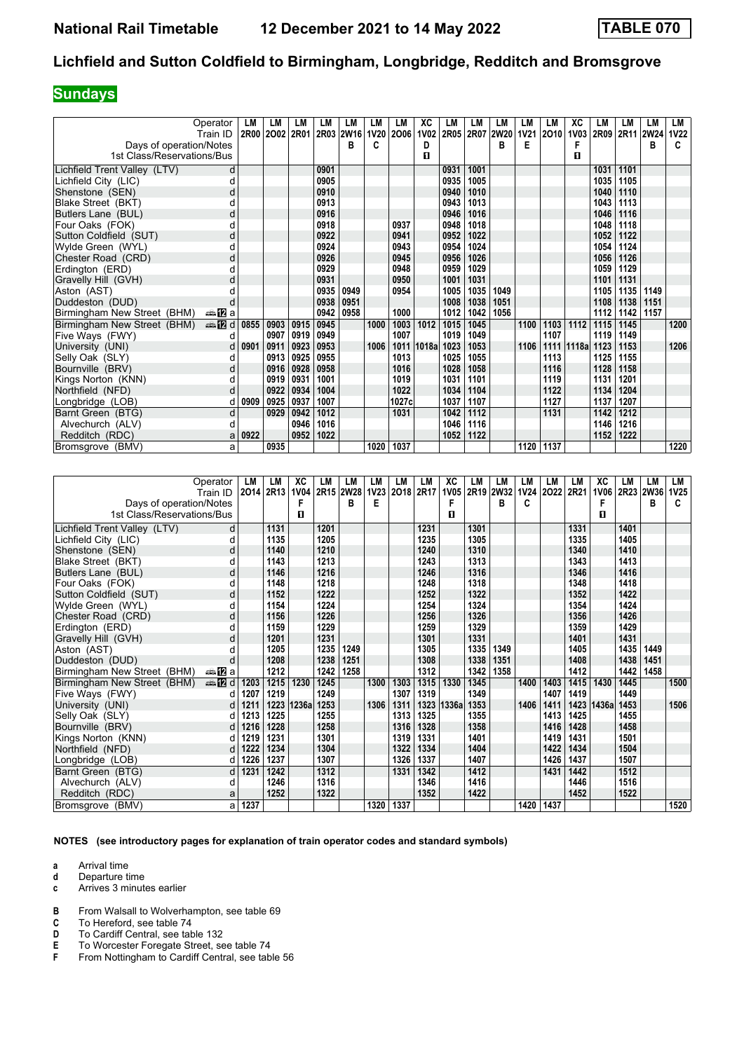# National Rail Timetable — 12 December 2021 to 14 May 2022 — TABLE 070

## Lichfield and Sutton Coldfield to Birmingham, Longbridge, Redditch and Bromsgrove

**Sundays**

| | | LM | LM | LM | LM | LM | LM | LM | XC | LM | LM | LM | LM | LM | XC | LM | LM | LM | LM |
|---|---|---|---|---|---|---|---|---|---|---|---|---|---|---|---|---|---|---|---|
| Train ID | | 2R00 | 2O02 | 2R01 | 2R03 | 2W16 | 1V20 | 2O06 | 1V02 | 2R05 | 2R07 | 2W20 | 1V21 | 2O10 | 1V03 | 2R09 | 2R11 | 2W24 | 1V22 |
| Days of operation/Notes | | | | | | B | C | | D | | | B | E | | F | | | B | C |
| 1st Class/Reservations/Bus | | | | | | | | | ■ | | | | | | ■ | | | | |
| Lichfield Trent Valley (LTV) | d | | | | 0901 | | | | | 0931 | 1001 | | | | | 1031 | 1101 | | |
| Lichfield City (LIC) | d | | | | 0905 | | | | | 0935 | 1005 | | | | | 1035 | 1105 | | |
| Shenstone (SEN) | d | | | | 0910 | | | | | 0940 | 1010 | | | | | 1040 | 1110 | | |
| Blake Street (BKT) | d | | | | 0913 | | | | | 0943 | 1013 | | | | | 1043 | 1113 | | |
| Butlers Lane (BUL) | d | | | | 0916 | | | | | 0946 | 1016 | | | | | 1046 | 1116 | | |
| Four Oaks (FOK) | d | | | | 0918 | | | 0937 | | 0948 | 1018 | | | | | 1048 | 1118 | | |
| Sutton Coldfield (SUT) | d | | | | 0922 | | | 0941 | | 0952 | 1022 | | | | | 1052 | 1122 | | |
| Wylde Green (WYL) | d | | | | 0924 | | | 0943 | | 0954 | 1024 | | | | | 1054 | 1124 | | |
| Chester Road (CRD) | d | | | | 0926 | | | 0945 | | 0956 | 1026 | | | | | 1056 | 1126 | | |
| Erdington (ERD) | d | | | | 0929 | | | 0948 | | 0959 | 1029 | | | | | 1059 | 1129 | | |
| Gravelly Hill (GVH) | d | | | | 0931 | | | 0950 | | 1001 | 1031 | | | | | 1101 | 1131 | | |
| Aston (AST) | d | | | | 0935 | 0949 | | 0954 | | 1005 | 1035 | 1049 | | | | 1105 | 1135 | 1149 | |
| Duddeston (DUD) | d | | | | 0938 | 0951 | | | | 1008 | 1038 | 1051 | | | | 1108 | 1138 | 1151 | |
| Birmingham New Street (BHM) 12 | a | | | | 0942 | 0958 | | 1000 | | 1012 | 1042 | 1056 | | | | 1112 | 1142 | 1157 | |
| Birmingham New Street (BHM) 12 | d | 0855 | 0903 | 0915 | 0945 | | 1000 | 1003 | 1012 | 1015 | 1045 | | 1100 | 1103 | 1112 | 1115 | 1145 | | 1200 |
| Five Ways (FWY) | d | | 0907 | 0919 | 0949 | | | 1007 | | 1019 | 1049 | | | 1107 | | 1119 | 1149 | | |
| University (UNI) | d | 0901 | 0911 | 0923 | 0953 | | 1006 | 1011 | 1018a | 1023 | 1053 | | 1106 | 1111 | 1118a | 1123 | 1153 | | 1206 |
| Selly Oak (SLY) | d | | 0913 | 0925 | 0955 | | | 1013 | | 1025 | 1055 | | | 1113 | | 1125 | 1155 | | |
| Bournville (BRV) | d | | 0916 | 0928 | 0958 | | | 1016 | | 1028 | 1058 | | | 1116 | | 1128 | 1158 | | |
| Kings Norton (KNN) | d | | 0919 | 0931 | 1001 | | | 1019 | | 1031 | 1101 | | | 1119 | | 1131 | 1201 | | |
| Northfield (NFD) | d | | 0922 | 0934 | 1004 | | | 1022 | | 1034 | 1104 | | | 1122 | | 1134 | 1204 | | |
| Longbridge (LOB) | d | 0909 | 0925 | 0937 | 1007 | | | 1027c | | 1037 | 1107 | | | 1127 | | 1137 | 1207 | | |
| Barnt Green (BTG) | d | | 0929 | 0942 | 1012 | | | 1031 | | 1042 | 1112 | | | 1131 | | 1142 | 1212 | | |
| Alvechurch (ALV) | d | | | 0946 | 1016 | | | | | 1046 | 1116 | | | | | 1146 | 1216 | | |
| Redditch (RDC) | a | 0922 | | 0952 | 1022 | | | | | 1052 | 1122 | | | | | 1152 | 1222 | | |
| Bromsgrove (BMV) | a | | 0935 | | | | 1020 | 1037 | | | | | 1120 | 1137 | | | | | 1220 |

| | | LM | LM | XC | LM | LM | LM | LM | LM | XC | LM | LM | LM | LM | LM | XC | LM | LM | LM |
|---|---|---|---|---|---|---|---|---|---|---|---|---|---|---|---|---|---|---|---|
| Train ID | | 2O14 | 2R13 | 1V04 | 2R15 | 2W28 | 1V23 | 2O18 | 2R17 | 1V05 | 2R19 | 2W32 | 1V24 | 2O22 | 2R21 | 1V06 | 2R23 | 2W36 | 1V25 |
| Days of operation/Notes | | | | F | | B | E | | | F | | B | C | | | F | | B | C |
| 1st Class/Reservations/Bus | | | | ■ | | | | | | ■ | | | | | | ■ | | | |
| Lichfield Trent Valley (LTV) | d | | 1131 | | 1201 | | | | 1231 | | 1301 | | | | 1331 | | 1401 | | |
| Lichfield City (LIC) | d | | 1135 | | 1205 | | | | 1235 | | 1305 | | | | 1335 | | 1405 | | |
| Shenstone (SEN) | d | | 1140 | | 1210 | | | | 1240 | | 1310 | | | | 1340 | | 1410 | | |
| Blake Street (BKT) | d | | 1143 | | 1213 | | | | 1243 | | 1313 | | | | 1343 | | 1413 | | |
| Butlers Lane (BUL) | d | | 1146 | | 1216 | | | | 1246 | | 1316 | | | | 1346 | | 1416 | | |
| Four Oaks (FOK) | d | | 1148 | | 1218 | | | | 1248 | | 1318 | | | | 1348 | | 1418 | | |
| Sutton Coldfield (SUT) | d | | 1152 | | 1222 | | | | 1252 | | 1322 | | | | 1352 | | 1422 | | |
| Wylde Green (WYL) | d | | 1154 | | 1224 | | | | 1254 | | 1324 | | | | 1354 | | 1424 | | |
| Chester Road (CRD) | d | | 1156 | | 1226 | | | | 1256 | | 1326 | | | | 1356 | | 1426 | | |
| Erdington (ERD) | d | | 1159 | | 1229 | | | | 1259 | | 1329 | | | | 1359 | | 1429 | | |
| Gravelly Hill (GVH) | d | | 1201 | | 1231 | | | | 1301 | | 1331 | | | | 1401 | | 1431 | | |
| Aston (AST) | d | | 1205 | | 1235 | 1249 | | | 1305 | | 1335 | 1349 | | | 1405 | | 1435 | 1449 | |
| Duddeston (DUD) | d | | 1208 | | 1238 | 1251 | | | 1308 | | 1338 | 1351 | | | 1408 | | 1438 | 1451 | |
| Birmingham New Street (BHM) 12 | a | | 1212 | | 1242 | 1258 | | | 1312 | | 1342 | 1358 | | | 1412 | | 1442 | 1458 | |
| Birmingham New Street (BHM) 12 | d | 1203 | 1215 | 1230 | 1245 | | 1300 | 1303 | 1315 | 1330 | 1345 | | 1400 | 1403 | 1415 | 1430 | 1445 | | 1500 |
| Five Ways (FWY) | d | 1207 | 1219 | | 1249 | | | 1307 | 1319 | | 1349 | | | 1407 | 1419 | | 1449 | | |
| University (UNI) | d | 1211 | 1223 | 1236a | 1253 | | 1306 | 1311 | 1323 | 1336a | 1353 | | 1406 | 1411 | 1423 | 1436a | 1453 | | 1506 |
| Selly Oak (SLY) | d | 1213 | 1225 | | 1255 | | | 1313 | 1325 | | 1355 | | | 1413 | 1425 | | 1455 | | |
| Bournville (BRV) | d | 1216 | 1228 | | 1258 | | | 1316 | 1328 | | 1358 | | | 1416 | 1428 | | 1458 | | |
| Kings Norton (KNN) | d | 1219 | 1231 | | 1301 | | | 1319 | 1331 | | 1401 | | | 1419 | 1431 | | 1501 | | |
| Northfield (NFD) | d | 1222 | 1234 | | 1304 | | | 1322 | 1334 | | 1404 | | | 1422 | 1434 | | 1504 | | |
| Longbridge (LOB) | d | 1226 | 1237 | | 1307 | | | 1326 | 1337 | | 1407 | | | 1426 | 1437 | | 1507 | | |
| Barnt Green (BTG) | d | 1231 | 1242 | | 1312 | | | 1331 | 1342 | | 1412 | | | 1431 | 1442 | | 1512 | | |
| Alvechurch (ALV) | d | | 1246 | | 1316 | | | | 1346 | | 1416 | | | | 1446 | | 1516 | | |
| Redditch (RDC) | a | | 1252 | | 1322 | | | | 1352 | | 1422 | | | | 1452 | | 1522 | | |
| Bromsgrove (BMV) | a | 1237 | | | | | 1320 | 1337 | | | | | 1420 | 1437 | | | | | 1520 |

**NOTES (see introductory pages for explanation of train operator codes and standard symbols)**

- **a** Arrival time
- **d** Departure time
- **c** Arrives 3 minutes earlier

- **B** From Walsall to Wolverhampton, see table 69
- **C** To Hereford, see table 74
- **D** To Cardiff Central, see table 132
- **E** To Worcester Foregate Street, see table 74
- **F** From Nottingham to Cardiff Central, see table 56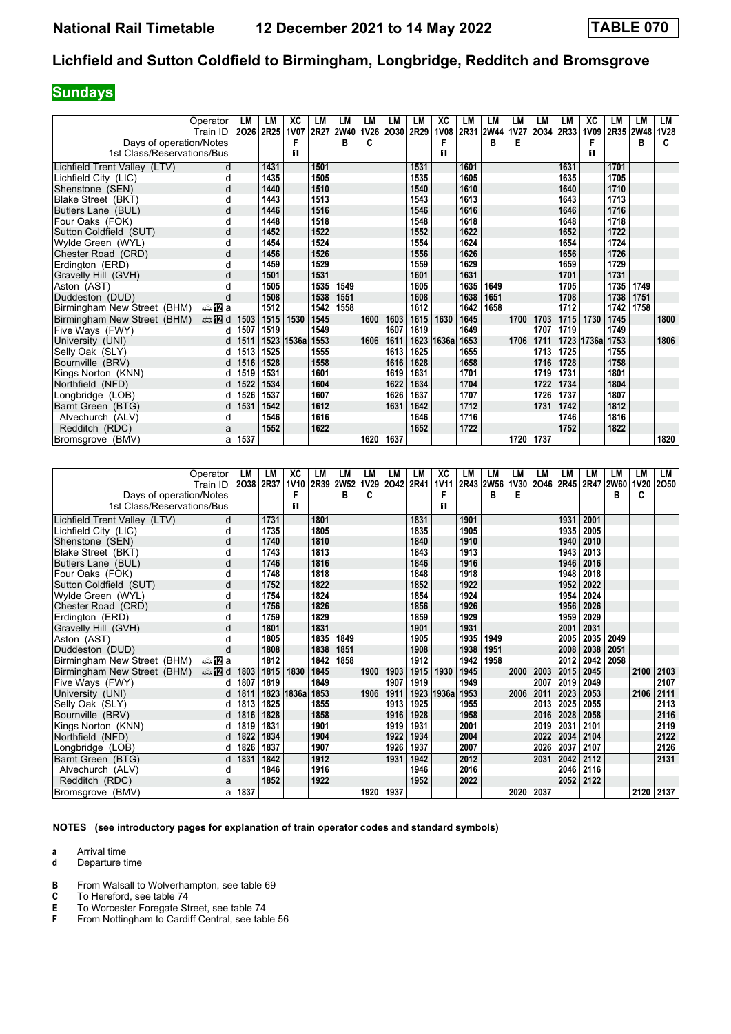# Lichfield and Sutton Coldfield to Birmingham, Longbridge, Redditch and Bromsgrove

**Sundays**

National Rail Timetable 12 December 2021 to 14 May 2022 — TABLE 070

| Operator | | LM | LM | XC | LM | LM | LM | LM | LM | XC | LM | LM | LM | LM | LM | XC | LM | LM | LM |
|---|---|---|---|---|---|---|---|---|---|---|---|---|---|---|---|---|---|---|---|
| Train ID | | 2O26 | 2R25 | 1V07 | 2R27 | 2W40 | 1V26 | 2O30 | 2R29 | 1V08 | 2R31 | 2W44 | 1V27 | 2O34 | 2R33 | 1V09 | 2R35 | 2W48 | 1V28 |
| Days of operation/Notes | | | | F | | B | C | | | F | | B | E | | | F | | B | C |
| 1st Class/Reservations/Bus | | | | ◨ | | | | | | ◨ | | | | | | ◨ | | | |
| Lichfield Trent Valley (LTV) | d | | 1431 | | 1501 | | | | 1531 | | 1601 | | | | 1631 | | 1701 | | |
| Lichfield City (LIC) | d | | 1435 | | 1505 | | | | 1535 | | 1605 | | | | 1635 | | 1705 | | |
| Shenstone (SEN) | d | | 1440 | | 1510 | | | | 1540 | | 1610 | | | | 1640 | | 1710 | | |
| Blake Street (BKT) | d | | 1443 | | 1513 | | | | 1543 | | 1613 | | | | 1643 | | 1713 | | |
| Butlers Lane (BUL) | d | | 1446 | | 1516 | | | | 1546 | | 1616 | | | | 1646 | | 1716 | | |
| Four Oaks (FOK) | d | | 1448 | | 1518 | | | | 1548 | | 1618 | | | | 1648 | | 1718 | | |
| Sutton Coldfield (SUT) | d | | 1452 | | 1522 | | | | 1552 | | 1622 | | | | 1652 | | 1722 | | |
| Wylde Green (WYL) | d | | 1454 | | 1524 | | | | 1554 | | 1624 | | | | 1654 | | 1724 | | |
| Chester Road (CRD) | d | | 1456 | | 1526 | | | | 1556 | | 1626 | | | | 1656 | | 1726 | | |
| Erdington (ERD) | d | | 1459 | | 1529 | | | | 1559 | | 1629 | | | | 1659 | | 1729 | | |
| Gravelly Hill (GVH) | d | | 1501 | | 1531 | | | | 1601 | | 1631 | | | | 1701 | | 1731 | | |
| Aston (AST) | d | | 1505 | | 1535 | 1549 | | | 1605 | | 1635 | 1649 | | | 1705 | | 1735 | 1749 | |
| Duddeston (DUD) | d | | 1508 | | 1538 | 1551 | | | 1608 | | 1638 | 1651 | | | 1708 | | 1738 | 1751 | |
| Birmingham New Street (BHM) | a | | 1512 | | 1542 | 1558 | | | 1612 | | 1642 | 1658 | | | 1712 | | 1742 | 1758 | |
| Birmingham New Street (BHM) | d | 1503 | 1515 | 1530 | 1545 | | 1600 | 1603 | 1615 | 1630 | 1645 | | 1700 | 1703 | 1715 | 1730 | 1745 | | 1800 |
| Five Ways (FWY) | d | 1507 | 1519 | | 1549 | | | 1607 | 1619 | | 1649 | | | 1707 | 1719 | | 1749 | | |
| University (UNI) | d | 1511 | 1523 | 1536a | 1553 | | 1606 | 1611 | 1623 | 1636a | 1653 | | 1706 | 1711 | 1723 | 1736a | 1753 | | 1806 |
| Selly Oak (SLY) | d | 1513 | 1525 | | 1555 | | | 1613 | 1625 | | 1655 | | | 1713 | 1725 | | 1755 | | |
| Bournville (BRV) | d | 1516 | 1528 | | 1558 | | | 1616 | 1628 | | 1658 | | | 1716 | 1728 | | 1758 | | |
| Kings Norton (KNN) | d | 1519 | 1531 | | 1601 | | | 1619 | 1631 | | 1701 | | | 1719 | 1731 | | 1801 | | |
| Northfield (NFD) | d | 1522 | 1534 | | 1604 | | | 1622 | 1634 | | 1704 | | | 1722 | 1734 | | 1804 | | |
| Longbridge (LOB) | d | 1526 | 1537 | | 1607 | | | 1626 | 1637 | | 1707 | | | 1726 | 1737 | | 1807 | | |
| Barnt Green (BTG) | d | 1531 | 1542 | | 1612 | | | 1631 | 1642 | | 1712 | | | 1731 | 1742 | | 1812 | | |
| Alvechurch (ALV) | d | | 1546 | | 1616 | | | | 1646 | | 1716 | | | | 1746 | | 1816 | | |
| Redditch (RDC) | a | | 1552 | | 1622 | | | | 1652 | | 1722 | | | | 1752 | | 1822 | | |
| Bromsgrove (BMV) | a | 1537 | | | | | 1620 | 1637 | | | | | 1720 | 1737 | | | | | 1820 |

| Operator | | LM | LM | XC | LM | LM | LM | LM | LM | XC | LM | LM | LM | LM | LM | LM | LM | LM | LM |
|---|---|---|---|---|---|---|---|---|---|---|---|---|---|---|---|---|---|---|---|
| Train ID | | 2O38 | 2R37 | 1V10 | 2R39 | 2W52 | 1V29 | 2O42 | 2R41 | 1V11 | 2R43 | 2W56 | 1V30 | 2O46 | 2R45 | 2R47 | 2W60 | 1V20 | 2O50 |
| Days of operation/Notes | | | | F | | B | C | | | F | | B | E | | | | B | C | |
| 1st Class/Reservations/Bus | | | | ◨ | | | | | | ◨ | | | | | | | | | |
| Lichfield Trent Valley (LTV) | d | | 1731 | | 1801 | | | | 1831 | | 1901 | | | | 1931 | 2001 | | | |
| Lichfield City (LIC) | d | | 1735 | | 1805 | | | | 1835 | | 1905 | | | | 1935 | 2005 | | | |
| Shenstone (SEN) | d | | 1740 | | 1810 | | | | 1840 | | 1910 | | | | 1940 | 2010 | | | |
| Blake Street (BKT) | d | | 1743 | | 1813 | | | | 1843 | | 1913 | | | | 1943 | 2013 | | | |
| Butlers Lane (BUL) | d | | 1746 | | 1816 | | | | 1846 | | 1916 | | | | 1946 | 2016 | | | |
| Four Oaks (FOK) | d | | 1748 | | 1818 | | | | 1848 | | 1918 | | | | 1948 | 2018 | | | |
| Sutton Coldfield (SUT) | d | | 1752 | | 1822 | | | | 1852 | | 1922 | | | | 1952 | 2022 | | | |
| Wylde Green (WYL) | d | | 1754 | | 1824 | | | | 1854 | | 1924 | | | | 1954 | 2024 | | | |
| Chester Road (CRD) | d | | 1756 | | 1826 | | | | 1856 | | 1926 | | | | 1956 | 2026 | | | |
| Erdington (ERD) | d | | 1759 | | 1829 | | | | 1859 | | 1929 | | | | 1959 | 2029 | | | |
| Gravelly Hill (GVH) | d | | 1801 | | 1831 | | | | 1901 | | 1931 | | | | 2001 | 2031 | | | |
| Aston (AST) | d | | 1805 | | 1835 | 1849 | | | 1905 | | 1935 | 1949 | | | 2005 | 2035 | 2049 | | |
| Duddeston (DUD) | d | | 1808 | | 1838 | 1851 | | | 1908 | | 1938 | 1951 | | | 2008 | 2038 | 2051 | | |
| Birmingham New Street (BHM) | a | | 1812 | | 1842 | 1858 | | | 1912 | | 1942 | 1958 | | | 2012 | 2042 | 2058 | | |
| Birmingham New Street (BHM) | d | 1803 | 1815 | 1830 | 1845 | | 1900 | 1903 | 1915 | 1930 | 1945 | | 2000 | 2003 | 2015 | 2045 | | 2100 | 2103 |
| Five Ways (FWY) | d | 1807 | 1819 | | 1849 | | | 1907 | 1919 | | 1949 | | | 2007 | 2019 | 2049 | | | 2107 |
| University (UNI) | d | 1811 | 1823 | 1836a | 1853 | | 1906 | 1911 | 1923 | 1936a | 1953 | | 2006 | 2011 | 2023 | 2053 | | 2106 | 2111 |
| Selly Oak (SLY) | d | 1813 | 1825 | | 1855 | | | 1913 | 1925 | | 1955 | | | 2013 | 2025 | 2055 | | | 2113 |
| Bournville (BRV) | d | 1816 | 1828 | | 1858 | | | 1916 | 1928 | | 1958 | | | 2016 | 2028 | 2058 | | | 2116 |
| Kings Norton (KNN) | d | 1819 | 1831 | | 1901 | | | 1919 | 1931 | | 2001 | | | 2019 | 2031 | 2101 | | | 2119 |
| Northfield (NFD) | d | 1822 | 1834 | | 1904 | | | 1922 | 1934 | | 2004 | | | 2022 | 2034 | 2104 | | | 2122 |
| Longbridge (LOB) | d | 1826 | 1837 | | 1907 | | | 1926 | 1937 | | 2007 | | | 2026 | 2037 | 2107 | | | 2126 |
| Barnt Green (BTG) | d | 1831 | 1842 | | 1912 | | | 1931 | 1942 | | 2012 | | | 2031 | 2042 | 2112 | | | 2131 |
| Alvechurch (ALV) | d | | 1846 | | 1916 | | | | 1946 | | 2016 | | | | 2046 | 2116 | | | |
| Redditch (RDC) | a | | 1852 | | 1922 | | | | 1952 | | 2022 | | | | 2052 | 2122 | | | |
| Bromsgrove (BMV) | a | 1837 | | | | | 1920 | 1937 | | | | | 2020 | 2037 | | | | 2120 | 2137 |

**NOTES (see introductory pages for explanation of train operator codes and standard symbols)**

- **a** Arrival time
- **d** Departure time

- **B** From Walsall to Wolverhampton, see table 69
- **C** To Hereford, see table 74
- **E** To Worcester Foregate Street, see table 74
- **F** From Nottingham to Cardiff Central, see table 56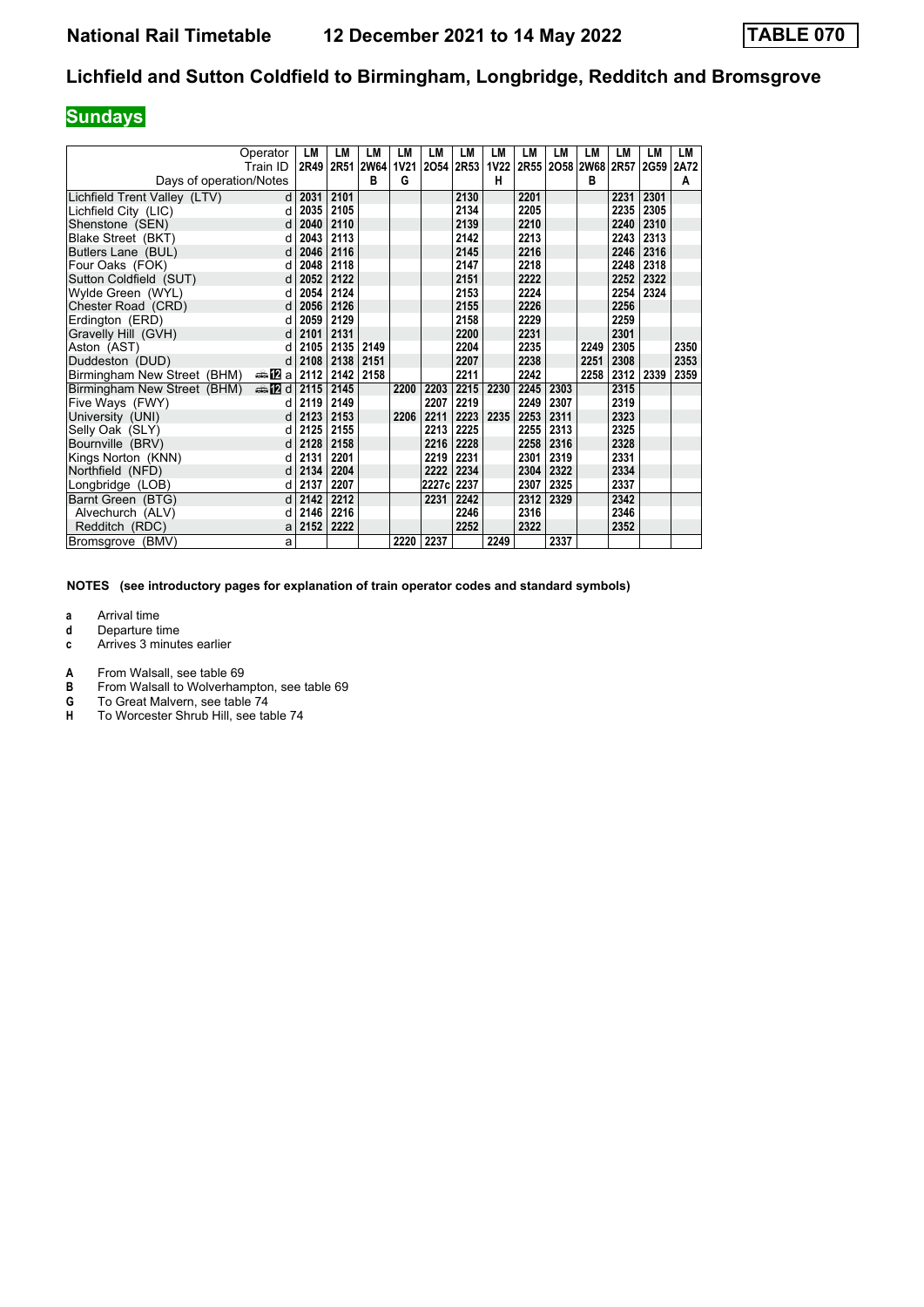# National Rail Timetable 12 December 2021 to 14 May 2022 TABLE 070

## Lichfield and Sutton Coldfield to Birmingham, Longbridge, Redditch and Bromsgrove

### Sundays

| Operator | | LM | LM | LM | LM | LM | LM | LM | LM | LM | LM | LM | LM | LM |
|---|---|---|---|---|---|---|---|---|---|---|---|---|---|---|
| Train ID | | 2R49 | 2R51 | 2W64 | 1V21 | 2O54 | 2R53 | 1V22 | 2R55 | 2O58 | 2W68 | 2R57 | 2G59 | 2A72 |
| Days of operation/Notes | | | | B | G | | | H | | | B | | | A |
| Lichfield Trent Valley (LTV) | d | 2031 | 2101 | | | | 2130 | | 2201 | | | 2231 | 2301 | |
| Lichfield City (LIC) | d | 2035 | 2105 | | | | 2134 | | 2205 | | | 2235 | 2305 | |
| Shenstone (SEN) | d | 2040 | 2110 | | | | 2139 | | 2210 | | | 2240 | 2310 | |
| Blake Street (BKT) | d | 2043 | 2113 | | | | 2142 | | 2213 | | | 2243 | 2313 | |
| Butlers Lane (BUL) | d | 2046 | 2116 | | | | 2145 | | 2216 | | | 2246 | 2316 | |
| Four Oaks (FOK) | d | 2048 | 2118 | | | | 2147 | | 2218 | | | 2248 | 2318 | |
| Sutton Coldfield (SUT) | d | 2052 | 2122 | | | | 2151 | | 2222 | | | 2252 | 2322 | |
| Wylde Green (WYL) | d | 2054 | 2124 | | | | 2153 | | 2224 | | | 2254 | 2324 | |
| Chester Road (CRD) | d | 2056 | 2126 | | | | 2155 | | 2226 | | | 2256 | | |
| Erdington (ERD) | d | 2059 | 2129 | | | | 2158 | | 2229 | | | 2259 | | |
| Gravelly Hill (GVH) | d | 2101 | 2131 | | | | 2200 | | 2231 | | | 2301 | | |
| Aston (AST) | d | 2105 | 2135 | 2149 | | | 2204 | | 2235 | | 2249 | 2305 | | 2350 |
| Duddeston (DUD) | d | 2108 | 2138 | 2151 | | | 2207 | | 2238 | | 2251 | 2308 | | 2353 |
| Birmingham New Street (BHM) | a | 2112 | 2142 | 2158 | | | 2211 | | 2242 | | 2258 | 2312 | 2339 | 2359 |
| Birmingham New Street (BHM) | d | 2115 | 2145 | | 2200 | 2203 | 2215 | 2230 | 2245 | 2303 | | 2315 | | |
| Five Ways (FWY) | d | 2119 | 2149 | | | 2207 | 2219 | | 2249 | 2307 | | 2319 | | |
| University (UNI) | d | 2123 | 2153 | | 2206 | 2211 | 2223 | 2235 | 2253 | 2311 | | 2323 | | |
| Selly Oak (SLY) | d | 2125 | 2155 | | | 2213 | 2225 | | 2255 | 2313 | | 2325 | | |
| Bournville (BRV) | d | 2128 | 2158 | | | 2216 | 2228 | | 2258 | 2316 | | 2328 | | |
| Kings Norton (KNN) | d | 2131 | 2201 | | | 2219 | 2231 | | 2301 | 2319 | | 2331 | | |
| Northfield (NFD) | d | 2134 | 2204 | | | 2222 | 2234 | | 2304 | 2322 | | 2334 | | |
| Longbridge (LOB) | d | 2137 | 2207 | | | 2227c | 2237 | | 2307 | 2325 | | 2337 | | |
| Barnt Green (BTG) | d | 2142 | 2212 | | | 2231 | 2242 | | 2312 | 2329 | | 2342 | | |
| Alvechurch (ALV) | d | 2146 | 2216 | | | | 2246 | | 2316 | | | 2346 | | |
| Redditch (RDC) | a | 2152 | 2222 | | | | 2252 | | 2322 | | | 2352 | | |
| Bromsgrove (BMV) | a | | | | 2220 | 2237 | | 2249 | | 2337 | | | | |

**NOTES (see introductory pages for explanation of train operator codes and standard symbols)**

- **a** Arrival time
- **d** Departure time
- **c** Arrives 3 minutes earlier

- **A** From Walsall, see table 69
- **B** From Walsall to Wolverhampton, see table 69
- **G** To Great Malvern, see table 74
- **H** To Worcester Shrub Hill, see table 74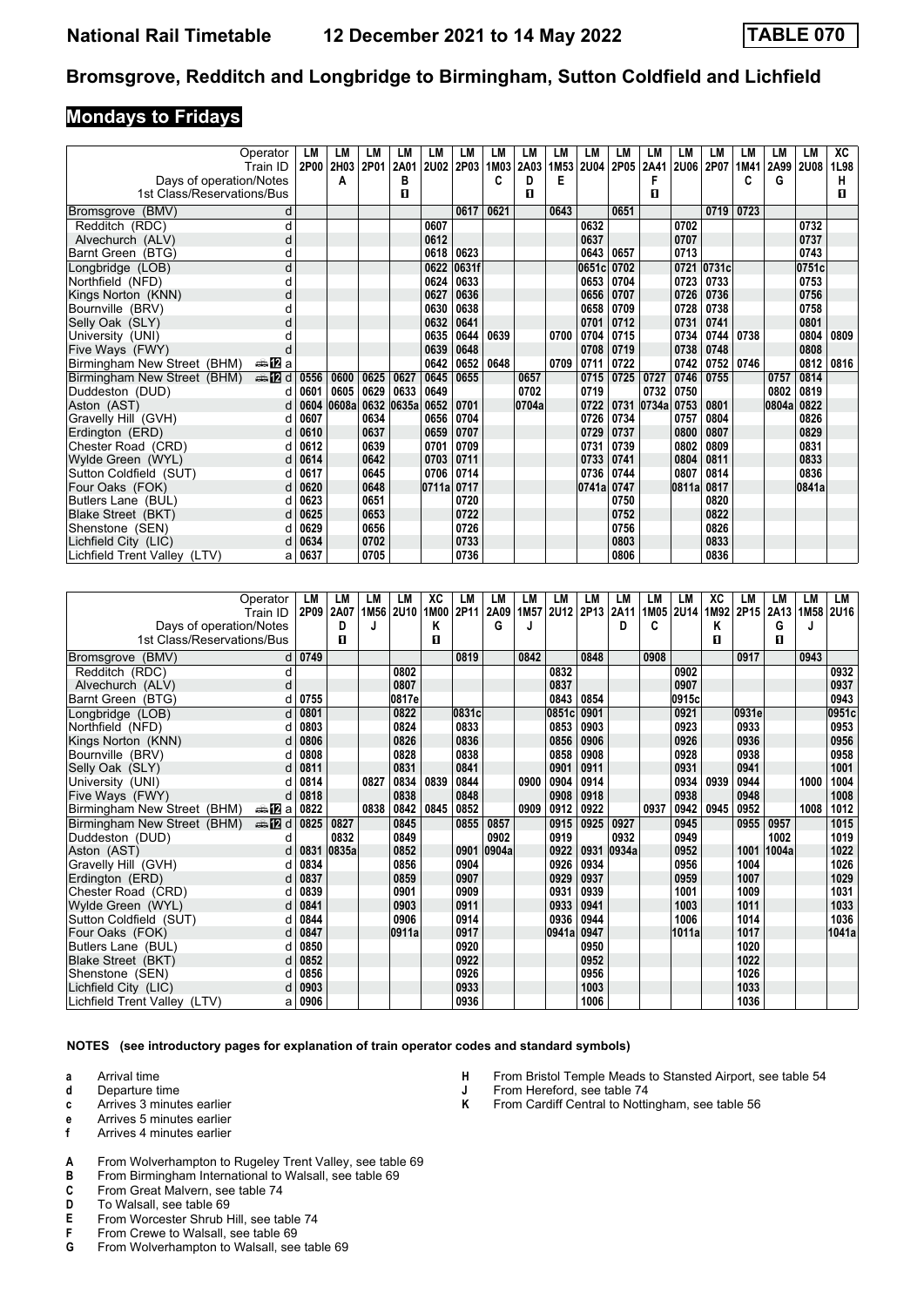# Bromsgrove, Redditch and Longbridge to Birmingham, Sutton Coldfield and Lichfield

## Mondays to Fridays

| Operator | | LM | LM | LM | LM | LM | LM | LM | LM | LM | LM | LM | LM | LM | LM | LM | LM | LM | XC |
|---|---|---|---|---|---|---|---|---|---|---|---|---|---|---|---|---|---|---|---|
| Train ID | | 2P00 | 2H03 | 2P01 | 2A01 | 2U02 | 2P03 | 1M03 | 2A03 | 1M53 | 2U04 | 2P05 | 2A41 | 2U06 | 2P07 | 1M41 | 2A99 | 2U08 | 1L98 |
| Days of operation/Notes | | | A | | B | | | C | D | E | | | F | | | C | G | | H |
| 1st Class/Reservations/Bus | | | | | ■ | | | | ■ | | | | ■ | | | | | | ■ |
| Bromsgrove (BMV) | d | | | | | | 0617 | 0621 | | 0643 | | 0651 | | | 0719 | 0723 | | | |
| Redditch (RDC) | d | | | | | 0607 | | | | | 0632 | | | 0702 | | | | 0732 | |
| Alvechurch (ALV) | d | | | | | 0612 | | | | | 0637 | | | 0707 | | | | 0737 | |
| Barnt Green (BTG) | d | | | | | 0618 | 0623 | | | | 0643 | 0657 | | 0713 | | | | 0743 | |
| Longbridge (LOB) | d | | | | | 0622 | 0631f | | | | 0651c | 0702 | | 0721 | 0731c | | | 0751c | |
| Northfield (NFD) | d | | | | | 0624 | 0633 | | | | 0653 | 0704 | | 0723 | 0733 | | | 0753 | |
| Kings Norton (KNN) | d | | | | | 0627 | 0636 | | | | 0656 | 0707 | | 0726 | 0736 | | | 0756 | |
| Bournville (BRV) | d | | | | | 0630 | 0638 | | | | 0658 | 0709 | | 0728 | 0738 | | | 0758 | |
| Selly Oak (SLY) | d | | | | | 0632 | 0641 | | | | 0701 | 0712 | | 0731 | 0741 | | | 0801 | |
| University (UNI) | d | | | | | 0635 | 0644 | 0639 | | 0700 | 0704 | 0715 | | 0734 | 0744 | 0738 | | 0804 | 0809 |
| Five Ways (FWY) | d | | | | | 0639 | 0648 | | | | 0708 | 0719 | | 0738 | 0748 | | | 0808 | |
| Birmingham New Street (BHM) | a | | | | | 0642 | 0652 | 0648 | | 0709 | 0711 | 0722 | | 0742 | 0752 | 0746 | | 0812 | 0816 |
| Birmingham New Street (BHM) | d | 0556 | 0600 | 0625 | 0627 | 0645 | 0655 | | 0657 | | 0715 | 0725 | 0727 | 0746 | 0755 | | 0757 | 0814 | |
| Duddeston (DUD) | d | 0601 | 0605 | 0629 | 0633 | 0649 | | | 0702 | | 0719 | | 0732 | 0750 | | | 0802 | 0819 | |
| Aston (AST) | d | 0604 | 0608a | 0632 | 0635a | 0652 | 0701 | | 0704a | | 0722 | 0731 | 0734a | 0753 | 0801 | | 0804a | 0822 | |
| Gravelly Hill (GVH) | d | 0607 | | 0634 | | 0656 | 0704 | | | | 0726 | 0734 | | 0757 | 0804 | | | 0826 | |
| Erdington (ERD) | d | 0610 | | 0637 | | 0659 | 0707 | | | | 0729 | 0737 | | 0800 | 0807 | | | 0829 | |
| Chester Road (CRD) | d | 0612 | | 0639 | | 0701 | 0709 | | | | 0731 | 0739 | | 0802 | 0809 | | | 0831 | |
| Wylde Green (WYL) | d | 0614 | | 0642 | | 0703 | 0711 | | | | 0733 | 0741 | | 0804 | 0811 | | | 0833 | |
| Sutton Coldfield (SUT) | d | 0617 | | 0645 | | 0706 | 0714 | | | | 0736 | 0744 | | 0807 | 0814 | | | 0836 | |
| Four Oaks (FOK) | d | 0620 | | 0648 | | 0711a | 0717 | | | | 0741a | 0747 | | 0811a | 0817 | | | 0841a | |
| Butlers Lane (BUL) | d | 0623 | | 0651 | | | 0720 | | | | | 0750 | | | 0820 | | | | |
| Blake Street (BKT) | d | 0625 | | 0653 | | | 0722 | | | | | 0752 | | | 0822 | | | | |
| Shenstone (SEN) | d | 0629 | | 0656 | | | 0726 | | | | | 0756 | | | 0826 | | | | |
| Lichfield City (LIC) | d | 0634 | | 0702 | | | 0733 | | | | | 0803 | | | 0833 | | | | |
| Lichfield Trent Valley (LTV) | a | 0637 | | 0705 | | | 0736 | | | | | 0806 | | | 0836 | | | | |

| Operator | | LM | LM | LM | LM | XC | LM | LM | LM | LM | LM | LM | LM | LM | XC | LM | LM | LM | LM |
|---|---|---|---|---|---|---|---|---|---|---|---|---|---|---|---|---|---|---|---|
| Train ID | | 2P09 | 2A07 | 1M56 | 2U10 | 1M00 | 2P11 | 2A09 | 1M57 | 2U12 | 2P13 | 2A11 | 1M05 | 2U14 | 1M92 | 2P15 | 2A13 | 1M58 | 2U16 |
| Days of operation/Notes | | | D | J | | K | | G | J | | | D | C | | K | | G | J | |
| 1st Class/Reservations/Bus | | | ■ | | | ■ | | | | | | | | | ■ | | ■ | | |
| Bromsgrove (BMV) | d | 0749 | | | | | 0819 | | 0842 | | 0848 | | 0908 | | | 0917 | | 0943 | |
| Redditch (RDC) | d | | | | 0802 | | | | | 0832 | | | | 0902 | | | | | 0932 |
| Alvechurch (ALV) | d | | | | 0807 | | | | | 0837 | | | | 0907 | | | | | 0937 |
| Barnt Green (BTG) | d | 0755 | | | 0817e | | | | | 0843 | 0854 | | | 0915c | | | | | 0943 |
| Longbridge (LOB) | d | 0801 | | | 0822 | | 0831c | | | 0851c | 0901 | | | 0921 | | 0931e | | | 0951c |
| Northfield (NFD) | d | 0803 | | | 0824 | | 0833 | | | 0853 | 0903 | | | 0923 | | 0933 | | | 0953 |
| Kings Norton (KNN) | d | 0806 | | | 0826 | | 0836 | | | 0856 | 0906 | | | 0926 | | 0936 | | | 0956 |
| Bournville (BRV) | d | 0808 | | | 0828 | | 0838 | | | 0858 | 0908 | | | 0928 | | 0938 | | | 0958 |
| Selly Oak (SLY) | d | 0811 | | | 0831 | | 0841 | | | 0901 | 0911 | | | 0931 | | 0941 | | | 1001 |
| University (UNI) | d | 0814 | | 0827 | 0834 | 0839 | 0844 | | 0900 | 0904 | 0914 | | | 0934 | 0939 | 0944 | | 1000 | 1004 |
| Five Ways (FWY) | d | 0818 | | | 0838 | | 0848 | | | 0908 | 0918 | | | 0938 | | 0948 | | | 1008 |
| Birmingham New Street (BHM) | a | 0822 | | 0838 | 0842 | 0845 | 0852 | | 0909 | 0912 | 0922 | | 0937 | 0942 | 0945 | 0952 | | 1008 | 1012 |
| Birmingham New Street (BHM) | d | 0825 | 0827 | | 0845 | | 0855 | 0857 | | 0915 | 0925 | 0927 | | 0945 | | 0955 | 0957 | | 1015 |
| Duddeston (DUD) | d | | 0832 | | 0849 | | | 0902 | | 0919 | | 0932 | | 0949 | | | 1002 | | 1019 |
| Aston (AST) | d | 0831 | 0835a | | 0852 | | 0901 | 0904a | | 0922 | 0931 | 0934a | | 0952 | | 1001 | 1004a | | 1022 |
| Gravelly Hill (GVH) | d | 0834 | | | 0856 | | 0904 | | | 0926 | 0934 | | | 0956 | | 1004 | | | 1026 |
| Erdington (ERD) | d | 0837 | | | 0859 | | 0907 | | | 0929 | 0937 | | | 0959 | | 1007 | | | 1029 |
| Chester Road (CRD) | d | 0839 | | | 0901 | | 0909 | | | 0931 | 0939 | | | 1001 | | 1009 | | | 1031 |
| Wylde Green (WYL) | d | 0841 | | | 0903 | | 0911 | | | 0933 | 0941 | | | 1003 | | 1011 | | | 1033 |
| Sutton Coldfield (SUT) | d | 0844 | | | 0906 | | 0914 | | | 0936 | 0944 | | | 1006 | | 1014 | | | 1036 |
| Four Oaks (FOK) | d | 0847 | | | 0911a | | 0917 | | | 0941a | 0947 | | | 1011a | | 1017 | | | 1041a |
| Butlers Lane (BUL) | d | 0850 | | | | | 0920 | | | | 0950 | | | | | 1020 | | | |
| Blake Street (BKT) | d | 0852 | | | | | 0922 | | | | 0952 | | | | | 1022 | | | |
| Shenstone (SEN) | d | 0856 | | | | | 0926 | | | | 0956 | | | | | 1026 | | | |
| Lichfield City (LIC) | d | 0903 | | | | | 0933 | | | | 1003 | | | | | 1033 | | | |
| Lichfield Trent Valley (LTV) | a | 0906 | | | | | 0936 | | | | 1006 | | | | | 1036 | | | |

**NOTES (see introductory pages for explanation of train operator codes and standard symbols)**

- **a** Arrival time
- **d** Departure time
- **c** Arrives 3 minutes earlier
- **e** Arrives 5 minutes earlier
- **f** Arrives 4 minutes earlier

- **A** From Wolverhampton to Rugeley Trent Valley, see table 69
- **B** From Birmingham International to Walsall, see table 69
- **C** From Great Malvern, see table 74
- **D** To Walsall, see table 69
- **E** From Worcester Shrub Hill, see table 74
- **F** From Crewe to Walsall, see table 69
- **G** From Wolverhampton to Walsall, see table 69
- **H** From Bristol Temple Meads to Stansted Airport, see table 54
- **J** From Hereford, see table 74
- **K** From Cardiff Central to Nottingham, see table 56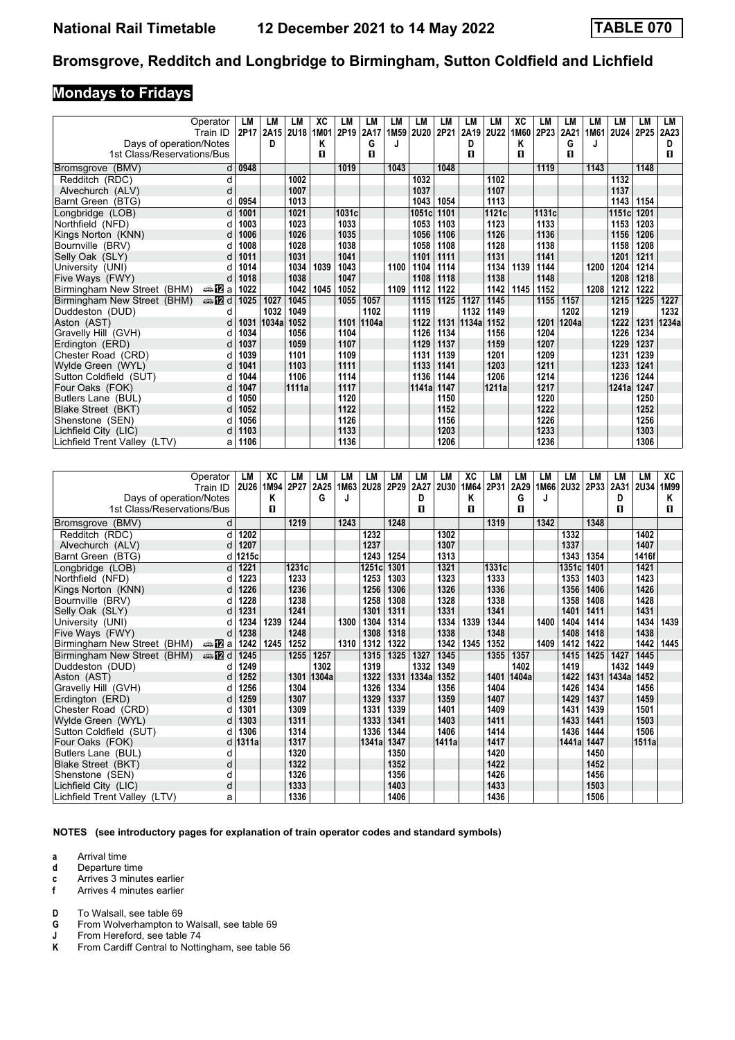# National Rail Timetable 12 December 2021 to 14 May 2022 TABLE 070

## Bromsgrove, Redditch and Longbridge to Birmingham, Sutton Coldfield and Lichfield

### Mondays to Fridays

| Operator | | LM | LM | LM | XC | LM | LM | LM | LM | LM | LM | LM | XC | LM | LM | LM | LM | LM | LM |
|---|---|---|---|---|---|---|---|---|---|---|---|---|---|---|---|---|---|---|---|
| Train ID | | 2P17 | 2A15 | 2U18 | 1M01 | 2P19 | 2A17 | 1M59 | 2U20 | 2P21 | 2A19 | 2U22 | 1M60 | 2P23 | 2A21 | 1M61 | 2U24 | 2P25 | 2A23 |
| Days of operation/Notes | | | D | | K | | G | J | | | D | | K | | G | J | | | D |
| 1st Class/Reservations/Bus | | | | | ■ | | ■ | | | | ■ | | ■ | | ■ | | | | ■ |
| Bromsgrove (BMV) | d | 0948 | | | | 1019 | | 1043 | | 1048 | | | | 1119 | | 1143 | | 1148 | |
| Redditch (RDC) | d | | | 1002 | | | | | 1032 | | | 1102 | | | | | 1132 | | |
| Alvechurch (ALV) | d | | | 1007 | | | | | 1037 | | | 1107 | | | | | 1137 | | |
| Barnt Green (BTG) | d | 0954 | | 1013 | | | | | 1043 | 1054 | | 1113 | | | | | 1143 | 1154 | |
| Longbridge (LOB) | d | 1001 | | 1021 | | 1031c | | | 1051c | 1101 | | 1121c | | 1131c | | | 1151c | 1201 | |
| Northfield (NFD) | d | 1003 | | 1023 | | 1033 | | | 1053 | 1103 | | 1123 | | 1133 | | | 1153 | 1203 | |
| Kings Norton (KNN) | d | 1006 | | 1026 | | 1035 | | | 1056 | 1106 | | 1126 | | 1136 | | | 1156 | 1206 | |
| Bournville (BRV) | d | 1008 | | 1028 | | 1038 | | | 1058 | 1108 | | 1128 | | 1138 | | | 1158 | 1208 | |
| Selly Oak (SLY) | d | 1011 | | 1031 | | 1041 | | | 1101 | 1111 | | 1131 | | 1141 | | | 1201 | 1211 | |
| University (UNI) | d | 1014 | | 1034 | 1039 | 1043 | | 1100 | 1104 | 1114 | | 1134 | 1139 | 1144 | | 1200 | 1204 | 1214 | |
| Five Ways (FWY) | d | 1018 | | 1038 | | 1047 | | | 1108 | 1118 | | 1138 | | 1148 | | | 1208 | 1218 | |
| Birmingham New Street (BHM) 12 | a | 1022 | | 1042 | 1045 | 1052 | | 1109 | 1112 | 1122 | | 1142 | 1145 | 1152 | | 1208 | 1212 | 1222 | |
| Birmingham New Street (BHM) 12 | d | 1025 | 1027 | 1045 | | 1055 | 1057 | | 1115 | 1125 | 1127 | 1145 | | 1155 | 1157 | | 1215 | 1225 | 1227 |
| Duddeston (DUD) | d | | 1032 | 1049 | | | 1102 | | 1119 | | 1132 | 1149 | | | 1202 | | 1219 | | 1232 |
| Aston (AST) | d | 1031 | 1034a | 1052 | | 1101 | 1104a | | 1122 | 1131 | 1134a | 1152 | | 1201 | 1204a | | 1222 | 1231 | 1234a |
| Gravelly Hill (GVH) | d | 1034 | | 1056 | | 1104 | | | 1126 | 1134 | | 1156 | | 1204 | | | 1226 | 1234 | |
| Erdington (ERD) | d | 1037 | | 1059 | | 1107 | | | 1129 | 1137 | | 1159 | | 1207 | | | 1229 | 1237 | |
| Chester Road (CRD) | d | 1039 | | 1101 | | 1109 | | | 1131 | 1139 | | 1201 | | 1209 | | | 1231 | 1239 | |
| Wylde Green (WYL) | d | 1041 | | 1103 | | 1111 | | | 1133 | 1141 | | 1203 | | 1211 | | | 1233 | 1241 | |
| Sutton Coldfield (SUT) | d | 1044 | | 1106 | | 1114 | | | 1136 | 1144 | | 1206 | | 1214 | | | 1236 | 1244 | |
| Four Oaks (FOK) | d | 1047 | | 1111a | | 1117 | | | 1141a | 1147 | | 1211a | | 1217 | | | 1241a | 1247 | |
| Butlers Lane (BUL) | d | 1050 | | | | 1120 | | | | 1150 | | | | 1220 | | | | 1250 | |
| Blake Street (BKT) | d | 1052 | | | | 1122 | | | | 1152 | | | | 1222 | | | | 1252 | |
| Shenstone (SEN) | d | 1056 | | | | 1126 | | | | 1156 | | | | 1226 | | | | 1256 | |
| Lichfield City (LIC) | d | 1103 | | | | 1133 | | | | 1203 | | | | 1233 | | | | 1303 | |
| Lichfield Trent Valley (LTV) | a | 1106 | | | | 1136 | | | | 1206 | | | | 1236 | | | | 1306 | |

| Operator | | LM | XC | LM | LM | LM | LM | LM | LM | LM | XC | LM | LM | LM | LM | LM | LM | LM | XC |
|---|---|---|---|---|---|---|---|---|---|---|---|---|---|---|---|---|---|---|---|
| Train ID | | 2U26 | 1M94 | 2P27 | 2A25 | 1M63 | 2U28 | 2P29 | 2A27 | 2U30 | 1M64 | 2P31 | 2A29 | 1M66 | 2U32 | 2P33 | 2A31 | 2U34 | 1M99 |
| Days of operation/Notes | | | K | | G | J | | | D | | K | | G | J | | | D | | K |
| 1st Class/Reservations/Bus | | | ■ | | | | | | ■ | | ■ | | ■ | | | | ■ | | ■ |
| Bromsgrove (BMV) | d | | | 1219 | | 1243 | | 1248 | | | | 1319 | | 1342 | | 1348 | | | |
| Redditch (RDC) | d | 1202 | | | | | 1232 | | | 1302 | | | | | 1332 | | | 1402 | |
| Alvechurch (ALV) | d | 1207 | | | | | 1237 | | | 1307 | | | | | 1337 | | | 1407 | |
| Barnt Green (BTG) | d | 1215c | | | | | 1243 | 1254 | | 1313 | | | | | 1343 | 1354 | | 1416f | |
| Longbridge (LOB) | d | 1221 | | 1231c | | | 1251c | 1301 | | 1321 | | 1331c | | | 1351c | 1401 | | 1421 | |
| Northfield (NFD) | d | 1223 | | 1233 | | | 1253 | 1303 | | 1323 | | 1333 | | | 1353 | 1403 | | 1423 | |
| Kings Norton (KNN) | d | 1226 | | 1236 | | | 1256 | 1306 | | 1326 | | 1336 | | | 1356 | 1406 | | 1426 | |
| Bournville (BRV) | d | 1228 | | 1238 | | | 1258 | 1308 | | 1328 | | 1338 | | | 1358 | 1408 | | 1428 | |
| Selly Oak (SLY) | d | 1231 | | 1241 | | | 1301 | 1311 | | 1331 | | 1341 | | | 1401 | 1411 | | 1431 | |
| University (UNI) | d | 1234 | 1239 | 1244 | | 1300 | 1304 | 1314 | | 1334 | 1339 | 1344 | | 1400 | 1404 | 1414 | | 1434 | 1439 |
| Five Ways (FWY) | d | 1238 | | 1248 | | | 1308 | 1318 | | 1338 | | 1348 | | | 1408 | 1418 | | 1438 | |
| Birmingham New Street (BHM) 12 | a | 1242 | 1245 | 1252 | | 1310 | 1312 | 1322 | | 1342 | 1345 | 1352 | | 1409 | 1412 | 1422 | | 1442 | 1445 |
| Birmingham New Street (BHM) 12 | d | 1245 | | 1255 | 1257 | | 1315 | 1325 | 1327 | 1345 | | 1355 | 1357 | | 1415 | 1425 | 1427 | 1445 | |
| Duddeston (DUD) | d | 1249 | | | 1302 | | 1319 | | 1332 | 1349 | | | 1402 | | 1419 | | 1432 | 1449 | |
| Aston (AST) | d | 1252 | | 1301 | 1304a | | 1322 | 1331 | 1334a | 1352 | | 1401 | 1404a | | 1422 | 1431 | 1434a | 1452 | |
| Gravelly Hill (GVH) | d | 1256 | | 1304 | | | 1326 | 1334 | | 1356 | | 1404 | | | 1426 | 1434 | | 1456 | |
| Erdington (ERD) | d | 1259 | | 1307 | | | 1329 | 1337 | | 1359 | | 1407 | | | 1429 | 1437 | | 1459 | |
| Chester Road (CRD) | d | 1301 | | 1309 | | | 1331 | 1339 | | 1401 | | 1409 | | | 1431 | 1439 | | 1501 | |
| Wylde Green (WYL) | d | 1303 | | 1311 | | | 1333 | 1341 | | 1403 | | 1411 | | | 1433 | 1441 | | 1503 | |
| Sutton Coldfield (SUT) | d | 1306 | | 1314 | | | 1336 | 1344 | | 1406 | | 1414 | | | 1436 | 1444 | | 1506 | |
| Four Oaks (FOK) | d | 1311a | | 1317 | | | 1341a | 1347 | | 1411a | | 1417 | | | 1441a | 1447 | | 1511a | |
| Butlers Lane (BUL) | d | | | 1320 | | | | 1350 | | | | 1420 | | | | 1450 | | | |
| Blake Street (BKT) | d | | | 1322 | | | | 1352 | | | | 1422 | | | | 1452 | | | |
| Shenstone (SEN) | d | | | 1326 | | | | 1356 | | | | 1426 | | | | 1456 | | | |
| Lichfield City (LIC) | d | | | 1333 | | | | 1403 | | | | 1433 | | | | 1503 | | | |
| Lichfield Trent Valley (LTV) | a | | | 1336 | | | | 1406 | | | | 1436 | | | | 1506 | | | |

**NOTES (see introductory pages for explanation of train operator codes and standard symbols)**

- **a** Arrival time
- **d** Departure time
- **c** Arrives 3 minutes earlier
- **f** Arrives 4 minutes earlier

- **D** To Walsall, see table 69
- **G** From Wolverhampton to Walsall, see table 69
- **J** From Hereford, see table 74
- **K** From Cardiff Central to Nottingham, see table 56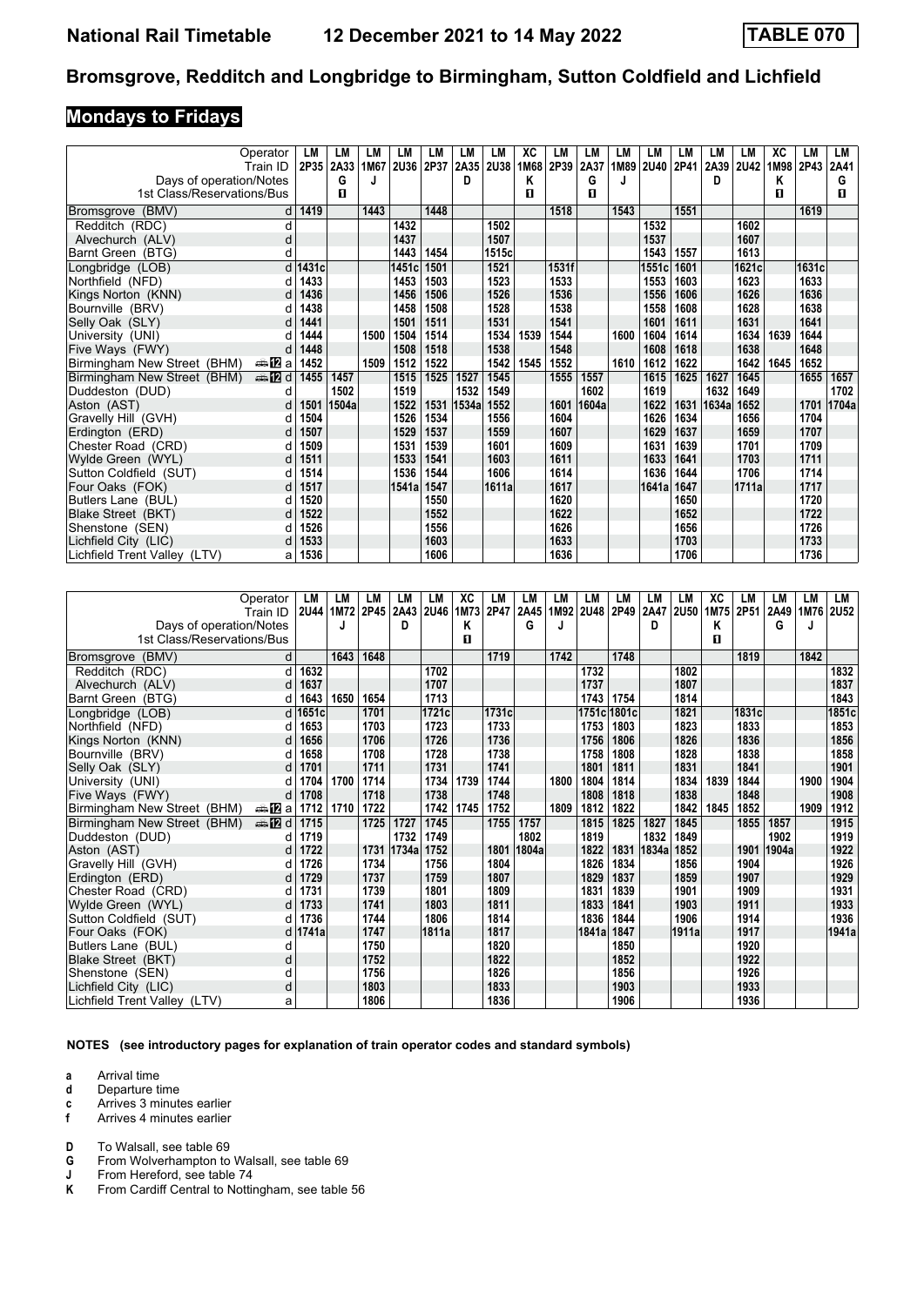# National Rail Timetable 12 December 2021 to 14 May 2022 TABLE 070

## Bromsgrove, Redditch and Longbridge to Birmingham, Sutton Coldfield and Lichfield

### Mondays to Fridays

| Operator | | LM | LM | LM | LM | LM | LM | LM | XC | LM | LM | LM | LM | LM | LM | LM | XC | LM | LM |
|---|---|---|---|---|---|---|---|---|---|---|---|---|---|---|---|---|---|---|---|
| Train ID | | 2P35 | 2A33 | 1M67 | 2U36 | 2P37 | 2A35 | 2U38 | 1M68 | 2P39 | 2A37 | 1M89 | 2U40 | 2P41 | 2A39 | 2U42 | 1M98 | 2P43 | 2A41 |
| Days of operation/Notes | | | G | J | | | D | | K | | G | J | | | D | | K | | G |
| 1st Class/Reservations/Bus | | | ◘ | | | | | | ◘ | | ◘ | | | | | | ◘ | | ◘ |
| Bromsgrove (BMV) | d | 1419 | | 1443 | | 1448 | | | | 1518 | | 1543 | | 1551 | | | | 1619 | |
| Redditch (RDC) | d | | | | 1432 | | | 1502 | | | | | 1532 | | | 1602 | | | |
| Alvechurch (ALV) | d | | | | 1437 | | | 1507 | | | | | 1537 | | | 1607 | | | |
| Barnt Green (BTG) | d | | | | 1443 | 1454 | | 1515c | | | | | 1543 | 1557 | | 1613 | | | |
| Longbridge (LOB) | d | 1431c | | | 1451c | 1501 | | 1521 | | 1531f | | | 1551c | 1601 | | 1621c | | 1631c | |
| Northfield (NFD) | d | 1433 | | | 1453 | 1503 | | 1523 | | 1533 | | | 1553 | 1603 | | 1623 | | 1633 | |
| Kings Norton (KNN) | d | 1436 | | | 1456 | 1506 | | 1526 | | 1536 | | | 1556 | 1606 | | 1626 | | 1636 | |
| Bournville (BRV) | d | 1438 | | | 1458 | 1508 | | 1528 | | 1538 | | | 1558 | 1608 | | 1628 | | 1638 | |
| Selly Oak (SLY) | d | 1441 | | | 1501 | 1511 | | 1531 | | 1541 | | | 1601 | 1611 | | 1631 | | 1641 | |
| University (UNI) | d | 1444 | | 1500 | 1504 | 1514 | | 1534 | 1539 | 1544 | | 1600 | 1604 | 1614 | | 1634 | 1639 | 1644 | |
| Five Ways (FWY) | d | 1448 | | | 1508 | 1518 | | 1538 | | 1548 | | | 1608 | 1618 | | 1638 | | 1648 | |
| Birmingham New Street (BHM) | a | 1452 | | 1509 | 1512 | 1522 | | 1542 | 1545 | 1552 | | 1610 | 1612 | 1622 | | 1642 | 1645 | 1652 | |
| Birmingham New Street (BHM) | d | 1455 | 1457 | | 1515 | 1525 | 1527 | 1545 | | 1555 | 1557 | | 1615 | 1625 | 1627 | 1645 | | 1655 | 1657 |
| Duddeston (DUD) | d | | 1502 | | 1519 | | 1532 | 1549 | | | 1602 | | 1619 | | 1632 | 1649 | | | 1702 |
| Aston (AST) | d | 1501 | 1504a | | 1522 | 1531 | 1534a | 1552 | | 1601 | 1604a | | 1622 | 1631 | 1634a | 1652 | | 1701 | 1704a |
| Gravelly Hill (GVH) | d | 1504 | | | 1526 | 1534 | | 1556 | | 1604 | | | 1626 | 1634 | | 1656 | | 1704 | |
| Erdington (ERD) | d | 1507 | | | 1529 | 1537 | | 1559 | | 1607 | | | 1629 | 1637 | | 1659 | | 1707 | |
| Chester Road (CRD) | d | 1509 | | | 1531 | 1539 | | 1601 | | 1609 | | | 1631 | 1639 | | 1701 | | 1709 | |
| Wylde Green (WYL) | d | 1511 | | | 1533 | 1541 | | 1603 | | 1611 | | | 1633 | 1641 | | 1703 | | 1711 | |
| Sutton Coldfield (SUT) | d | 1514 | | | 1536 | 1544 | | 1606 | | 1614 | | | 1636 | 1644 | | 1706 | | 1714 | |
| Four Oaks (FOK) | d | 1517 | | | 1541a | 1547 | | 1611a | | 1617 | | | 1641a | 1647 | | 1711a | | 1717 | |
| Butlers Lane (BUL) | d | 1520 | | | | 1550 | | | | 1620 | | | | 1650 | | | | 1720 | |
| Blake Street (BKT) | d | 1522 | | | | 1552 | | | | 1622 | | | | 1652 | | | | 1722 | |
| Shenstone (SEN) | d | 1526 | | | | 1556 | | | | 1626 | | | | 1656 | | | | 1726 | |
| Lichfield City (LIC) | d | 1533 | | | | 1603 | | | | 1633 | | | | 1703 | | | | 1733 | |
| Lichfield Trent Valley (LTV) | a | 1536 | | | | 1606 | | | | 1636 | | | | 1706 | | | | 1736 | |

| Operator | | LM | LM | LM | LM | LM | XC | LM | LM | LM | LM | LM | LM | LM | XC | LM | LM | LM | LM |
|---|---|---|---|---|---|---|---|---|---|---|---|---|---|---|---|---|---|---|---|
| Train ID | | 2U44 | 1M72 | 2P45 | 2A43 | 2U46 | 1M73 | 2P47 | 2A45 | 1M92 | 2U48 | 2P49 | 2A47 | 2U50 | 1M75 | 2P51 | 2A49 | 1M76 | 2U52 |
| Days of operation/Notes | | | J | | D | | K | | G | J | | | D | | K | | G | J | |
| 1st Class/Reservations/Bus | | | | | | | ◘ | | | | | | | | ◘ | | | | |
| Bromsgrove (BMV) | d | | 1643 | 1648 | | | | 1719 | | 1742 | | 1748 | | | | 1819 | | 1842 | |
| Redditch (RDC) | d | 1632 | | | | 1702 | | | | | 1732 | | | 1802 | | | | | 1832 |
| Alvechurch (ALV) | d | 1637 | | | | 1707 | | | | | 1737 | | | 1807 | | | | | 1837 |
| Barnt Green (BTG) | d | 1643 | 1650 | 1654 | | 1713 | | | | | 1743 | 1754 | | 1814 | | | | | 1843 |
| Longbridge (LOB) | d | 1651c | | 1701 | | 1721c | | 1731c | | | 1751c | 1801c | | 1821 | | 1831c | | | 1851c |
| Northfield (NFD) | d | 1653 | | 1703 | | 1723 | | 1733 | | | 1753 | 1803 | | 1823 | | 1833 | | | 1853 |
| Kings Norton (KNN) | d | 1656 | | 1706 | | 1726 | | 1736 | | | 1756 | 1806 | | 1826 | | 1836 | | | 1856 |
| Bournville (BRV) | d | 1658 | | 1708 | | 1728 | | 1738 | | | 1758 | 1808 | | 1828 | | 1838 | | | 1858 |
| Selly Oak (SLY) | d | 1701 | | 1711 | | 1731 | | 1741 | | | 1801 | 1811 | | 1831 | | 1841 | | | 1901 |
| University (UNI) | d | 1704 | 1700 | 1714 | | 1734 | 1739 | 1744 | | 1800 | 1804 | 1814 | | 1834 | 1839 | 1844 | | 1900 | 1904 |
| Five Ways (FWY) | d | 1708 | | 1718 | | 1738 | | 1748 | | | 1808 | 1818 | | 1838 | | 1848 | | | 1908 |
| Birmingham New Street (BHM) | a | 1712 | 1710 | 1722 | | 1742 | 1745 | 1752 | | 1809 | 1812 | 1822 | | 1842 | 1845 | 1852 | | 1909 | 1912 |
| Birmingham New Street (BHM) | d | 1715 | | 1725 | 1727 | 1745 | | 1755 | 1757 | | 1815 | 1825 | 1827 | 1845 | | 1855 | 1857 | | 1915 |
| Duddeston (DUD) | d | 1719 | | | 1732 | 1749 | | | 1802 | | 1819 | | 1832 | 1849 | | | 1902 | | 1919 |
| Aston (AST) | d | 1722 | | 1731 | 1734a | 1752 | | 1801 | 1804a | | 1822 | 1831 | 1834a | 1852 | | 1901 | 1904a | | 1922 |
| Gravelly Hill (GVH) | d | 1726 | | 1734 | | 1756 | | 1804 | | | 1826 | 1834 | | 1856 | | 1904 | | | 1926 |
| Erdington (ERD) | d | 1729 | | 1737 | | 1759 | | 1807 | | | 1829 | 1837 | | 1859 | | 1907 | | | 1929 |
| Chester Road (CRD) | d | 1731 | | 1739 | | 1801 | | 1809 | | | 1831 | 1839 | | 1901 | | 1909 | | | 1931 |
| Wylde Green (WYL) | d | 1733 | | 1741 | | 1803 | | 1811 | | | 1833 | 1841 | | 1903 | | 1911 | | | 1933 |
| Sutton Coldfield (SUT) | d | 1736 | | 1744 | | 1806 | | 1814 | | | 1836 | 1844 | | 1906 | | 1914 | | | 1936 |
| Four Oaks (FOK) | d | 1741a | | 1747 | | 1811a | | 1817 | | | 1841a | 1847 | | 1911a | | 1917 | | | 1941a |
| Butlers Lane (BUL) | d | | | 1750 | | | | 1820 | | | | 1850 | | | | 1920 | | | |
| Blake Street (BKT) | d | | | 1752 | | | | 1822 | | | | 1852 | | | | 1922 | | | |
| Shenstone (SEN) | d | | | 1756 | | | | 1826 | | | | 1856 | | | | 1926 | | | |
| Lichfield City (LIC) | d | | | 1803 | | | | 1833 | | | | 1903 | | | | 1933 | | | |
| Lichfield Trent Valley (LTV) | a | | | 1806 | | | | 1836 | | | | 1906 | | | | 1936 | | | |

**NOTES (see introductory pages for explanation of train operator codes and standard symbols)**

- **a** Arrival time
- **d** Departure time
- **c** Arrives 3 minutes earlier
- **f** Arrives 4 minutes earlier

- **D** To Walsall, see table 69
- **G** From Wolverhampton to Walsall, see table 69
- **J** From Hereford, see table 74
- **K** From Cardiff Central to Nottingham, see table 56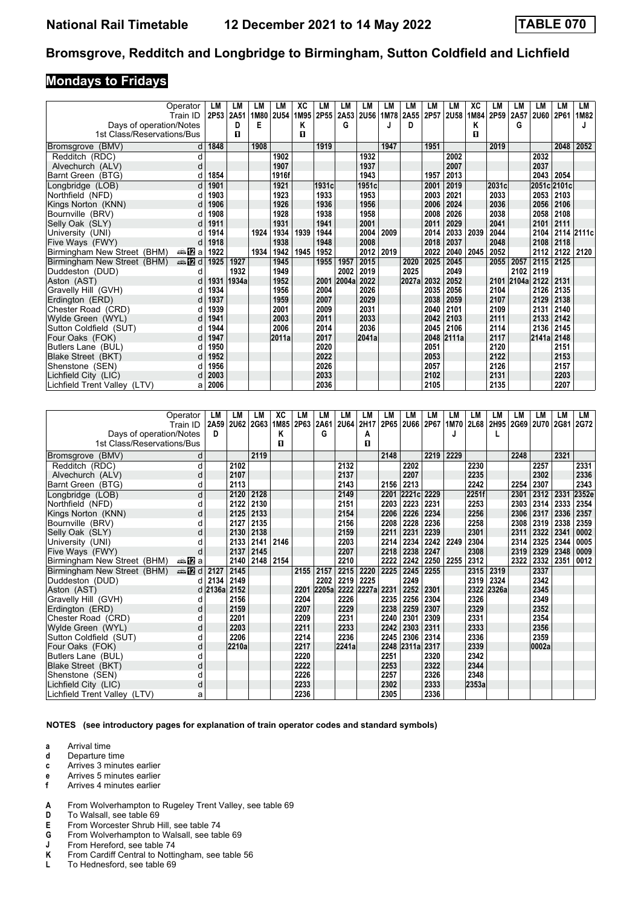# Bromsgrove, Redditch and Longbridge to Birmingham, Sutton Coldfield and Lichfield

## Mondays to Fridays

| Operator | | LM | LM | LM | LM | XC | LM | LM | LM | LM | LM | LM | LM | XC | LM | LM | LM | LM | LM |
|---|---|---|---|---|---|---|---|---|---|---|---|---|---|---|---|---|---|---|---|
| Train ID | | 2P53 | 2A51 | 1M80 | 2U54 | 1M95 | 2P55 | 2A53 | 2U56 | 1M78 | 2A55 | 2P57 | 2U58 | 1M84 | 2P59 | 2A57 | 2U60 | 2P61 | 1M82 |
| Days of operation/Notes | | | D | E | | K | | G | | J | D | | | K | | G | | | J |
| 1st Class/Reservations/Bus | | | ■ | | | ■ | | | | | | | | ■ | | | | | |
| Bromsgrove (BMV) | d | 1848 | | 1908 | | | 1919 | | | 1947 | | 1951 | | | 2019 | | | 2048 | 2052 |
| Redditch (RDC) | d | | | | 1902 | | | | 1932 | | | | 2002 | | | | 2032 | | |
| Alvechurch (ALV) | d | | | | 1907 | | | | 1937 | | | | 2007 | | | | 2037 | | |
| Barnt Green (BTG) | d | 1854 | | | 1916f | | | | 1943 | | | 1957 | 2013 | | | | 2043 | 2054 | |
| Longbridge (LOB) | d | 1901 | | | 1921 | | 1931c | | 1951c | | | 2001 | 2019 | | 2031c | | 2051c | 2101c | |
| Northfield (NFD) | d | 1903 | | | 1923 | | 1933 | | 1953 | | | 2003 | 2021 | | 2033 | | 2053 | 2103 | |
| Kings Norton (KNN) | d | 1906 | | | 1926 | | 1936 | | 1956 | | | 2006 | 2024 | | 2036 | | 2056 | 2106 | |
| Bournville (BRV) | d | 1908 | | | 1928 | | 1938 | | 1958 | | | 2008 | 2026 | | 2038 | | 2058 | 2108 | |
| Selly Oak (SLY) | d | 1911 | | | 1931 | | 1941 | | 2001 | | | 2011 | 2029 | | 2041 | | 2101 | 2111 | |
| University (UNI) | d | 1914 | | 1924 | 1934 | 1939 | 1944 | | 2004 | 2009 | | 2014 | 2033 | 2039 | 2044 | | 2104 | 2114 | 2111c |
| Five Ways (FWY) | d | 1918 | | | 1938 | | 1948 | | 2008 | | | 2018 | 2037 | | 2048 | | 2108 | 2118 | |
| Birmingham New Street (BHM) ⇌ 12 | a | 1922 | | 1934 | 1942 | 1945 | 1952 | | 2012 | 2019 | | 2022 | 2040 | 2045 | 2052 | | 2112 | 2122 | 2120 |
| Birmingham New Street (BHM) ⇌ 12 | d | 1925 | 1927 | | 1945 | | 1955 | 1957 | 2015 | | 2020 | 2025 | 2045 | | 2055 | 2057 | 2115 | 2125 | |
| Duddeston (DUD) | d | | 1932 | | 1949 | | | 2002 | 2019 | | 2025 | | 2049 | | | 2102 | 2119 | | |
| Aston (AST) | d | 1931 | 1934a | | 1952 | | 2001 | 2004a | 2022 | | 2027a | 2032 | 2052 | | 2101 | 2104a | 2122 | 2131 | |
| Gravelly Hill (GVH) | d | 1934 | | | 1956 | | 2004 | | 2026 | | | 2035 | 2056 | | 2104 | | 2126 | 2135 | |
| Erdington (ERD) | d | 1937 | | | 1959 | | 2007 | | 2029 | | | 2038 | 2059 | | 2107 | | 2129 | 2138 | |
| Chester Road (CRD) | d | 1939 | | | 2001 | | 2009 | | 2031 | | | 2040 | 2101 | | 2109 | | 2131 | 2140 | |
| Wylde Green (WYL) | d | 1941 | | | 2003 | | 2011 | | 2033 | | | 2042 | 2103 | | 2111 | | 2133 | 2142 | |
| Sutton Coldfield (SUT) | d | 1944 | | | 2006 | | 2014 | | 2036 | | | 2045 | 2106 | | 2114 | | 2136 | 2145 | |
| Four Oaks (FOK) | d | 1947 | | | 2011a | | 2017 | | 2041a | | | 2048 | 2111a | | 2117 | | 2141a | 2148 | |
| Butlers Lane (BUL) | d | 1950 | | | | | 2020 | | | | | 2051 | | | 2120 | | | 2151 | |
| Blake Street (BKT) | d | 1952 | | | | | 2022 | | | | | 2053 | | | 2122 | | | 2153 | |
| Shenstone (SEN) | d | 1956 | | | | | 2026 | | | | | 2057 | | | 2126 | | | 2157 | |
| Lichfield City (LIC) | d | 2003 | | | | | 2033 | | | | | 2102 | | | 2131 | | | 2203 | |
| Lichfield Trent Valley (LTV) | a | 2006 | | | | | 2036 | | | | | 2105 | | | 2135 | | | 2207 | |

| Operator | | LM | LM | LM | XC | LM | LM | LM | LM | LM | LM | LM | LM | LM | LM | LM | LM | LM | LM |
|---|---|---|---|---|---|---|---|---|---|---|---|---|---|---|---|---|---|---|---|
| Train ID | | 2A59 | 2U62 | 2G63 | 1M85 | 2P63 | 2A61 | 2U64 | 2H17 | 2P65 | 2U66 | 2P67 | 1M70 | 2L68 | 2H95 | 2G69 | 2U70 | 2G81 | 2G72 |
| Days of operation/Notes | | D | | | K | | G | | A | | | | J | | L | | | | |
| 1st Class/Reservations/Bus | | | | | ■ | | | | ■ | | | | | | | | | | |
| Bromsgrove (BMV) | d | | | 2119 | | | | | | 2148 | | 2219 | 2229 | | | 2248 | | 2321 | |
| Redditch (RDC) | d | | 2102 | | | | | 2132 | | | 2202 | | | 2230 | | | 2257 | | 2331 |
| Alvechurch (ALV) | d | | 2107 | | | | | 2137 | | | 2207 | | | 2235 | | | 2302 | | 2336 |
| Barnt Green (BTG) | d | | 2113 | | | | | 2143 | | 2156 | 2213 | | | 2242 | | 2254 | 2307 | | 2343 |
| Longbridge (LOB) | d | | 2120 | 2128 | | | | 2149 | | 2201 | 2221c | 2229 | | 2251f | | 2301 | 2312 | 2331 | 2352e |
| Northfield (NFD) | d | | 2122 | 2130 | | | | 2151 | | 2203 | 2223 | 2231 | | 2253 | | 2303 | 2314 | 2333 | 2354 |
| Kings Norton (KNN) | d | | 2125 | 2133 | | | | 2154 | | 2206 | 2226 | 2234 | | 2256 | | 2306 | 2317 | 2336 | 2357 |
| Bournville (BRV) | d | | 2127 | 2135 | | | | 2156 | | 2208 | 2228 | 2236 | | 2258 | | 2308 | 2319 | 2338 | 2359 |
| Selly Oak (SLY) | d | | 2130 | 2138 | | | | 2159 | | 2211 | 2231 | 2239 | | 2301 | | 2311 | 2322 | 2341 | 0002 |
| University (UNI) | d | | 2133 | 2141 | 2146 | | | 2203 | | 2214 | 2234 | 2242 | 2249 | 2304 | | 2314 | 2325 | 2344 | 0005 |
| Five Ways (FWY) | d | | 2137 | 2145 | | | | 2207 | | 2218 | 2238 | 2247 | | 2308 | | 2319 | 2329 | 2348 | 0009 |
| Birmingham New Street (BHM) ⇌ 12 | a | | 2140 | 2148 | 2154 | | | 2210 | | 2222 | 2242 | 2250 | 2255 | 2312 | | 2322 | 2332 | 2351 | 0012 |
| Birmingham New Street (BHM) ⇌ 12 | d | 2127 | 2145 | | | 2155 | 2157 | 2215 | 2220 | 2225 | 2245 | 2255 | | 2315 | 2319 | | 2337 | | |
| Duddeston (DUD) | d | 2134 | 2149 | | | | 2202 | 2219 | 2225 | | 2249 | | | 2319 | 2324 | | 2342 | | |
| Aston (AST) | d | 2136a | 2152 | | | 2201 | 2205a | 2222 | 2227a | 2231 | 2252 | 2301 | | 2322 | 2326a | | 2345 | | |
| Gravelly Hill (GVH) | d | | 2156 | | | 2204 | | 2226 | | 2235 | 2256 | 2304 | | 2326 | | | 2349 | | |
| Erdington (ERD) | d | | 2159 | | | 2207 | | 2229 | | 2238 | 2259 | 2307 | | 2329 | | | 2352 | | |
| Chester Road (CRD) | d | | 2201 | | | 2209 | | 2231 | | 2240 | 2301 | 2309 | | 2331 | | | 2354 | | |
| Wylde Green (WYL) | d | | 2203 | | | 2211 | | 2233 | | 2242 | 2303 | 2311 | | 2333 | | | 2356 | | |
| Sutton Coldfield (SUT) | d | | 2206 | | | 2214 | | 2236 | | 2245 | 2306 | 2314 | | 2336 | | | 2359 | | |
| Four Oaks (FOK) | d | | 2210a | | | 2217 | | 2241a | | 2248 | 2311a | 2317 | | 2339 | | | 0002a | | |
| Butlers Lane (BUL) | d | | | | | 2220 | | | | 2251 | | 2320 | | 2342 | | | | | |
| Blake Street (BKT) | d | | | | | 2222 | | | | 2253 | | 2322 | | 2344 | | | | | |
| Shenstone (SEN) | d | | | | | 2226 | | | | 2257 | | 2326 | | 2348 | | | | | |
| Lichfield City (LIC) | d | | | | | 2233 | | | | 2302 | | 2333 | | 2353a | | | | | |
| Lichfield Trent Valley (LTV) | a | | | | | 2236 | | | | 2305 | | 2336 | | | | | | | |

**NOTES (see introductory pages for explanation of train operator codes and standard symbols)**

- **a** Arrival time
- **d** Departure time
- **c** Arrives 3 minutes earlier
- **e** Arrives 5 minutes earlier
- **f** Arrives 4 minutes earlier

- **A** From Wolverhampton to Rugeley Trent Valley, see table 69
- **D** To Walsall, see table 69
- **E** From Worcester Shrub Hill, see table 74
- **G** From Wolverhampton to Walsall, see table 69
- **J** From Hereford, see table 74
- **K** From Cardiff Central to Nottingham, see table 56
- **L** To Hednesford, see table 69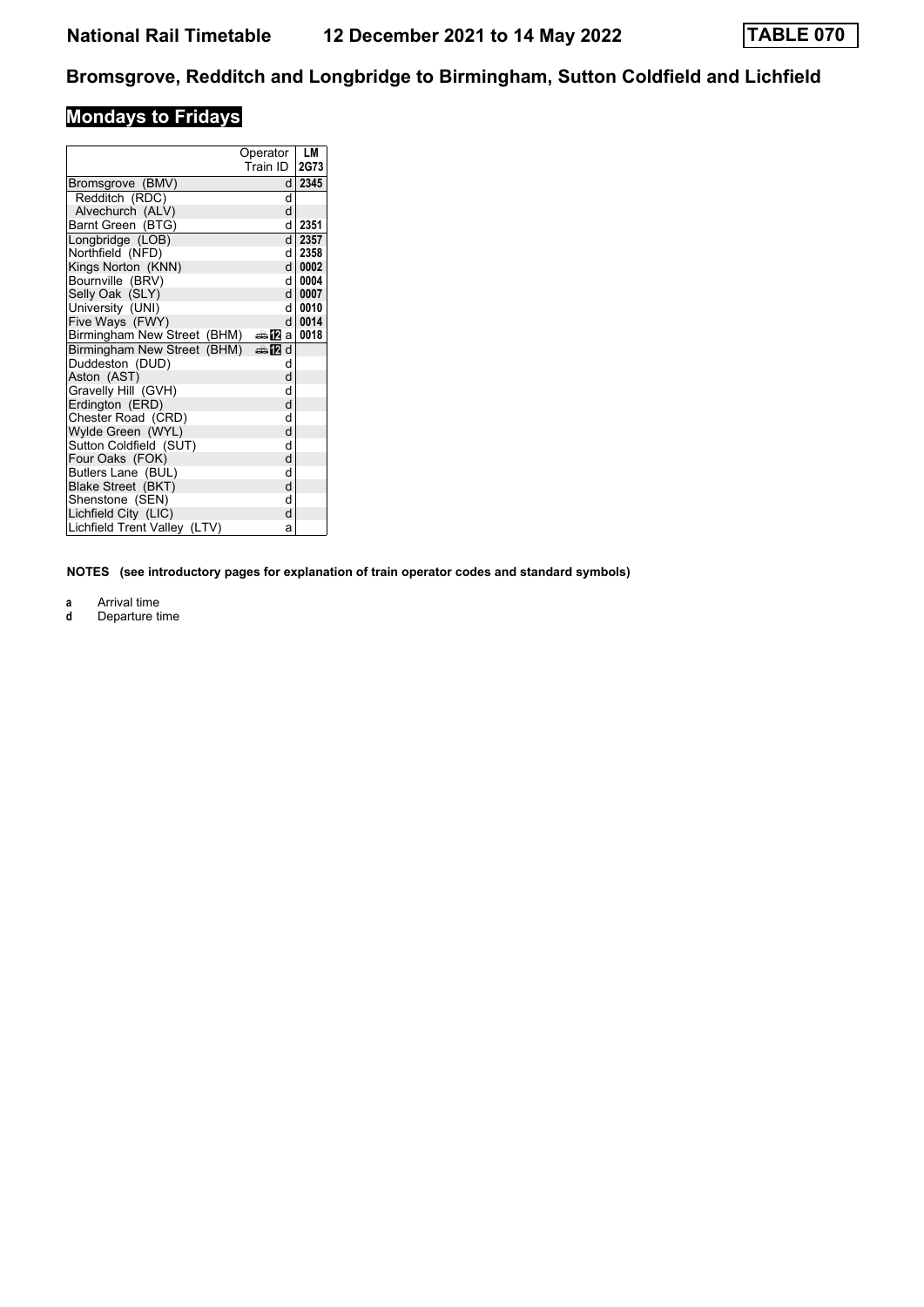# National Rail Timetable 12 December 2021 to 14 May 2022 TABLE 070

## Bromsgrove, Redditch and Longbridge to Birmingham, Sutton Coldfield and Lichfield

### Mondays to Fridays

| Operator | | LM |
|---|---|---|
| Train ID | | 2G73 |
| Bromsgrove (BMV) | d | 2345 |
| Redditch (RDC) | d | |
| Alvechurch (ALV) | d | |
| Barnt Green (BTG) | d | 2351 |
| Longbridge (LOB) | d | 2357 |
| Northfield (NFD) | d | 2358 |
| Kings Norton (KNN) | d | 0002 |
| Bournville (BRV) | d | 0004 |
| Selly Oak (SLY) | d | 0007 |
| University (UNI) | d | 0010 |
| Five Ways (FWY) | d | 0014 |
| Birmingham New Street (BHM) | 12 a | 0018 |
| Birmingham New Street (BHM) | 12 d | |
| Duddeston (DUD) | d | |
| Aston (AST) | d | |
| Gravelly Hill (GVH) | d | |
| Erdington (ERD) | d | |
| Chester Road (CRD) | d | |
| Wylde Green (WYL) | d | |
| Sutton Coldfield (SUT) | d | |
| Four Oaks (FOK) | d | |
| Butlers Lane (BUL) | d | |
| Blake Street (BKT) | d | |
| Shenstone (SEN) | d | |
| Lichfield City (LIC) | d | |
| Lichfield Trent Valley (LTV) | a | |

**NOTES (see introductory pages for explanation of train operator codes and standard symbols)**

**a** Arrival time
**d** Departure time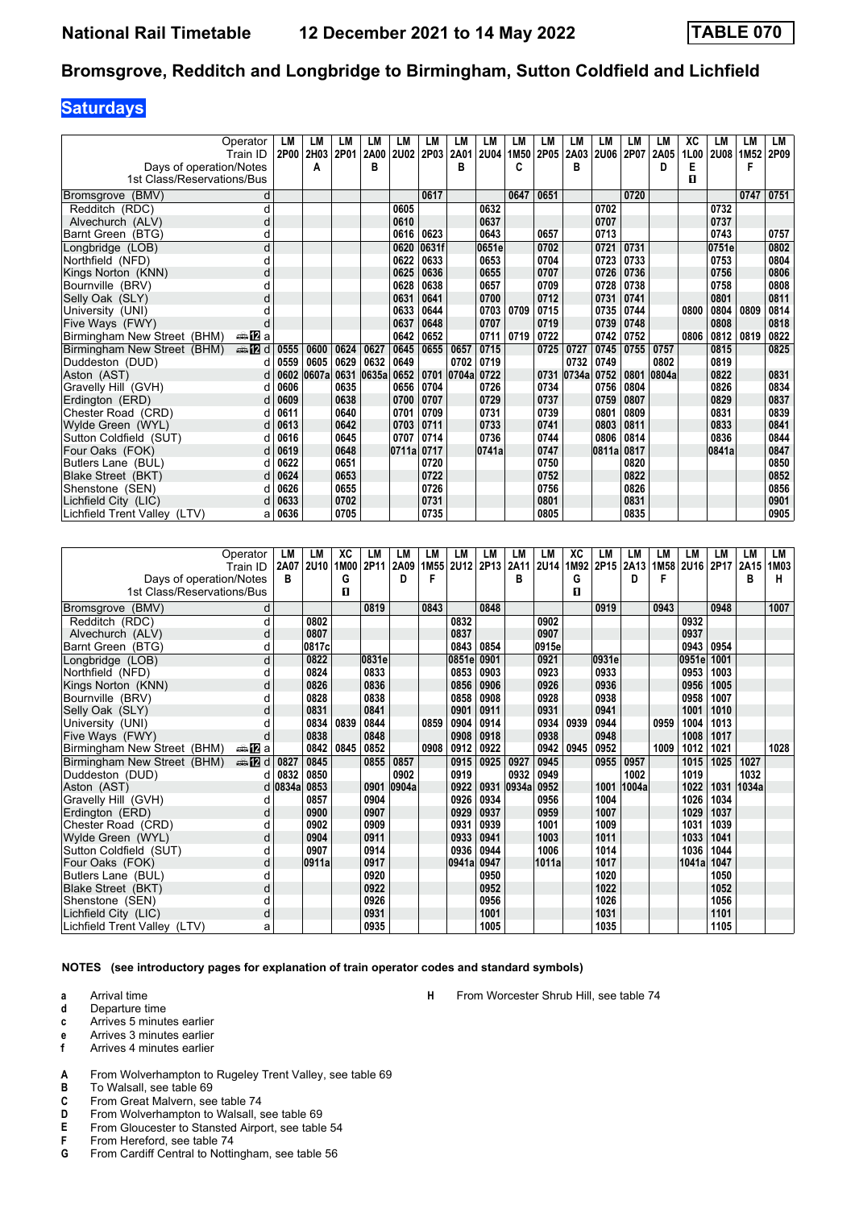# Bromsgrove, Redditch and Longbridge to Birmingham, Sutton Coldfield and Lichfield

## Saturdays

| Operator | | LM | LM | LM | LM | LM | LM | LM | LM | LM | LM | LM | LM | LM | LM | XC | LM | LM | LM |
|---|---|---|---|---|---|---|---|---|---|---|---|---|---|---|---|---|---|---|---|
| Train ID | | 2P00 | 2H03 | 2P01 | 2A00 | 2U02 | 2P03 | 2A01 | 2U04 | 1M50 | 2P05 | 2A03 | 2U06 | 2P07 | 2A05 | 1L00 | 2U08 | 1M52 | 2P09 |
| Days of operation/Notes | | | A | | B | | | B | | C | | B | | | D | E | | F | |
| 1st Class/Reservations/Bus | | | | | | | | | | | | | | | | 1 | | | |
| Bromsgrove (BMV) | d | | | | | | 0617 | | | 0647 | 0651 | | | 0720 | | | | 0747 | 0751 |
| Redditch (RDC) | d | | | | | 0605 | | | 0632 | | | | 0702 | | | | 0732 | | |
| Alvechurch (ALV) | d | | | | | 0610 | | | 0637 | | | | 0707 | | | | 0737 | | |
| Barnt Green (BTG) | d | | | | | 0616 | 0623 | | 0643 | | 0657 | | 0713 | | | | 0743 | | 0757 |
| Longbridge (LOB) | d | | | | | 0620 | 0631f | | 0651e | | 0702 | | 0721 | 0731 | | | 0751e | | 0802 |
| Northfield (NFD) | d | | | | | 0622 | 0633 | | 0653 | | 0704 | | 0723 | 0733 | | | 0753 | | 0804 |
| Kings Norton (KNN) | d | | | | | 0625 | 0636 | | 0655 | | 0707 | | 0726 | 0736 | | | 0756 | | 0806 |
| Bournville (BRV) | d | | | | | 0628 | 0638 | | 0657 | | 0709 | | 0728 | 0738 | | | 0758 | | 0808 |
| Selly Oak (SLY) | d | | | | | 0631 | 0641 | | 0700 | | 0712 | | 0731 | 0741 | | | 0801 | | 0811 |
| University (UNI) | d | | | | | 0633 | 0644 | | 0703 | 0709 | 0715 | | 0735 | 0744 | | 0800 | 0804 | 0809 | 0814 |
| Five Ways (FWY) | d | | | | | 0637 | 0648 | | 0707 | | 0719 | | 0739 | 0748 | | | 0808 | | 0818 |
| Birmingham New Street (BHM) | a | | | | | 0642 | 0652 | | 0711 | 0719 | 0722 | | 0742 | 0752 | | 0806 | 0812 | 0819 | 0822 |
| Birmingham New Street (BHM) | d | 0555 | 0600 | 0624 | 0627 | 0645 | 0655 | 0657 | 0715 | | 0725 | 0727 | 0745 | 0755 | 0757 | | 0815 | | 0825 |
| Duddeston (DUD) | d | 0559 | 0605 | 0629 | 0632 | 0649 | | 0702 | 0719 | | | 0732 | 0749 | | 0802 | | 0819 | | |
| Aston (AST) | d | 0602 | 0607a | 0631 | 0635a | 0652 | 0701 | 0704a | 0722 | | 0731 | 0734a | 0752 | 0801 | 0804a | | 0822 | | 0831 |
| Gravelly Hill (GVH) | d | 0606 | | 0635 | | 0656 | 0704 | | 0726 | | 0734 | | 0756 | 0804 | | | 0826 | | 0834 |
| Erdington (ERD) | d | 0609 | | 0638 | | 0700 | 0707 | | 0729 | | 0737 | | 0759 | 0807 | | | 0829 | | 0837 |
| Chester Road (CRD) | d | 0611 | | 0640 | | 0701 | 0709 | | 0731 | | 0739 | | 0801 | 0809 | | | 0831 | | 0839 |
| Wylde Green (WYL) | d | 0613 | | 0642 | | 0703 | 0711 | | 0733 | | 0741 | | 0803 | 0811 | | | 0833 | | 0841 |
| Sutton Coldfield (SUT) | d | 0616 | | 0645 | | 0707 | 0714 | | 0736 | | 0744 | | 0806 | 0814 | | | 0836 | | 0844 |
| Four Oaks (FOK) | d | 0619 | | 0648 | | 0711a | 0717 | | 0741a | | 0747 | | 0811a | 0817 | | | 0841a | | 0847 |
| Butlers Lane (BUL) | d | 0622 | | 0651 | | | 0720 | | | | 0750 | | | 0820 | | | | | 0850 |
| Blake Street (BKT) | d | 0624 | | 0653 | | | 0722 | | | | 0752 | | | 0822 | | | | | 0852 |
| Shenstone (SEN) | d | 0626 | | 0655 | | | 0726 | | | | 0756 | | | 0826 | | | | | 0856 |
| Lichfield City (LIC) | d | 0633 | | 0702 | | | 0731 | | | | 0801 | | | 0831 | | | | | 0901 |
| Lichfield Trent Valley (LTV) | a | 0636 | | 0705 | | | 0735 | | | | 0805 | | | 0835 | | | | | 0905 |

| Operator | | LM | LM | XC | LM | LM | LM | LM | LM | LM | LM | XC | LM | LM | LM | LM | LM | LM | LM |
|---|---|---|---|---|---|---|---|---|---|---|---|---|---|---|---|---|---|---|---|
| Train ID | | 2A07 | 2U10 | 1M00 | 2P11 | 2A09 | 1M55 | 2U12 | 2P13 | 2A11 | 2U14 | 1M92 | 2P15 | 2A13 | 1M58 | 2U16 | 2P17 | 2A15 | 1M03 |
| Days of operation/Notes | | B | | G | | D | F | | | B | | G | | D | F | | | B | H |
| 1st Class/Reservations/Bus | | | | 1 | | | | | | | | 1 | | | | | | | |
| Bromsgrove (BMV) | d | | | | 0819 | | 0843 | | 0848 | | | | 0919 | | 0943 | | 0948 | | 1007 |
| Redditch (RDC) | d | | 0802 | | | | | 0832 | | | 0902 | | | | | 0932 | | | |
| Alvechurch (ALV) | d | | 0807 | | | | | 0837 | | | 0907 | | | | | 0937 | | | |
| Barnt Green (BTG) | d | | 0817c | | | | | 0843 | 0854 | | 0915e | | | | | 0943 | 0954 | | |
| Longbridge (LOB) | d | | 0822 | | 0831e | | | 0851e | 0901 | | 0921 | | 0931e | | | 0951e | 1001 | | |
| Northfield (NFD) | d | | 0824 | | 0833 | | | 0853 | 0903 | | 0923 | | 0933 | | | 0953 | 1003 | | |
| Kings Norton (KNN) | d | | 0826 | | 0836 | | | 0856 | 0906 | | 0926 | | 0936 | | | 0956 | 1005 | | |
| Bournville (BRV) | d | | 0828 | | 0838 | | | 0858 | 0908 | | 0928 | | 0938 | | | 0958 | 1007 | | |
| Selly Oak (SLY) | d | | 0831 | | 0841 | | | 0901 | 0911 | | 0931 | | 0941 | | | 1001 | 1010 | | |
| University (UNI) | d | | 0834 | 0839 | 0844 | | 0859 | 0904 | 0914 | | 0934 | 0939 | 0944 | | 0959 | 1004 | 1013 | | |
| Five Ways (FWY) | d | | 0838 | | 0848 | | | 0908 | 0918 | | 0938 | | 0948 | | | 1008 | 1017 | | |
| Birmingham New Street (BHM) | a | | 0842 | 0845 | 0852 | | 0908 | 0912 | 0922 | | 0942 | 0945 | 0952 | | 1009 | 1012 | 1021 | | 1028 |
| Birmingham New Street (BHM) | d | 0827 | 0845 | | 0855 | 0857 | | 0915 | 0925 | 0927 | 0945 | | 0955 | 0957 | | 1015 | 1025 | 1027 | |
| Duddeston (DUD) | d | 0832 | 0850 | | | 0902 | | 0919 | | 0932 | 0949 | | | 1002 | | 1019 | | 1032 | |
| Aston (AST) | d | 0834a | 0853 | | 0901 | 0904a | | 0922 | 0931 | 0934a | 0952 | | 1001 | 1004a | | 1022 | 1031 | 1034a | |
| Gravelly Hill (GVH) | d | | 0857 | | 0904 | | | 0926 | 0934 | | 0956 | | 1004 | | | 1026 | 1034 | | |
| Erdington (ERD) | d | | 0900 | | 0907 | | | 0929 | 0937 | | 0959 | | 1007 | | | 1029 | 1037 | | |
| Chester Road (CRD) | d | | 0902 | | 0909 | | | 0931 | 0939 | | 1001 | | 1009 | | | 1031 | 1039 | | |
| Wylde Green (WYL) | d | | 0904 | | 0911 | | | 0933 | 0941 | | 1003 | | 1011 | | | 1033 | 1041 | | |
| Sutton Coldfield (SUT) | d | | 0907 | | 0914 | | | 0936 | 0944 | | 1006 | | 1014 | | | 1036 | 1044 | | |
| Four Oaks (FOK) | d | | 0911a | | 0917 | | | 0941a | 0947 | | 1011a | | 1017 | | | 1041a | 1047 | | |
| Butlers Lane (BUL) | d | | | | 0920 | | | | 0950 | | | | 1020 | | | | 1050 | | |
| Blake Street (BKT) | d | | | | 0922 | | | | 0952 | | | | 1022 | | | | 1052 | | |
| Shenstone (SEN) | d | | | | 0926 | | | | 0956 | | | | 1026 | | | | 1056 | | |
| Lichfield City (LIC) | d | | | | 0931 | | | | 1001 | | | | 1031 | | | | 1101 | | |
| Lichfield Trent Valley (LTV) | a | | | | 0935 | | | | 1005 | | | | 1035 | | | | 1105 | | |

**NOTES (see introductory pages for explanation of train operator codes and standard symbols)**

- **a** Arrival time
- **d** Departure time
- **c** Arrives 5 minutes earlier
- **e** Arrives 3 minutes earlier
- **f** Arrives 4 minutes earlier

- **A** From Wolverhampton to Rugeley Trent Valley, see table 69
- **B** To Walsall, see table 69
- **C** From Great Malvern, see table 74
- **D** From Wolverhampton to Walsall, see table 69
- **E** From Gloucester to Stansted Airport, see table 54
- **F** From Hereford, see table 74
- **G** From Cardiff Central to Nottingham, see table 56
- **H** From Worcester Shrub Hill, see table 74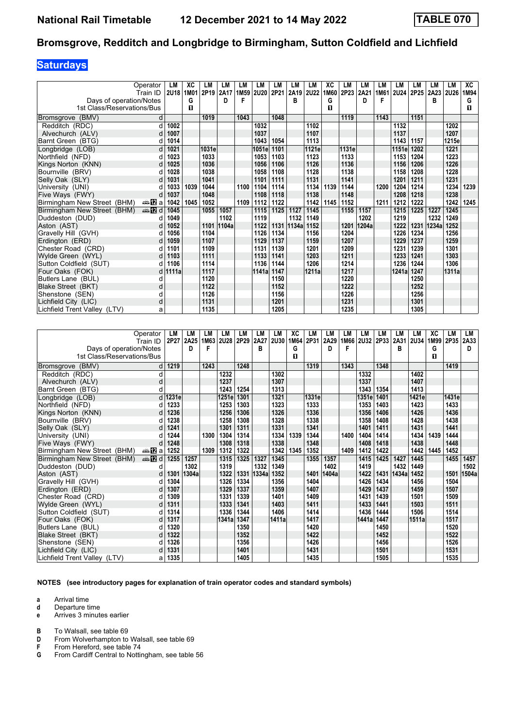# National Rail Timetable 12 December 2021 to 14 May 2022 TABLE 070

## Bromsgrove, Redditch and Longbridge to Birmingham, Sutton Coldfield and Lichfield

**Saturdays**

| Operator | | LM | XC | LM | LM | LM | LM | LM | LM | LM | XC | LM | LM | LM | LM | LM | LM | LM | XC |
|---|---|---|---|---|---|---|---|---|---|---|---|---|---|---|---|---|---|---|---|
| Train ID | | 2U18 | 1M01 | 2P19 | 2A17 | 1M59 | 2U20 | 2P21 | 2A19 | 2U22 | 1M60 | 2P23 | 2A21 | 1M61 | 2U24 | 2P25 | 2A23 | 2U26 | 1M94 |
| Days of operation/Notes | | | G | | D | F | | | B | | G | | D | F | | | B | | G |
| 1st Class/Reservations/Bus | | | 1 | | | | | | | | 1 | | | | | | | | 1 |
| Bromsgrove (BMV) | d | | | 1019 | | 1043 | | 1048 | | | | 1119 | | 1143 | | 1151 | | | |
| Redditch (RDC) | d | 1002 | | | | | 1032 | | | 1102 | | | | | 1132 | | | 1202 | |
| Alvechurch (ALV) | d | 1007 | | | | | 1037 | | | 1107 | | | | | 1137 | | | 1207 | |
| Barnt Green (BTG) | d | 1014 | | | | | 1043 | 1054 | | 1113 | | | | | 1143 | 1157 | | 1215e | |
| Longbridge (LOB) | d | 1021 | | 1031e | | | 1051e | 1101 | | 1121e | | 1131e | | | 1151e | 1202 | | 1221 | |
| Northfield (NFD) | d | 1023 | | 1033 | | | 1053 | 1103 | | 1123 | | 1133 | | | 1153 | 1204 | | 1223 | |
| Kings Norton (KNN) | d | 1025 | | 1036 | | | 1056 | 1106 | | 1126 | | 1136 | | | 1156 | 1206 | | 1226 | |
| Bournville (BRV) | d | 1028 | | 1038 | | | 1058 | 1108 | | 1128 | | 1138 | | | 1158 | 1208 | | 1228 | |
| Selly Oak (SLY) | d | 1031 | | 1041 | | | 1101 | 1111 | | 1131 | | 1141 | | | 1201 | 1211 | | 1231 | |
| University (UNI) | d | 1033 | 1039 | 1044 | | 1100 | 1104 | 1114 | | 1134 | 1139 | 1144 | | 1200 | 1204 | 1214 | | 1234 | 1239 |
| Five Ways (FWY) | d | 1037 | | 1048 | | | 1108 | 1118 | | 1138 | | 1148 | | | 1208 | 1218 | | 1238 | |
| Birmingham New Street (BHM) | a | 1042 | 1045 | 1052 | | 1109 | 1112 | 1122 | | 1142 | 1145 | 1152 | | 1211 | 1212 | 1222 | | 1242 | 1245 |
| Birmingham New Street (BHM) | d | 1045 | | 1055 | 1057 | | 1115 | 1125 | 1127 | 1145 | | 1155 | 1157 | | 1215 | 1225 | 1227 | 1245 | |
| Duddeston (DUD) | d | 1049 | | | 1102 | | 1119 | | 1132 | 1149 | | | 1202 | | 1219 | | 1232 | 1249 | |
| Aston (AST) | d | 1052 | | 1101 | 1104a | | 1122 | 1131 | 1134a | 1152 | | 1201 | 1204a | | 1222 | 1231 | 1234a | 1252 | |
| Gravelly Hill (GVH) | d | 1056 | | 1104 | | | 1126 | 1134 | | 1156 | | 1204 | | | 1226 | 1234 | | 1256 | |
| Erdington (ERD) | d | 1059 | | 1107 | | | 1129 | 1137 | | 1159 | | 1207 | | | 1229 | 1237 | | 1259 | |
| Chester Road (CRD) | d | 1101 | | 1109 | | | 1131 | 1139 | | 1201 | | 1209 | | | 1231 | 1239 | | 1301 | |
| Wylde Green (WYL) | d | 1103 | | 1111 | | | 1133 | 1141 | | 1203 | | 1211 | | | 1233 | 1241 | | 1303 | |
| Sutton Coldfield (SUT) | d | 1106 | | 1114 | | | 1136 | 1144 | | 1206 | | 1214 | | | 1236 | 1244 | | 1306 | |
| Four Oaks (FOK) | d | 1111a | | 1117 | | | 1141a | 1147 | | 1211a | | 1217 | | | 1241a | 1247 | | 1311a | |
| Butlers Lane (BUL) | d | | | 1120 | | | | 1150 | | | | 1220 | | | | 1250 | | | |
| Blake Street (BKT) | d | | | 1122 | | | | 1152 | | | | 1222 | | | | 1252 | | | |
| Shenstone (SEN) | d | | | 1126 | | | | 1156 | | | | 1226 | | | | 1256 | | | |
| Lichfield City (LIC) | d | | | 1131 | | | | 1201 | | | | 1231 | | | | 1301 | | | |
| Lichfield Trent Valley (LTV) | a | | | 1135 | | | | 1205 | | | | 1235 | | | | 1305 | | | |

| Operator | | LM | LM | LM | LM | LM | LM | LM | XC | LM | LM | LM | LM | LM | LM | LM | XC | LM | LM |
|---|---|---|---|---|---|---|---|---|---|---|---|---|---|---|---|---|---|---|---|
| Train ID | | 2P27 | 2A25 | 1M63 | 2U28 | 2P29 | 2A27 | 2U30 | 1M64 | 2P31 | 2A29 | 1M66 | 2U32 | 2P33 | 2A31 | 2U34 | 1M99 | 2P35 | 2A33 |
| Days of operation/Notes | | | D | F | | | B | | G | | D | F | | | B | | G | | D |
| 1st Class/Reservations/Bus | | | | | | | | | 1 | | | | | | | | 1 | | |
| Bromsgrove (BMV) | d | 1219 | | 1243 | | 1248 | | | | 1319 | | 1343 | | 1348 | | | | 1419 | |
| Redditch (RDC) | d | | | | 1232 | | | 1302 | | | | | 1332 | | | 1402 | | | |
| Alvechurch (ALV) | d | | | | 1237 | | | 1307 | | | | | 1337 | | | 1407 | | | |
| Barnt Green (BTG) | d | | | | 1243 | 1254 | | 1313 | | | | | 1343 | 1354 | | 1413 | | | |
| Longbridge (LOB) | d | 1231e | | | 1251e | 1301 | | 1321 | | 1331e | | | 1351e | 1401 | | 1421e | | 1431e | |
| Northfield (NFD) | d | 1233 | | | 1253 | 1303 | | 1323 | | 1333 | | | 1353 | 1403 | | 1423 | | 1433 | |
| Kings Norton (KNN) | d | 1236 | | | 1256 | 1306 | | 1326 | | 1336 | | | 1356 | 1406 | | 1426 | | 1436 | |
| Bournville (BRV) | d | 1238 | | | 1258 | 1308 | | 1328 | | 1338 | | | 1358 | 1408 | | 1428 | | 1438 | |
| Selly Oak (SLY) | d | 1241 | | | 1301 | 1311 | | 1331 | | 1341 | | | 1401 | 1411 | | 1431 | | 1441 | |
| University (UNI) | d | 1244 | | 1300 | 1304 | 1314 | | 1334 | 1339 | 1344 | | 1400 | 1404 | 1414 | | 1434 | 1439 | 1444 | |
| Five Ways (FWY) | d | 1248 | | | 1308 | 1318 | | 1338 | | 1348 | | | 1408 | 1418 | | 1438 | | 1448 | |
| Birmingham New Street (BHM) | a | 1252 | | 1309 | 1312 | 1322 | | 1342 | 1345 | 1352 | | 1409 | 1412 | 1422 | | 1442 | 1445 | 1452 | |
| Birmingham New Street (BHM) | d | 1255 | 1257 | | 1315 | 1325 | 1327 | 1345 | | 1355 | 1357 | | 1415 | 1425 | 1427 | 1445 | | 1455 | 1457 |
| Duddeston (DUD) | d | | 1302 | | 1319 | | 1332 | 1349 | | | 1402 | | 1419 | | 1432 | 1449 | | | 1502 |
| Aston (AST) | d | 1301 | 1304a | | 1322 | 1331 | 1334a | 1352 | | 1401 | 1404a | | 1422 | 1431 | 1434a | 1452 | | 1501 | 1504a |
| Gravelly Hill (GVH) | d | 1304 | | | 1326 | 1334 | | 1356 | | 1404 | | | 1426 | 1434 | | 1456 | | 1504 | |
| Erdington (ERD) | d | 1307 | | | 1329 | 1337 | | 1359 | | 1407 | | | 1429 | 1437 | | 1459 | | 1507 | |
| Chester Road (CRD) | d | 1309 | | | 1331 | 1339 | | 1401 | | 1409 | | | 1431 | 1439 | | 1501 | | 1509 | |
| Wylde Green (WYL) | d | 1311 | | | 1333 | 1341 | | 1403 | | 1411 | | | 1433 | 1441 | | 1503 | | 1511 | |
| Sutton Coldfield (SUT) | d | 1314 | | | 1336 | 1344 | | 1406 | | 1414 | | | 1436 | 1444 | | 1506 | | 1514 | |
| Four Oaks (FOK) | d | 1317 | | | 1341a | 1347 | | 1411a | | 1417 | | | 1441a | 1447 | | 1511a | | 1517 | |
| Butlers Lane (BUL) | d | 1320 | | | | 1350 | | | | 1420 | | | | 1450 | | | | 1520 | |
| Blake Street (BKT) | d | 1322 | | | | 1352 | | | | 1422 | | | | 1452 | | | | 1522 | |
| Shenstone (SEN) | d | 1326 | | | | 1356 | | | | 1426 | | | | 1456 | | | | 1526 | |
| Lichfield City (LIC) | d | 1331 | | | | 1401 | | | | 1431 | | | | 1501 | | | | 1531 | |
| Lichfield Trent Valley (LTV) | a | 1335 | | | | 1405 | | | | 1435 | | | | 1505 | | | | 1535 | |

**NOTES (see introductory pages for explanation of train operator codes and standard symbols)**

- **a** Arrival time
- **d** Departure time
- **e** Arrives 3 minutes earlier

- **B** To Walsall, see table 69
- **D** From Wolverhampton to Walsall, see table 69
- **F** From Hereford, see table 74
- **G** From Cardiff Central to Nottingham, see table 56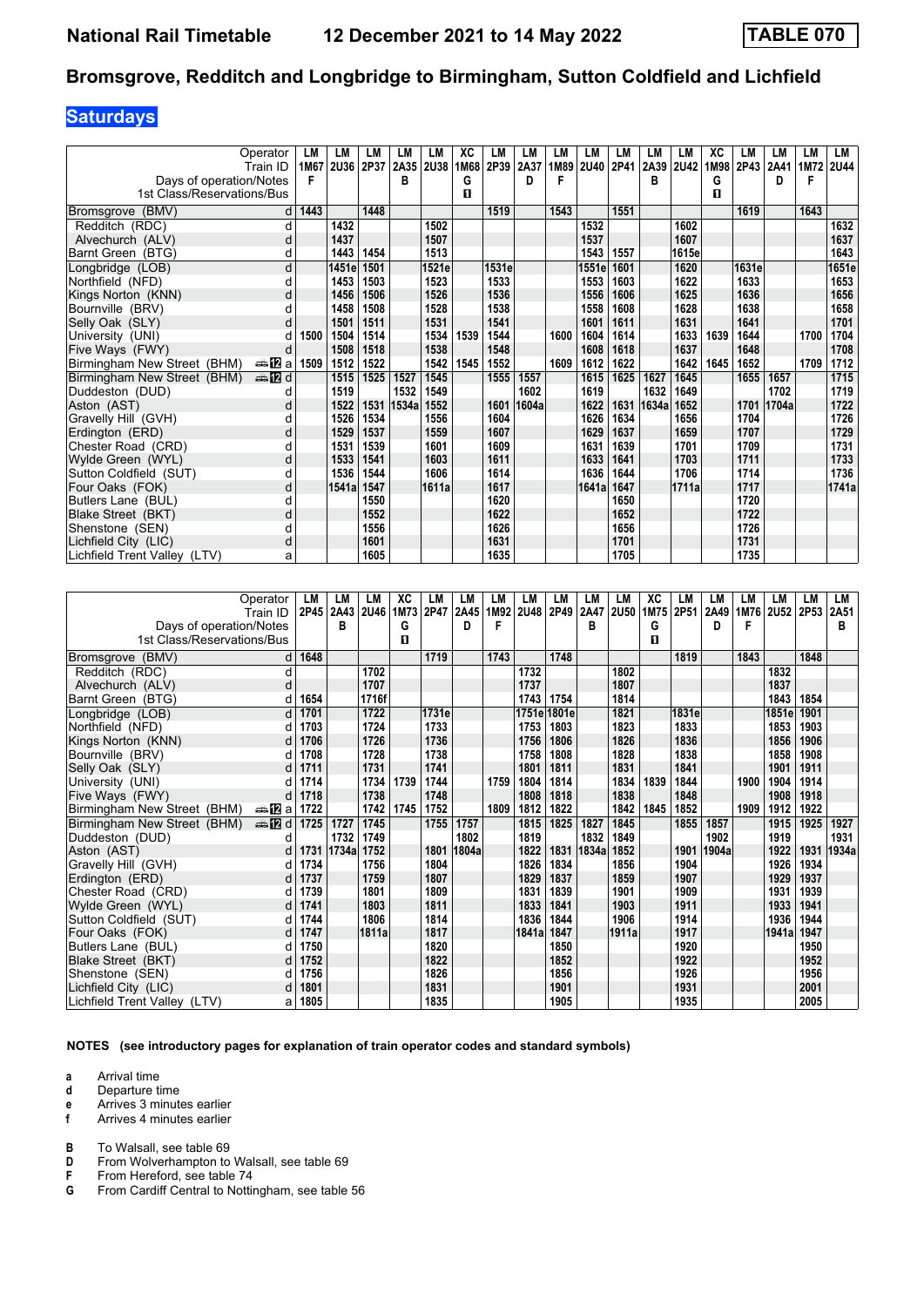# National Rail Timetable — 12 December 2021 to 14 May 2022 — TABLE 070

## Bromsgrove, Redditch and Longbridge to Birmingham, Sutton Coldfield and Lichfield

### Saturdays

| Operator | | LM | LM | LM | LM | LM | XC | LM | LM | LM | LM | LM | LM | LM | XC | LM | LM | LM | LM |
|---|---|---|---|---|---|---|---|---|---|---|---|---|---|---|---|---|---|---|---|
| Train ID | | 1M67 | 2U36 | 2P37 | 2A35 | 2U38 | 1M68 | 2P39 | 2A37 | 1M89 | 2U40 | 2P41 | 2A39 | 2U42 | 1M98 | 2P43 | 2A41 | 1M72 | 2U44 |
| Days of operation/Notes | | F | | | B | | G | | D | F | | | B | | G | | D | F | |
| 1st Class/Reservations/Bus | | | | | | | ◼ | | | | | | | | ◼ | | | | |
| Bromsgrove (BMV) | d | 1443 | | 1448 | | | | 1519 | | 1543 | | 1551 | | | | 1619 | | 1643 | |
| Redditch (RDC) | d | | 1432 | | | 1502 | | | | | 1532 | | | 1602 | | | | | 1632 |
| Alvechurch (ALV) | d | | 1437 | | | 1507 | | | | | 1537 | | | 1607 | | | | | 1637 |
| Barnt Green (BTG) | d | | 1443 | 1454 | | 1513 | | | | | 1543 | 1557 | | 1615e | | | | | 1643 |
| Longbridge (LOB) | d | | 1451e | 1501 | | 1521e | | 1531e | | | 1551e | 1601 | | 1620 | | 1631e | | | 1651e |
| Northfield (NFD) | d | | 1453 | 1503 | | 1523 | | 1533 | | | 1553 | 1603 | | 1622 | | 1633 | | | 1653 |
| Kings Norton (KNN) | d | | 1456 | 1506 | | 1526 | | 1536 | | | 1556 | 1606 | | 1625 | | 1636 | | | 1656 |
| Bournville (BRV) | d | | 1458 | 1508 | | 1528 | | 1538 | | | 1558 | 1608 | | 1628 | | 1638 | | | 1658 |
| Selly Oak (SLY) | d | | 1501 | 1511 | | 1531 | | 1541 | | | 1601 | 1611 | | 1631 | | 1641 | | | 1701 |
| University (UNI) | d | 1500 | 1504 | 1514 | | 1534 | 1539 | 1544 | | 1600 | 1604 | 1614 | | 1633 | 1639 | 1644 | | 1700 | 1704 |
| Five Ways (FWY) | d | | 1508 | 1518 | | 1538 | | 1548 | | | 1608 | 1618 | | 1637 | | 1648 | | | 1708 |
| Birmingham New Street (BHM) | a | 1509 | 1512 | 1522 | | 1542 | 1545 | 1552 | | 1609 | 1612 | 1622 | | 1642 | 1645 | 1652 | | 1709 | 1712 |
| Birmingham New Street (BHM) | d | | 1515 | 1525 | 1527 | 1545 | | 1555 | 1557 | | 1615 | 1625 | 1627 | 1645 | | 1655 | 1657 | | 1715 |
| Duddeston (DUD) | d | | 1519 | | 1532 | 1549 | | | 1602 | | 1619 | | 1632 | 1649 | | | 1702 | | 1719 |
| Aston (AST) | d | | 1522 | 1531 | 1534a | 1552 | | 1601 | 1604a | | 1622 | 1631 | 1634a | 1652 | | 1701 | 1704a | | 1722 |
| Gravelly Hill (GVH) | d | | 1526 | 1534 | | 1556 | | 1604 | | | 1626 | 1634 | | 1656 | | 1704 | | | 1726 |
| Erdington (ERD) | d | | 1529 | 1537 | | 1559 | | 1607 | | | 1629 | 1637 | | 1659 | | 1707 | | | 1729 |
| Chester Road (CRD) | d | | 1531 | 1539 | | 1601 | | 1609 | | | 1631 | 1639 | | 1701 | | 1709 | | | 1731 |
| Wylde Green (WYL) | d | | 1533 | 1541 | | 1603 | | 1611 | | | 1633 | 1641 | | 1703 | | 1711 | | | 1733 |
| Sutton Coldfield (SUT) | d | | 1536 | 1544 | | 1606 | | 1614 | | | 1636 | 1644 | | 1706 | | 1714 | | | 1736 |
| Four Oaks (FOK) | d | | 1541a | 1547 | | 1611a | | 1617 | | | 1641a | 1647 | | 1711a | | 1717 | | | 1741a |
| Butlers Lane (BUL) | d | | | 1550 | | | | 1620 | | | | 1650 | | | | 1720 | | | |
| Blake Street (BKT) | d | | | 1552 | | | | 1622 | | | | 1652 | | | | 1722 | | | |
| Shenstone (SEN) | d | | | 1556 | | | | 1626 | | | | 1656 | | | | 1726 | | | |
| Lichfield City (LIC) | d | | | 1601 | | | | 1631 | | | | 1701 | | | | 1731 | | | |
| Lichfield Trent Valley (LTV) | a | | | 1605 | | | | 1635 | | | | 1705 | | | | 1735 | | | |

| Operator | | LM | LM | LM | XC | LM | LM | LM | LM | LM | LM | LM | XC | LM | LM | LM | LM | LM | LM |
|---|---|---|---|---|---|---|---|---|---|---|---|---|---|---|---|---|---|---|---|
| Train ID | | 2P45 | 2A43 | 2U46 | 1M73 | 2P47 | 2A45 | 1M92 | 2U48 | 2P49 | 2A47 | 2U50 | 1M75 | 2P51 | 2A49 | 1M76 | 2U52 | 2P53 | 2A51 |
| Days of operation/Notes | | | B | | G | | D | F | | | B | | G | | D | F | | | B |
| 1st Class/Reservations/Bus | | | | | ◼ | | | | | | | | ◼ | | | | | | |
| Bromsgrove (BMV) | d | 1648 | | | | 1719 | | 1743 | | 1748 | | | | 1819 | | 1843 | | 1848 | |
| Redditch (RDC) | d | | | 1702 | | | | | 1732 | | | 1802 | | | | | 1832 | | |
| Alvechurch (ALV) | d | | | 1707 | | | | | 1737 | | | 1807 | | | | | 1837 | | |
| Barnt Green (BTG) | d | 1654 | | 1716f | | | | | 1743 | 1754 | | 1814 | | | | | 1843 | 1854 | |
| Longbridge (LOB) | d | 1701 | | 1722 | | 1731e | | | 1751e | 1801e | | 1821 | | 1831e | | | 1851e | 1901 | |
| Northfield (NFD) | d | 1703 | | 1724 | | 1733 | | | 1753 | 1803 | | 1823 | | 1833 | | | 1853 | 1903 | |
| Kings Norton (KNN) | d | 1706 | | 1726 | | 1736 | | | 1756 | 1806 | | 1826 | | 1836 | | | 1856 | 1906 | |
| Bournville (BRV) | d | 1708 | | 1728 | | 1738 | | | 1758 | 1808 | | 1828 | | 1838 | | | 1858 | 1908 | |
| Selly Oak (SLY) | d | 1711 | | 1731 | | 1741 | | | 1801 | 1811 | | 1831 | | 1841 | | | 1901 | 1911 | |
| University (UNI) | d | 1714 | | 1734 | 1739 | 1744 | | 1759 | 1804 | 1814 | | 1834 | 1839 | 1844 | | 1900 | 1904 | 1914 | |
| Five Ways (FWY) | d | 1718 | | 1738 | | 1748 | | | 1808 | 1818 | | 1838 | | 1848 | | | 1908 | 1918 | |
| Birmingham New Street (BHM) | a | 1722 | | 1742 | 1745 | 1752 | | 1809 | 1812 | 1822 | | 1842 | 1845 | 1852 | | 1909 | 1912 | 1922 | |
| Birmingham New Street (BHM) | d | 1725 | 1727 | 1745 | | 1755 | 1757 | | 1815 | 1825 | 1827 | 1845 | | 1855 | 1857 | | 1915 | 1925 | 1927 |
| Duddeston (DUD) | d | | 1732 | 1749 | | | 1802 | | 1819 | | 1832 | 1849 | | | 1902 | | 1919 | | 1931 |
| Aston (AST) | d | 1731 | 1734a | 1752 | | 1801 | 1804a | | 1822 | 1831 | 1834a | 1852 | | 1901 | 1904a | | 1922 | 1931 | 1934a |
| Gravelly Hill (GVH) | d | 1734 | | 1756 | | 1804 | | | 1826 | 1834 | | 1856 | | 1904 | | | 1926 | 1934 | |
| Erdington (ERD) | d | 1737 | | 1759 | | 1807 | | | 1829 | 1837 | | 1859 | | 1907 | | | 1929 | 1937 | |
| Chester Road (CRD) | d | 1739 | | 1801 | | 1809 | | | 1831 | 1839 | | 1901 | | 1909 | | | 1931 | 1939 | |
| Wylde Green (WYL) | d | 1741 | | 1803 | | 1811 | | | 1833 | 1841 | | 1903 | | 1911 | | | 1933 | 1941 | |
| Sutton Coldfield (SUT) | d | 1744 | | 1806 | | 1814 | | | 1836 | 1844 | | 1906 | | 1914 | | | 1936 | 1944 | |
| Four Oaks (FOK) | d | 1747 | | 1811a | | 1817 | | | 1841a | 1847 | | 1911a | | 1917 | | | 1941a | 1947 | |
| Butlers Lane (BUL) | d | 1750 | | | | 1820 | | | | 1850 | | | | 1920 | | | | 1950 | |
| Blake Street (BKT) | d | 1752 | | | | 1822 | | | | 1852 | | | | 1922 | | | | 1952 | |
| Shenstone (SEN) | d | 1756 | | | | 1826 | | | | 1856 | | | | 1926 | | | | 1956 | |
| Lichfield City (LIC) | d | 1801 | | | | 1831 | | | | 1901 | | | | 1931 | | | | 2001 | |
| Lichfield Trent Valley (LTV) | a | 1805 | | | | 1835 | | | | 1905 | | | | 1935 | | | | 2005 | |

**NOTES (see introductory pages for explanation of train operator codes and standard symbols)**

- **a** Arrival time
- **d** Departure time
- **e** Arrives 3 minutes earlier
- **f** Arrives 4 minutes earlier

- **B** To Walsall, see table 69
- **D** From Wolverhampton to Walsall, see table 69
- **F** From Hereford, see table 74
- **G** From Cardiff Central to Nottingham, see table 56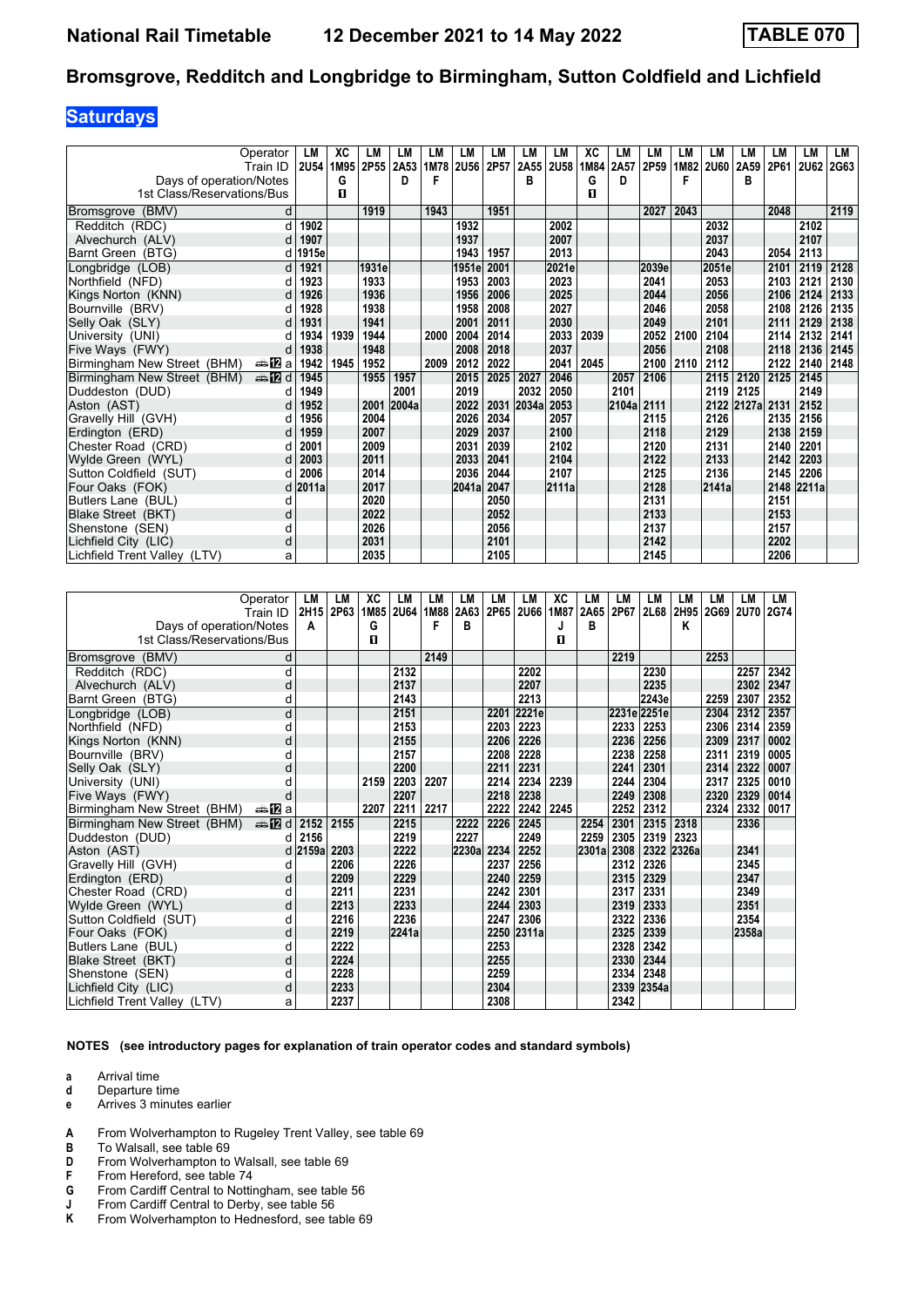# National Rail Timetable — 12 December 2021 to 14 May 2022 — TABLE 070

## Bromsgrove, Redditch and Longbridge to Birmingham, Sutton Coldfield and Lichfield

**Saturdays**

| Operator | | LM | XC | LM | LM | LM | LM | LM | LM | LM | XC | LM | LM | LM | LM | LM | LM | LM | LM |
|---|---|---|---|---|---|---|---|---|---|---|---|---|---|---|---|---|---|---|---|
| Train ID | | 2U54 | 1M95 | 2P55 | 2A53 | 1M78 | 2U56 | 2P57 | 2A55 | 2U58 | 1M84 | 2A57 | 2P59 | 1M82 | 2U60 | 2A59 | 2P61 | 2U62 | 2G63 |
| Days of operation/Notes | | | G | | D | F | | | B | | G | D | | F | | B | | | |
| 1st Class/Reservations/Bus | | | ■ | | | | | | | | ■ | | | | | | | | |
| Bromsgrove (BMV) | d | | | 1919 | | 1943 | | 1951 | | | | | 2027 | 2043 | | | 2048 | | 2119 |
| Redditch (RDC) | d | 1902 | | | | | 1932 | | | 2002 | | | | | 2032 | | | 2102 | |
| Alvechurch (ALV) | d | 1907 | | | | | 1937 | | | 2007 | | | | | 2037 | | | 2107 | |
| Barnt Green (BTG) | d | 1915e | | | | | 1943 | 1957 | | 2013 | | | | | 2043 | | 2054 | 2113 | |
| Longbridge (LOB) | d | 1921 | | 1931e | | | 1951e | 2001 | | 2021e | | | 2039e | | 2051e | | 2101 | 2119 | 2128 |
| Northfield (NFD) | d | 1923 | | 1933 | | | 1953 | 2003 | | 2023 | | | 2041 | | 2053 | | 2103 | 2121 | 2130 |
| Kings Norton (KNN) | d | 1926 | | 1936 | | | 1956 | 2006 | | 2025 | | | 2044 | | 2056 | | 2106 | 2124 | 2133 |
| Bournville (BRV) | d | 1928 | | 1938 | | | 1958 | 2008 | | 2027 | | | 2046 | | 2058 | | 2108 | 2126 | 2135 |
| Selly Oak (SLY) | d | 1931 | | 1941 | | | 2001 | 2011 | | 2030 | | | 2049 | | 2101 | | 2111 | 2129 | 2138 |
| University (UNI) | d | 1934 | 1939 | 1944 | | 2000 | 2004 | 2014 | | 2033 | 2039 | | 2052 | 2100 | 2104 | | 2114 | 2132 | 2141 |
| Five Ways (FWY) | d | 1938 | | 1948 | | | 2008 | 2018 | | 2037 | | | 2056 | | 2108 | | 2118 | 2136 | 2145 |
| Birmingham New Street (BHM) 12 | a | 1942 | 1945 | 1952 | | 2009 | 2012 | 2022 | | 2041 | 2045 | | 2100 | 2110 | 2112 | | 2122 | 2140 | 2148 |
| Birmingham New Street (BHM) 12 | d | 1945 | | 1955 | 1957 | | 2015 | 2025 | 2027 | 2046 | | 2057 | 2106 | | 2115 | 2120 | 2125 | 2145 | |
| Duddeston (DUD) | d | 1949 | | | 2001 | | 2019 | | 2032 | 2050 | | 2101 | | | 2119 | 2125 | | 2149 | |
| Aston (AST) | d | 1952 | | 2001 | 2004a | | 2022 | 2031 | 2034a | 2053 | | 2104a | 2111 | | 2122 | 2127a | 2131 | 2152 | |
| Gravelly Hill (GVH) | d | 1956 | | 2004 | | | 2026 | 2034 | | 2057 | | | 2115 | | 2126 | | 2135 | 2156 | |
| Erdington (ERD) | d | 1959 | | 2007 | | | 2029 | 2037 | | 2100 | | | 2118 | | 2129 | | 2138 | 2159 | |
| Chester Road (CRD) | d | 2001 | | 2009 | | | 2031 | 2039 | | 2102 | | | 2120 | | 2131 | | 2140 | 2201 | |
| Wylde Green (WYL) | d | 2003 | | 2011 | | | 2033 | 2041 | | 2104 | | | 2122 | | 2133 | | 2142 | 2203 | |
| Sutton Coldfield (SUT) | d | 2006 | | 2014 | | | 2036 | 2044 | | 2107 | | | 2125 | | 2136 | | 2145 | 2206 | |
| Four Oaks (FOK) | d | 2011a | | 2017 | | | 2041a | 2047 | | 2111a | | | 2128 | | 2141a | | 2148 | 2211a | |
| Butlers Lane (BUL) | d | | | 2020 | | | | 2050 | | | | | 2131 | | | | 2151 | | |
| Blake Street (BKT) | d | | | 2022 | | | | 2052 | | | | | 2133 | | | | 2153 | | |
| Shenstone (SEN) | d | | | 2026 | | | | 2056 | | | | | 2137 | | | | 2157 | | |
| Lichfield City (LIC) | d | | | 2031 | | | | 2101 | | | | | 2142 | | | | 2202 | | |
| Lichfield Trent Valley (LTV) | a | | | 2035 | | | | 2105 | | | | | 2145 | | | | 2206 | | |

| Operator | | LM | LM | XC | LM | LM | LM | LM | LM | XC | LM | LM | LM | LM | LM | LM | LM |
|---|---|---|---|---|---|---|---|---|---|---|---|---|---|---|---|---|---|
| Train ID | | 2H15 | 2P63 | 1M85 | 2U64 | 1M88 | 2A63 | 2P65 | 2U66 | 1M87 | 2A65 | 2P67 | 2L68 | 2H95 | 2G69 | 2U70 | 2G74 |
| Days of operation/Notes | | A | | G | | F | B | | | J | B | | | K | | | |
| 1st Class/Reservations/Bus | | | | ■ | | | | | | ■ | | | | | | | |
| Bromsgrove (BMV) | d | | | | | 2149 | | | | | | 2219 | | | 2253 | | |
| Redditch (RDC) | d | | | | 2132 | | | | 2202 | | | | 2230 | | | 2257 | 2342 |
| Alvechurch (ALV) | d | | | | 2137 | | | | 2207 | | | | 2235 | | | 2302 | 2347 |
| Barnt Green (BTG) | d | | | | 2143 | | | | 2213 | | | | 2243e | | 2259 | 2307 | 2352 |
| Longbridge (LOB) | d | | | | 2151 | | | 2201 | 2221e | | | 2231e | 2251e | | 2304 | 2312 | 2357 |
| Northfield (NFD) | d | | | | 2153 | | | 2203 | 2223 | | | 2233 | 2253 | | 2306 | 2314 | 2359 |
| Kings Norton (KNN) | d | | | | 2155 | | | 2206 | 2226 | | | 2236 | 2256 | | 2309 | 2317 | 0002 |
| Bournville (BRV) | d | | | | 2157 | | | 2208 | 2228 | | | 2238 | 2258 | | 2311 | 2319 | 0005 |
| Selly Oak (SLY) | d | | | | 2200 | | | 2211 | 2231 | | | 2241 | 2301 | | 2314 | 2322 | 0007 |
| University (UNI) | d | | | 2159 | 2203 | 2207 | | 2214 | 2234 | 2239 | | 2244 | 2304 | | 2317 | 2325 | 0010 |
| Five Ways (FWY) | d | | | | 2207 | | | 2218 | 2238 | | | 2249 | 2308 | | 2320 | 2329 | 0014 |
| Birmingham New Street (BHM) 12 | a | | | 2207 | 2211 | 2217 | | 2222 | 2242 | 2245 | | 2252 | 2312 | | 2324 | 2332 | 0017 |
| Birmingham New Street (BHM) 12 | d | 2152 | 2155 | | 2215 | | 2222 | 2226 | 2245 | | 2254 | 2301 | 2315 | 2318 | | 2336 | |
| Duddeston (DUD) | d | 2156 | | | 2219 | | 2227 | | 2249 | | 2259 | 2305 | 2319 | 2323 | | | |
| Aston (AST) | d | 2159a | 2203 | | 2222 | | 2230a | 2234 | 2252 | | 2301a | 2308 | 2322 | 2326a | | 2341 | |
| Gravelly Hill (GVH) | d | | 2206 | | 2226 | | | 2237 | 2256 | | | 2312 | 2326 | | | 2345 | |
| Erdington (ERD) | d | | 2209 | | 2229 | | | 2240 | 2259 | | | 2315 | 2329 | | | 2347 | |
| Chester Road (CRD) | d | | 2211 | | 2231 | | | 2242 | 2301 | | | 2317 | 2331 | | | 2349 | |
| Wylde Green (WYL) | d | | 2213 | | 2233 | | | 2244 | 2303 | | | 2319 | 2333 | | | 2351 | |
| Sutton Coldfield (SUT) | d | | 2216 | | 2236 | | | 2247 | 2306 | | | 2322 | 2336 | | | 2354 | |
| Four Oaks (FOK) | d | | 2219 | | 2241a | | | 2250 | 2311a | | | 2325 | 2339 | | | 2358a | |
| Butlers Lane (BUL) | d | | 2222 | | | | | 2253 | | | | 2328 | 2342 | | | | |
| Blake Street (BKT) | d | | 2224 | | | | | 2255 | | | | 2330 | 2344 | | | | |
| Shenstone (SEN) | d | | 2228 | | | | | 2259 | | | | 2334 | 2348 | | | | |
| Lichfield City (LIC) | d | | 2233 | | | | | 2304 | | | | 2339 | 2354a | | | | |
| Lichfield Trent Valley (LTV) | a | | 2237 | | | | | 2308 | | | | 2342 | | | | | |

**NOTES (see introductory pages for explanation of train operator codes and standard symbols)**

- **a** Arrival time
- **d** Departure time
- **e** Arrives 3 minutes earlier

- **A** From Wolverhampton to Rugeley Trent Valley, see table 69
- **B** To Walsall, see table 69
- **D** From Wolverhampton to Walsall, see table 69
- **F** From Hereford, see table 74
- **G** From Cardiff Central to Nottingham, see table 56
- **J** From Cardiff Central to Derby, see table 56
- **K** From Wolverhampton to Hednesford, see table 69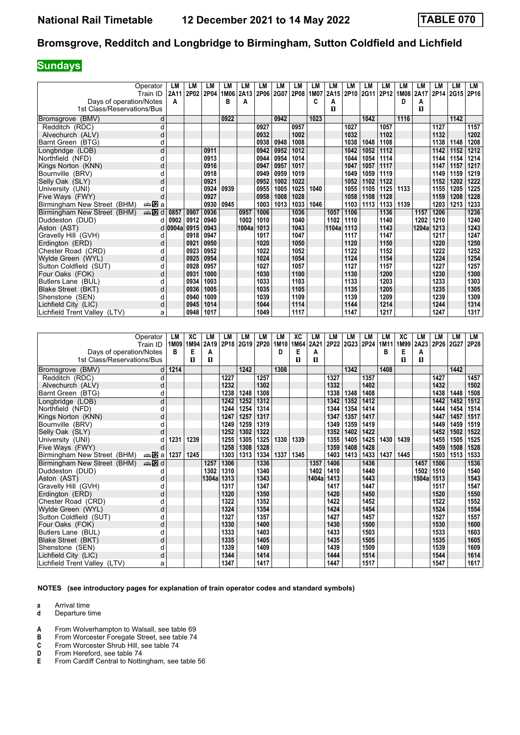# National Rail Timetable — 12 December 2021 to 14 May 2022 — TABLE 070

## Bromsgrove, Redditch and Longbridge to Birmingham, Sutton Coldfield and Lichfield

**Sundays**

| Operator | | LM | LM | LM | LM | LM | LM | LM | LM | LM | LM | LM | LM | LM | LM | LM | LM | LM | LM |
|---|---|---|---|---|---|---|---|---|---|---|---|---|---|---|---|---|---|---|---|
| Train ID | | 2A11 | 2P02 | 2P04 | 1M06 | 2A13 | 2P06 | 2G07 | 2P08 | 1M07 | 2A15 | 2P10 | 2G11 | 2P12 | 1M08 | 2A17 | 2P14 | 2G15 | 2P16 |
| Days of operation/Notes | | A | | | B | A | | | | C | A | | | | D | A | | | |
| 1st Class/Reservations/Bus | | | | | | | | | | | 1 | | | | | 1 | | | |
| Bromsgrove (BMV) | d | | | | 0922 | | | 0942 | | 1023 | | | 1042 | | 1116 | | | 1142 | |
| Redditch (RDC) | d | | | | | | 0927 | | 0957 | | | 1027 | | 1057 | | | 1127 | | 1157 |
| Alvechurch (ALV) | d | | | | | | 0932 | | 1002 | | | 1032 | | 1102 | | | 1132 | | 1202 |
| Barnt Green (BTG) | d | | | | | | 0938 | 0948 | 1008 | | | 1038 | 1048 | 1108 | | | 1138 | 1148 | 1208 |
| Longbridge (LOB) | d | | | 0911 | | | 0942 | 0952 | 1012 | | | 1042 | 1052 | 1112 | | | 1142 | 1152 | 1212 |
| Northfield (NFD) | d | | | 0913 | | | 0944 | 0954 | 1014 | | | 1044 | 1054 | 1114 | | | 1144 | 1154 | 1214 |
| Kings Norton (KNN) | d | | | 0916 | | | 0947 | 0957 | 1017 | | | 1047 | 1057 | 1117 | | | 1147 | 1157 | 1217 |
| Bournville (BRV) | d | | | 0918 | | | 0949 | 0959 | 1019 | | | 1049 | 1059 | 1119 | | | 1149 | 1159 | 1219 |
| Selly Oak (SLY) | d | | | 0921 | | | 0952 | 1002 | 1022 | | | 1052 | 1102 | 1122 | | | 1152 | 1202 | 1222 |
| University (UNI) | d | | | 0924 | 0939 | | 0955 | 1005 | 1025 | 1040 | | 1055 | 1105 | 1125 | 1133 | | 1155 | 1205 | 1225 |
| Five Ways (FWY) | d | | | 0927 | | | 0958 | 1008 | 1028 | | | 1058 | 1108 | 1128 | | | 1159 | 1208 | 1228 |
| Birmingham New Street (BHM) | a | | | 0930 | 0945 | | 1003 | 1013 | 1033 | 1046 | | 1103 | 1113 | 1133 | 1139 | | 1203 | 1213 | 1233 |
| Birmingham New Street (BHM) | d | 0857 | 0907 | 0936 | | 0957 | 1006 | | 1036 | | 1057 | 1106 | | 1136 | | 1157 | 1206 | | 1236 |
| Duddeston (DUD) | d | 0902 | 0912 | 0940 | | 1002 | 1010 | | 1040 | | 1102 | 1110 | | 1140 | | 1202 | 1210 | | 1240 |
| Aston (AST) | d | 0904a | 0915 | 0943 | | 1004a | 1013 | | 1043 | | 1104a | 1113 | | 1143 | | 1204a | 1213 | | 1243 |
| Gravelly Hill (GVH) | d | | 0918 | 0947 | | | 1017 | | 1047 | | | 1117 | | 1147 | | | 1217 | | 1247 |
| Erdington (ERD) | d | | 0921 | 0950 | | | 1020 | | 1050 | | | 1120 | | 1150 | | | 1220 | | 1250 |
| Chester Road (CRD) | d | | 0923 | 0952 | | | 1022 | | 1052 | | | 1122 | | 1152 | | | 1222 | | 1252 |
| Wylde Green (WYL) | d | | 0925 | 0954 | | | 1024 | | 1054 | | | 1124 | | 1154 | | | 1224 | | 1254 |
| Sutton Coldfield (SUT) | d | | 0928 | 0957 | | | 1027 | | 1057 | | | 1127 | | 1157 | | | 1227 | | 1257 |
| Four Oaks (FOK) | d | | 0931 | 1000 | | | 1030 | | 1100 | | | 1130 | | 1200 | | | 1230 | | 1300 |
| Butlers Lane (BUL) | d | | 0934 | 1003 | | | 1033 | | 1103 | | | 1133 | | 1203 | | | 1233 | | 1303 |
| Blake Street (BKT) | d | | 0936 | 1005 | | | 1035 | | 1105 | | | 1135 | | 1205 | | | 1235 | | 1305 |
| Shenstone (SEN) | d | | 0940 | 1009 | | | 1039 | | 1109 | | | 1139 | | 1209 | | | 1239 | | 1309 |
| Lichfield City (LIC) | d | | 0945 | 1014 | | | 1044 | | 1114 | | | 1144 | | 1214 | | | 1244 | | 1314 |
| Lichfield Trent Valley (LTV) | a | | 0948 | 1017 | | | 1049 | | 1117 | | | 1147 | | 1217 | | | 1247 | | 1317 |

| Operator | | LM | XC | LM | LM | LM | LM | LM | XC | LM | LM | LM | LM | LM | XC | LM | LM | LM | LM |
|---|---|---|---|---|---|---|---|---|---|---|---|---|---|---|---|---|---|---|---|
| Train ID | | 1M09 | 1M94 | 2A19 | 2P18 | 2G19 | 2P20 | 1M10 | 1M64 | 2A21 | 2P22 | 2G23 | 2P24 | 1M11 | 1M99 | 2A23 | 2P26 | 2G27 | 2P28 |
| Days of operation/Notes | | B | E | A | | | | D | E | A | | | | B | E | A | | | |
| 1st Class/Reservations/Bus | | | 1 | 1 | | | | | 1 | 1 | | | | | 1 | 1 | | | |
| Bromsgrove (BMV) | d | 1214 | | | | 1242 | | 1308 | | | | 1342 | | 1408 | | | | 1442 | |
| Redditch (RDC) | d | | | | 1227 | | 1257 | | | | 1327 | | 1357 | | | | 1427 | | 1457 |
| Alvechurch (ALV) | d | | | | 1232 | | 1302 | | | | 1332 | | 1402 | | | | 1432 | | 1502 |
| Barnt Green (BTG) | d | | | | 1238 | 1248 | 1308 | | | | 1338 | 1348 | 1408 | | | | 1438 | 1448 | 1508 |
| Longbridge (LOB) | d | | | | 1242 | 1252 | 1312 | | | | 1342 | 1352 | 1412 | | | | 1442 | 1452 | 1512 |
| Northfield (NFD) | d | | | | 1244 | 1254 | 1314 | | | | 1344 | 1354 | 1414 | | | | 1444 | 1454 | 1514 |
| Kings Norton (KNN) | d | | | | 1247 | 1257 | 1317 | | | | 1347 | 1357 | 1417 | | | | 1447 | 1457 | 1517 |
| Bournville (BRV) | d | | | | 1249 | 1259 | 1319 | | | | 1349 | 1359 | 1419 | | | | 1449 | 1459 | 1519 |
| Selly Oak (SLY) | d | | | | 1252 | 1302 | 1322 | | | | 1352 | 1402 | 1422 | | | | 1452 | 1502 | 1522 |
| University (UNI) | d | 1231 | 1239 | | 1255 | 1305 | 1325 | 1330 | 1339 | | 1355 | 1405 | 1425 | 1430 | 1439 | | 1455 | 1505 | 1525 |
| Five Ways (FWY) | d | | | | 1258 | 1308 | 1328 | | | | 1359 | 1408 | 1428 | | | | 1459 | 1508 | 1528 |
| Birmingham New Street (BHM) | a | 1237 | 1245 | | 1303 | 1313 | 1334 | 1337 | 1345 | | 1403 | 1413 | 1433 | 1437 | 1445 | | 1503 | 1513 | 1533 |
| Birmingham New Street (BHM) | d | | | 1257 | 1306 | | 1336 | | | 1357 | 1406 | | 1436 | | | 1457 | 1506 | | 1536 |
| Duddeston (DUD) | d | | | 1302 | 1310 | | 1340 | | | 1402 | 1410 | | 1440 | | | 1502 | 1510 | | 1540 |
| Aston (AST) | d | | | 1304a | 1313 | | 1343 | | | 1404a | 1413 | | 1443 | | | 1504a | 1513 | | 1543 |
| Gravelly Hill (GVH) | d | | | | 1317 | | 1347 | | | | 1417 | | 1447 | | | | 1517 | | 1547 |
| Erdington (ERD) | d | | | | 1320 | | 1350 | | | | 1420 | | 1450 | | | | 1520 | | 1550 |
| Chester Road (CRD) | d | | | | 1322 | | 1352 | | | | 1422 | | 1452 | | | | 1522 | | 1552 |
| Wylde Green (WYL) | d | | | | 1324 | | 1354 | | | | 1424 | | 1454 | | | | 1524 | | 1554 |
| Sutton Coldfield (SUT) | d | | | | 1327 | | 1357 | | | | 1427 | | 1457 | | | | 1527 | | 1557 |
| Four Oaks (FOK) | d | | | | 1330 | | 1400 | | | | 1430 | | 1500 | | | | 1530 | | 1600 |
| Butlers Lane (BUL) | d | | | | 1333 | | 1403 | | | | 1433 | | 1503 | | | | 1533 | | 1603 |
| Blake Street (BKT) | d | | | | 1335 | | 1405 | | | | 1435 | | 1505 | | | | 1535 | | 1605 |
| Shenstone (SEN) | d | | | | 1339 | | 1409 | | | | 1439 | | 1509 | | | | 1539 | | 1609 |
| Lichfield City (LIC) | d | | | | 1344 | | 1414 | | | | 1444 | | 1514 | | | | 1544 | | 1614 |
| Lichfield Trent Valley (LTV) | a | | | | 1347 | | 1417 | | | | 1447 | | 1517 | | | | 1547 | | 1617 |

**NOTES (see introductory pages for explanation of train operator codes and standard symbols)**

**a** Arrival time
**d** Departure time

**A** From Wolverhampton to Walsall, see table 69
**B** From Worcester Foregate Street, see table 74
**C** From Worcester Shrub Hill, see table 74
**D** From Hereford, see table 74
**E** From Cardiff Central to Nottingham, see table 56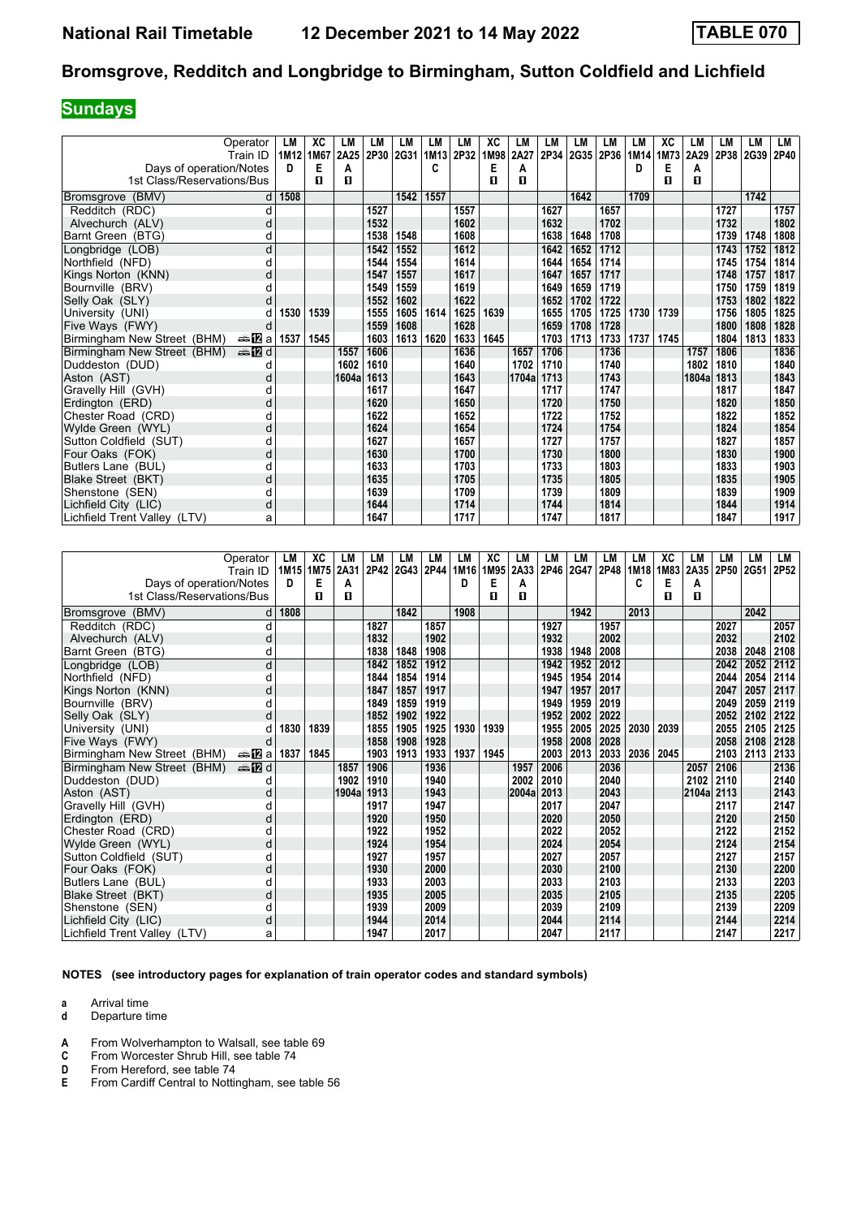# Bromsgrove, Redditch and Longbridge to Birmingham, Sutton Coldfield and Lichfield

**National Rail Timetable 12 December 2021 to 14 May 2022 — TABLE 070**

## Sundays

| Operator | | LM | XC | LM | LM | LM | LM | LM | XC | LM | LM | LM | LM | LM | XC | LM | LM | LM | LM |
|---|---|---|---|---|---|---|---|---|---|---|---|---|---|---|---|---|---|---|---|
| Train ID | | 1M12 | 1M67 | 2A25 | 2P30 | 2G31 | 1M13 | 2P32 | 1M98 | 2A27 | 2P34 | 2G35 | 2P36 | 1M14 | 1M73 | 2A29 | 2P38 | 2G39 | 2P40 |
| Days of operation/Notes | | D | E | A | | | C | | E | A | | | | D | E | A | | | |
| 1st Class/Reservations/Bus | | | ■ | ■ | | | | | ■ | ■ | | | | | ■ | ■ | | | |
| Bromsgrove (BMV) | d | 1508 | | | | 1542 | 1557 | | | | | 1642 | | 1709 | | | | 1742 | |
| Redditch (RDC) | d | | | | 1527 | | | 1557 | | | 1627 | | 1657 | | | | 1727 | | 1757 |
| Alvechurch (ALV) | d | | | | 1532 | | | 1602 | | | 1632 | | 1702 | | | | 1732 | | 1802 |
| Barnt Green (BTG) | d | | | | 1538 | 1548 | | 1608 | | | 1638 | 1648 | 1708 | | | | 1739 | 1748 | 1808 |
| Longbridge (LOB) | d | | | | 1542 | 1552 | | 1612 | | | 1642 | 1652 | 1712 | | | | 1743 | 1752 | 1812 |
| Northfield (NFD) | d | | | | 1544 | 1554 | | 1614 | | | 1644 | 1654 | 1714 | | | | 1745 | 1754 | 1814 |
| Kings Norton (KNN) | d | | | | 1547 | 1557 | | 1617 | | | 1647 | 1657 | 1717 | | | | 1748 | 1757 | 1817 |
| Bournville (BRV) | d | | | | 1549 | 1559 | | 1619 | | | 1649 | 1659 | 1719 | | | | 1750 | 1759 | 1819 |
| Selly Oak (SLY) | d | | | | 1552 | 1602 | | 1622 | | | 1652 | 1702 | 1722 | | | | 1753 | 1802 | 1822 |
| University (UNI) | d | 1530 | 1539 | | 1555 | 1605 | 1614 | 1625 | 1639 | | 1655 | 1705 | 1725 | 1730 | 1739 | | 1756 | 1805 | 1825 |
| Five Ways (FWY) | d | | | | 1559 | 1608 | | 1628 | | | 1659 | 1708 | 1728 | | | | 1800 | 1808 | 1828 |
| Birmingham New Street (BHM) | a | 1537 | 1545 | | 1603 | 1613 | 1620 | 1633 | 1645 | | 1703 | 1713 | 1733 | 1737 | 1745 | | 1804 | 1813 | 1833 |
| Birmingham New Street (BHM) | d | | | 1557 | 1606 | | | 1636 | | 1657 | 1706 | | 1736 | | | 1757 | 1806 | | 1836 |
| Duddeston (DUD) | d | | | 1602 | 1610 | | | 1640 | | 1702 | 1710 | | 1740 | | | 1802 | 1810 | | 1840 |
| Aston (AST) | d | | | 1604a | 1613 | | | 1643 | | 1704a | 1713 | | 1743 | | | 1804a | 1813 | | 1843 |
| Gravelly Hill (GVH) | d | | | | 1617 | | | 1647 | | | 1717 | | 1747 | | | | 1817 | | 1847 |
| Erdington (ERD) | d | | | | 1620 | | | 1650 | | | 1720 | | 1750 | | | | 1820 | | 1850 |
| Chester Road (CRD) | d | | | | 1622 | | | 1652 | | | 1722 | | 1752 | | | | 1822 | | 1852 |
| Wylde Green (WYL) | d | | | | 1624 | | | 1654 | | | 1724 | | 1754 | | | | 1824 | | 1854 |
| Sutton Coldfield (SUT) | d | | | | 1627 | | | 1657 | | | 1727 | | 1757 | | | | 1827 | | 1857 |
| Four Oaks (FOK) | d | | | | 1630 | | | 1700 | | | 1730 | | 1800 | | | | 1830 | | 1900 |
| Butlers Lane (BUL) | d | | | | 1633 | | | 1703 | | | 1733 | | 1803 | | | | 1833 | | 1903 |
| Blake Street (BKT) | d | | | | 1635 | | | 1705 | | | 1735 | | 1805 | | | | 1835 | | 1905 |
| Shenstone (SEN) | d | | | | 1639 | | | 1709 | | | 1739 | | 1809 | | | | 1839 | | 1909 |
| Lichfield City (LIC) | d | | | | 1644 | | | 1714 | | | 1744 | | 1814 | | | | 1844 | | 1914 |
| Lichfield Trent Valley (LTV) | a | | | | 1647 | | | 1717 | | | 1747 | | 1817 | | | | 1847 | | 1917 |

| Operator | | LM | XC | LM | LM | LM | LM | LM | XC | LM | LM | LM | LM | LM | XC | LM | LM | LM | LM |
|---|---|---|---|---|---|---|---|---|---|---|---|---|---|---|---|---|---|---|---|
| Train ID | | 1M15 | 1M75 | 2A31 | 2P42 | 2G43 | 2P44 | 1M16 | 1M95 | 2A33 | 2P46 | 2G47 | 2P48 | 1M18 | 1M83 | 2A35 | 2P50 | 2G51 | 2P52 |
| Days of operation/Notes | | D | E | A | | | | D | E | A | | | | C | E | A | | | |
| 1st Class/Reservations/Bus | | | ■ | ■ | | | | | ■ | ■ | | | | | ■ | ■ | | | |
| Bromsgrove (BMV) | d | 1808 | | | | 1842 | | 1908 | | | | 1942 | | 2013 | | | | 2042 | |
| Redditch (RDC) | d | | | | 1827 | | 1857 | | | | 1927 | | 1957 | | | | 2027 | | 2057 |
| Alvechurch (ALV) | d | | | | 1832 | | 1902 | | | | 1932 | | 2002 | | | | 2032 | | 2102 |
| Barnt Green (BTG) | d | | | | 1838 | 1848 | 1908 | | | | 1938 | 1948 | 2008 | | | | 2038 | 2048 | 2108 |
| Longbridge (LOB) | d | | | | 1842 | 1852 | 1912 | | | | 1942 | 1952 | 2012 | | | | 2042 | 2052 | 2112 |
| Northfield (NFD) | d | | | | 1844 | 1854 | 1914 | | | | 1945 | 1954 | 2014 | | | | 2044 | 2054 | 2114 |
| Kings Norton (KNN) | d | | | | 1847 | 1857 | 1917 | | | | 1947 | 1957 | 2017 | | | | 2047 | 2057 | 2117 |
| Bournville (BRV) | d | | | | 1849 | 1859 | 1919 | | | | 1949 | 1959 | 2019 | | | | 2049 | 2059 | 2119 |
| Selly Oak (SLY) | d | | | | 1852 | 1902 | 1922 | | | | 1952 | 2002 | 2022 | | | | 2052 | 2102 | 2122 |
| University (UNI) | d | 1830 | 1839 | | 1855 | 1905 | 1925 | 1930 | 1939 | | 1955 | 2005 | 2025 | 2030 | 2039 | | 2055 | 2105 | 2125 |
| Five Ways (FWY) | d | | | | 1858 | 1908 | 1928 | | | | 1958 | 2008 | 2028 | | | | 2058 | 2108 | 2128 |
| Birmingham New Street (BHM) | a | 1837 | 1845 | | 1903 | 1913 | 1933 | 1937 | 1945 | | 2003 | 2013 | 2033 | 2036 | 2045 | | 2103 | 2113 | 2133 |
| Birmingham New Street (BHM) | d | | | 1857 | 1906 | | 1936 | | | 1957 | 2006 | | 2036 | | | 2057 | 2106 | | 2136 |
| Duddeston (DUD) | d | | | 1902 | 1910 | | 1940 | | | 2002 | 2010 | | 2040 | | | 2102 | 2110 | | 2140 |
| Aston (AST) | d | | | 1904a | 1913 | | 1943 | | | 2004a | 2013 | | 2043 | | | 2104a | 2113 | | 2143 |
| Gravelly Hill (GVH) | d | | | | 1917 | | 1947 | | | | 2017 | | 2047 | | | | 2117 | | 2147 |
| Erdington (ERD) | d | | | | 1920 | | 1950 | | | | 2020 | | 2050 | | | | 2120 | | 2150 |
| Chester Road (CRD) | d | | | | 1922 | | 1952 | | | | 2022 | | 2052 | | | | 2122 | | 2152 |
| Wylde Green (WYL) | d | | | | 1924 | | 1954 | | | | 2024 | | 2054 | | | | 2124 | | 2154 |
| Sutton Coldfield (SUT) | d | | | | 1927 | | 1957 | | | | 2027 | | 2057 | | | | 2127 | | 2157 |
| Four Oaks (FOK) | d | | | | 1930 | | 2000 | | | | 2030 | | 2100 | | | | 2130 | | 2200 |
| Butlers Lane (BUL) | d | | | | 1933 | | 2003 | | | | 2033 | | 2103 | | | | 2133 | | 2203 |
| Blake Street (BKT) | d | | | | 1935 | | 2005 | | | | 2035 | | 2105 | | | | 2135 | | 2205 |
| Shenstone (SEN) | d | | | | 1939 | | 2009 | | | | 2039 | | 2109 | | | | 2139 | | 2209 |
| Lichfield City (LIC) | d | | | | 1944 | | 2014 | | | | 2044 | | 2114 | | | | 2144 | | 2214 |
| Lichfield Trent Valley (LTV) | a | | | | 1947 | | 2017 | | | | 2047 | | 2117 | | | | 2147 | | 2217 |

**NOTES (see introductory pages for explanation of train operator codes and standard symbols)**

**a** Arrival time
**d** Departure time

**A** From Wolverhampton to Walsall, see table 69
**C** From Worcester Shrub Hill, see table 74
**D** From Hereford, see table 74
**E** From Cardiff Central to Nottingham, see table 56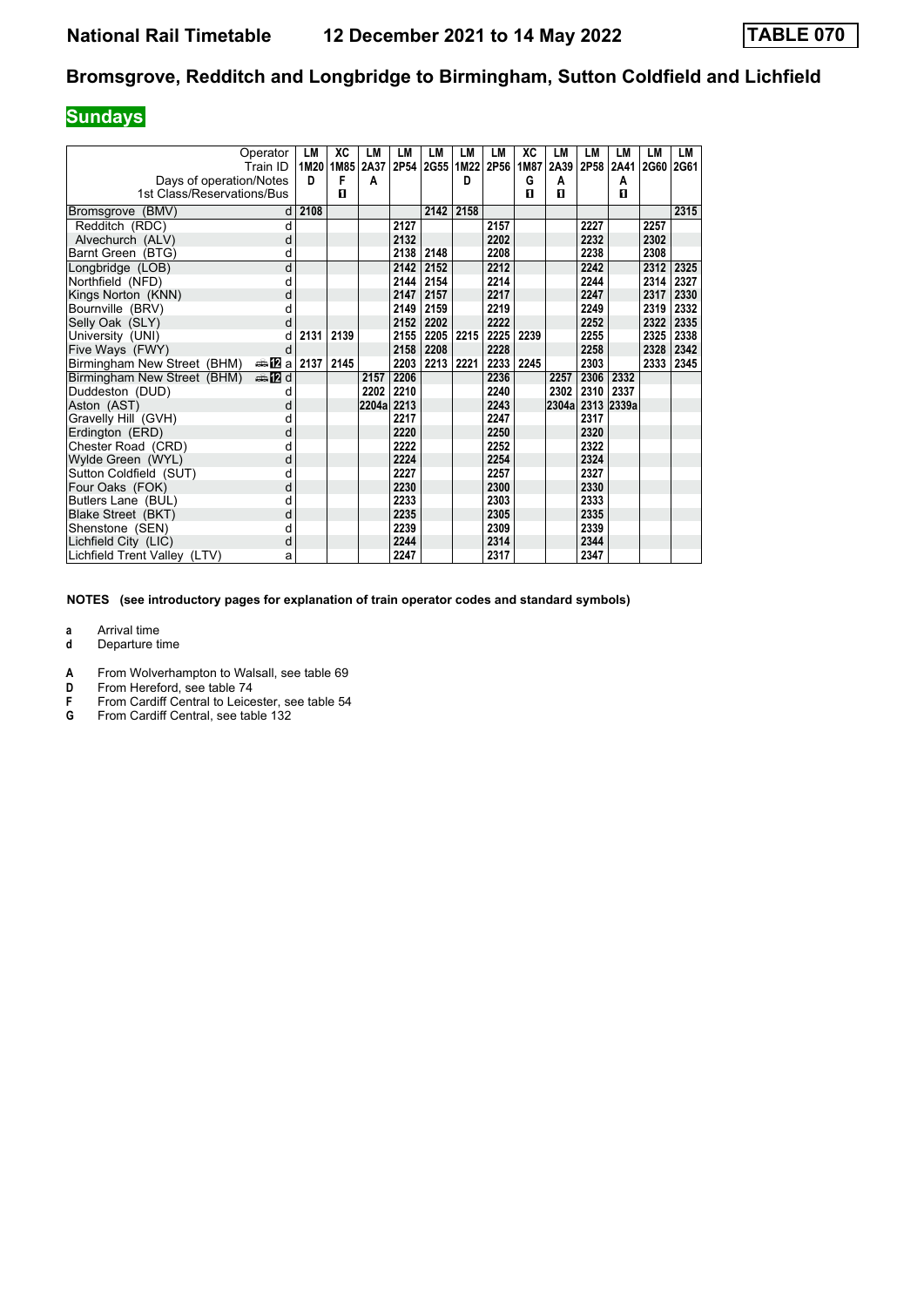# Bromsgrove, Redditch and Longbridge to Birmingham, Sutton Coldfield and Lichfield

## Sundays

| Operator | | LM | XC | LM | LM | LM | LM | LM | XC | LM | LM | LM | LM | LM |
|---|---|---|---|---|---|---|---|---|---|---|---|---|---|---|
| Train ID | | 1M20 | 1M85 | 2A37 | 2P54 | 2G55 | 1M22 | 2P56 | 1M87 | 2A39 | 2P58 | 2A41 | 2G60 | 2G61 |
| Days of operation/Notes | | D | F | A | | | D | | G | A | | A | | |
| 1st Class/Reservations/Bus | | | 1 | | | | | | 1 | 1 | | 1 | | |
| Bromsgrove (BMV) | d | 2108 | | | | 2142 | 2158 | | | | | | | 2315 |
| Redditch (RDC) | d | | | | 2127 | | | 2157 | | | 2227 | | 2257 | |
| Alvechurch (ALV) | d | | | | 2132 | | | 2202 | | | 2232 | | 2302 | |
| Barnt Green (BTG) | d | | | | 2138 | 2148 | | 2208 | | | 2238 | | 2308 | |
| Longbridge (LOB) | d | | | | 2142 | 2152 | | 2212 | | | 2242 | | 2312 | 2325 |
| Northfield (NFD) | d | | | | 2144 | 2154 | | 2214 | | | 2244 | | 2314 | 2327 |
| Kings Norton (KNN) | d | | | | 2147 | 2157 | | 2217 | | | 2247 | | 2317 | 2330 |
| Bournville (BRV) | d | | | | 2149 | 2159 | | 2219 | | | 2249 | | 2319 | 2332 |
| Selly Oak (SLY) | d | | | | 2152 | 2202 | | 2222 | | | 2252 | | 2322 | 2335 |
| University (UNI) | d | 2131 | 2139 | | 2155 | 2205 | 2215 | 2225 | 2239 | | 2255 | | 2325 | 2338 |
| Five Ways (FWY) | d | | | | 2158 | 2208 | | 2228 | | | 2258 | | 2328 | 2342 |
| Birmingham New Street (BHM) | a | 2137 | 2145 | | 2203 | 2213 | 2221 | 2233 | 2245 | | 2303 | | 2333 | 2345 |
| Birmingham New Street (BHM) | d | | | 2157 | 2206 | | | 2236 | | 2257 | 2306 | 2332 | | |
| Duddeston (DUD) | d | | | 2202 | 2210 | | | 2240 | | 2302 | 2310 | 2337 | | |
| Aston (AST) | d | | | 2204a | 2213 | | | 2243 | | 2304a | 2313 | 2339a | | |
| Gravelly Hill (GVH) | d | | | | 2217 | | | 2247 | | | 2317 | | | |
| Erdington (ERD) | d | | | | 2220 | | | 2250 | | | 2320 | | | |
| Chester Road (CRD) | d | | | | 2222 | | | 2252 | | | 2322 | | | |
| Wylde Green (WYL) | d | | | | 2224 | | | 2254 | | | 2324 | | | |
| Sutton Coldfield (SUT) | d | | | | 2227 | | | 2257 | | | 2327 | | | |
| Four Oaks (FOK) | d | | | | 2230 | | | 2300 | | | 2330 | | | |
| Butlers Lane (BUL) | d | | | | 2233 | | | 2303 | | | 2333 | | | |
| Blake Street (BKT) | d | | | | 2235 | | | 2305 | | | 2335 | | | |
| Shenstone (SEN) | d | | | | 2239 | | | 2309 | | | 2339 | | | |
| Lichfield City (LIC) | d | | | | 2244 | | | 2314 | | | 2344 | | | |
| Lichfield Trent Valley (LTV) | a | | | | 2247 | | | 2317 | | | 2347 | | | |

**NOTES (see introductory pages for explanation of train operator codes and standard symbols)**

**a** Arrival time
**d** Departure time

**A** From Wolverhampton to Walsall, see table 69
**D** From Hereford, see table 74
**F** From Cardiff Central to Leicester, see table 54
**G** From Cardiff Central, see table 132